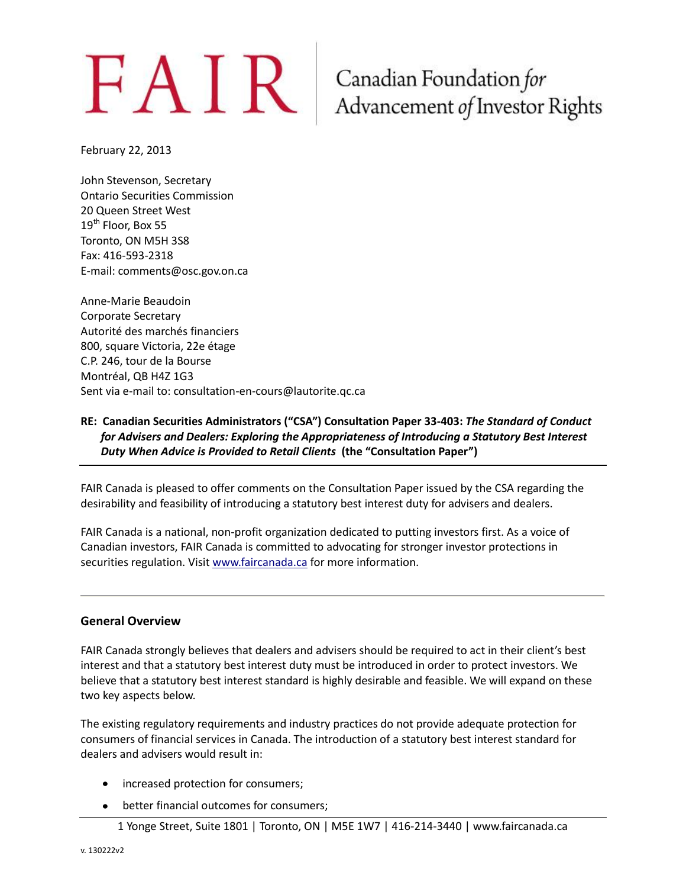# FAIR | Canadian Foundation *for* Advancement *of* Investor Rights

February 22, 2013

John Stevenson, Secretary
Ontario Securities Commission
20 Queen Street West
19th Floor, Box 55
Toronto, ON M5H 3S8
Fax: 416-593-2318
E-mail: comments@osc.gov.on.ca

Anne-Marie Beaudoin
Corporate Secretary
Autorité des marchés financiers
800, square Victoria, 22e étage
C.P. 246, tour de la Bourse
Montréal, QB H4Z 1G3
Sent via e-mail to: consultation-en-cours@lautorite.qc.ca

**RE: Canadian Securities Administrators ("CSA") Consultation Paper 33-403: *The Standard of Conduct for Advisers and Dealers: Exploring the Appropriateness of Introducing a Statutory Best Interest Duty When Advice is Provided to Retail Clients* (the "Consultation Paper")**

FAIR Canada is pleased to offer comments on the Consultation Paper issued by the CSA regarding the desirability and feasibility of introducing a statutory best interest duty for advisers and dealers.

FAIR Canada is a national, non-profit organization dedicated to putting investors first. As a voice of Canadian investors, FAIR Canada is committed to advocating for stronger investor protections in securities regulation. Visit www.faircanada.ca for more information.

---

## General Overview

FAIR Canada strongly believes that dealers and advisers should be required to act in their client's best interest and that a statutory best interest duty must be introduced in order to protect investors. We believe that a statutory best interest standard is highly desirable and feasible. We will expand on these two key aspects below.

The existing regulatory requirements and industry practices do not provide adequate protection for consumers of financial services in Canada. The introduction of a statutory best interest standard for dealers and advisers would result in:

- increased protection for consumers;
- better financial outcomes for consumers;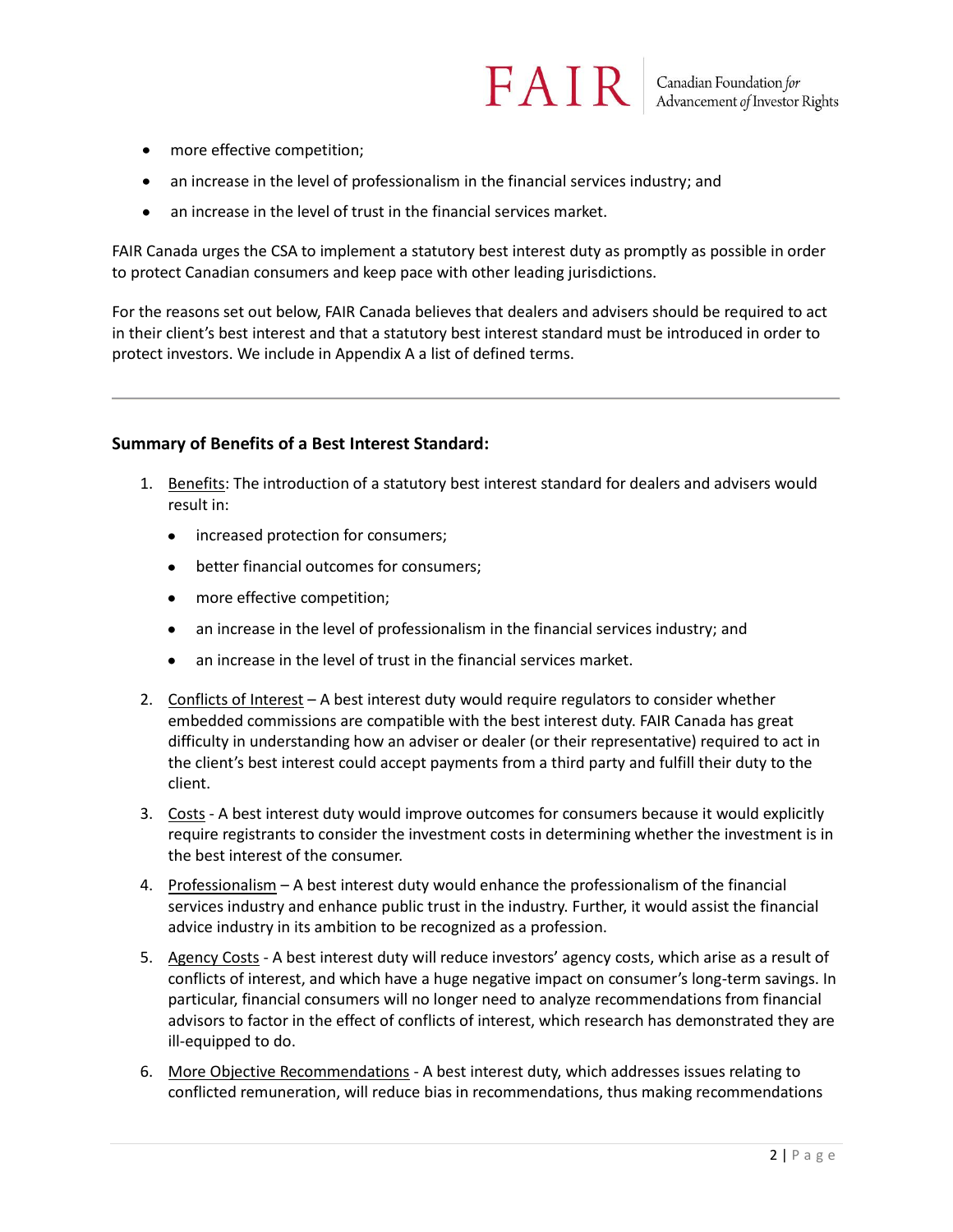- more effective competition;
- an increase in the level of professionalism in the financial services industry; and
- an increase in the level of trust in the financial services market.

FAIR Canada urges the CSA to implement a statutory best interest duty as promptly as possible in order to protect Canadian consumers and keep pace with other leading jurisdictions.

For the reasons set out below, FAIR Canada believes that dealers and advisers should be required to act in their client's best interest and that a statutory best interest standard must be introduced in order to protect investors. We include in Appendix A a list of defined terms.

---

### Summary of Benefits of a Best Interest Standard:

1. <u>Benefits</u>: The introduction of a statutory best interest standard for dealers and advisers would result in:
   - increased protection for consumers;
   - better financial outcomes for consumers;
   - more effective competition;
   - an increase in the level of professionalism in the financial services industry; and
   - an increase in the level of trust in the financial services market.
2. <u>Conflicts of Interest</u> – A best interest duty would require regulators to consider whether embedded commissions are compatible with the best interest duty. FAIR Canada has great difficulty in understanding how an adviser or dealer (or their representative) required to act in the client's best interest could accept payments from a third party and fulfill their duty to the client.
3. <u>Costs</u> - A best interest duty would improve outcomes for consumers because it would explicitly require registrants to consider the investment costs in determining whether the investment is in the best interest of the consumer.
4. <u>Professionalism</u> – A best interest duty would enhance the professionalism of the financial services industry and enhance public trust in the industry. Further, it would assist the financial advice industry in its ambition to be recognized as a profession.
5. <u>Agency Costs</u> - A best interest duty will reduce investors' agency costs, which arise as a result of conflicts of interest, and which have a huge negative impact on consumer's long-term savings. In particular, financial consumers will no longer need to analyze recommendations from financial advisors to factor in the effect of conflicts of interest, which research has demonstrated they are ill-equipped to do.
6. <u>More Objective Recommendations</u> - A best interest duty, which addresses issues relating to conflicted remuneration, will reduce bias in recommendations, thus making recommendations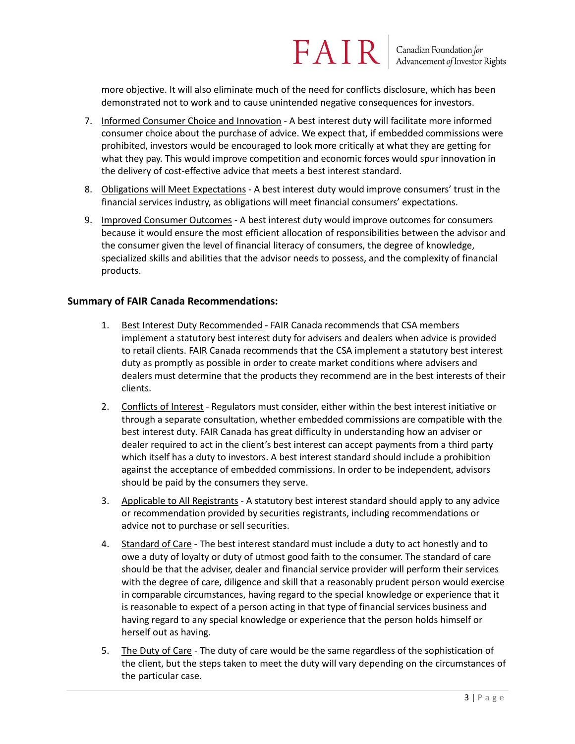more objective. It will also eliminate much of the need for conflicts disclosure, which has been demonstrated not to work and to cause unintended negative consequences for investors.

7. Informed Consumer Choice and Innovation - A best interest duty will facilitate more informed consumer choice about the purchase of advice. We expect that, if embedded commissions were prohibited, investors would be encouraged to look more critically at what they are getting for what they pay. This would improve competition and economic forces would spur innovation in the delivery of cost-effective advice that meets a best interest standard.

8. Obligations will Meet Expectations - A best interest duty would improve consumers' trust in the financial services industry, as obligations will meet financial consumers' expectations.

9. Improved Consumer Outcomes - A best interest duty would improve outcomes for consumers because it would ensure the most efficient allocation of responsibilities between the advisor and the consumer given the level of financial literacy of consumers, the degree of knowledge, specialized skills and abilities that the advisor needs to possess, and the complexity of financial products.

### Summary of FAIR Canada Recommendations:

1. Best Interest Duty Recommended - FAIR Canada recommends that CSA members implement a statutory best interest duty for advisers and dealers when advice is provided to retail clients. FAIR Canada recommends that the CSA implement a statutory best interest duty as promptly as possible in order to create market conditions where advisers and dealers must determine that the products they recommend are in the best interests of their clients.

2. Conflicts of Interest - Regulators must consider, either within the best interest initiative or through a separate consultation, whether embedded commissions are compatible with the best interest duty. FAIR Canada has great difficulty in understanding how an adviser or dealer required to act in the client's best interest can accept payments from a third party which itself has a duty to investors. A best interest standard should include a prohibition against the acceptance of embedded commissions. In order to be independent, advisors should be paid by the consumers they serve.

3. Applicable to All Registrants - A statutory best interest standard should apply to any advice or recommendation provided by securities registrants, including recommendations or advice not to purchase or sell securities.

4. Standard of Care - The best interest standard must include a duty to act honestly and to owe a duty of loyalty or duty of utmost good faith to the consumer. The standard of care should be that the adviser, dealer and financial service provider will perform their services with the degree of care, diligence and skill that a reasonably prudent person would exercise in comparable circumstances, having regard to the special knowledge or experience that it is reasonable to expect of a person acting in that type of financial services business and having regard to any special knowledge or experience that the person holds himself or herself out as having.

5. The Duty of Care - The duty of care would be the same regardless of the sophistication of the client, but the steps taken to meet the duty will vary depending on the circumstances of the particular case.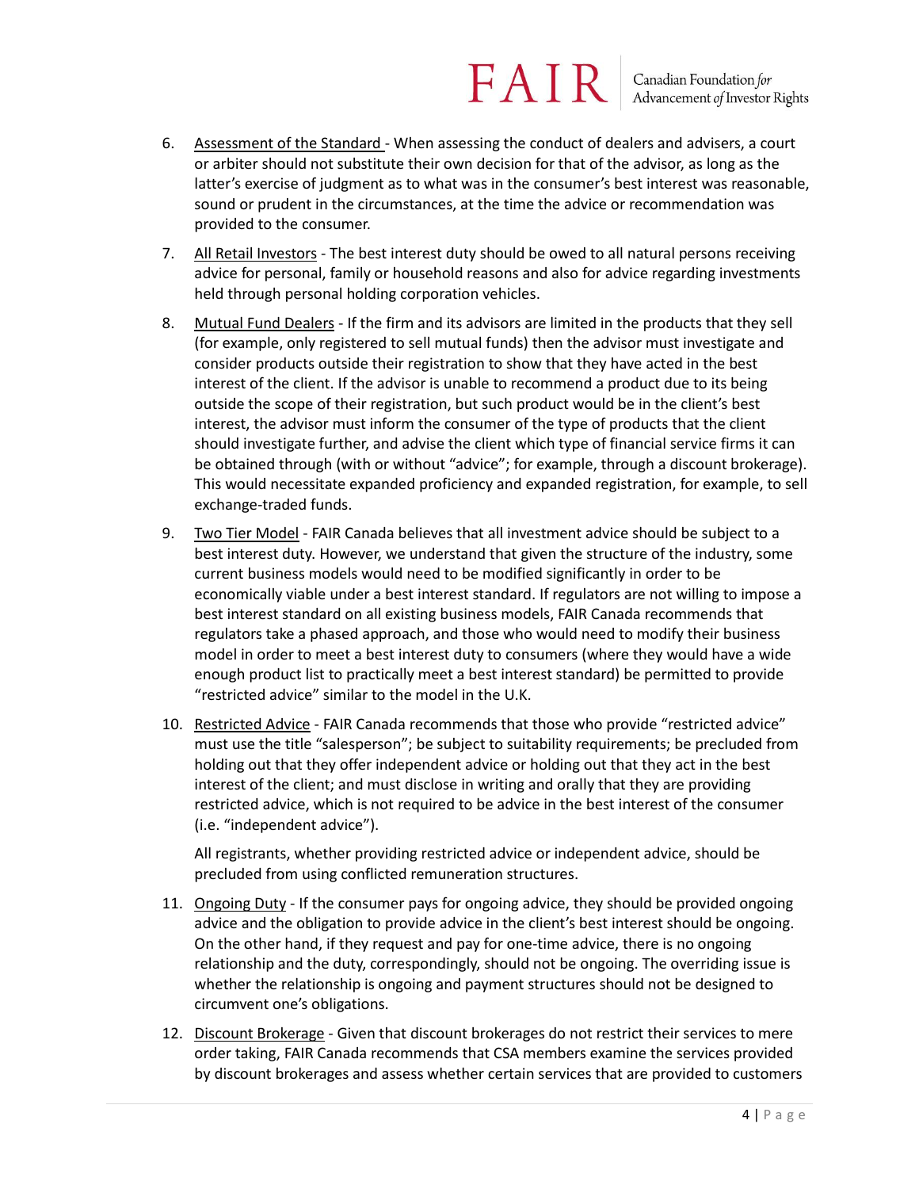6. Assessment of the Standard - When assessing the conduct of dealers and advisers, a court or arbiter should not substitute their own decision for that of the advisor, as long as the latter's exercise of judgment as to what was in the consumer's best interest was reasonable, sound or prudent in the circumstances, at the time the advice or recommendation was provided to the consumer.

7. All Retail Investors - The best interest duty should be owed to all natural persons receiving advice for personal, family or household reasons and also for advice regarding investments held through personal holding corporation vehicles.

8. Mutual Fund Dealers - If the firm and its advisors are limited in the products that they sell (for example, only registered to sell mutual funds) then the advisor must investigate and consider products outside their registration to show that they have acted in the best interest of the client. If the advisor is unable to recommend a product due to its being outside the scope of their registration, but such product would be in the client's best interest, the advisor must inform the consumer of the type of products that the client should investigate further, and advise the client which type of financial service firms it can be obtained through (with or without "advice"; for example, through a discount brokerage). This would necessitate expanded proficiency and expanded registration, for example, to sell exchange-traded funds.

9. Two Tier Model - FAIR Canada believes that all investment advice should be subject to a best interest duty. However, we understand that given the structure of the industry, some current business models would need to be modified significantly in order to be economically viable under a best interest standard. If regulators are not willing to impose a best interest standard on all existing business models, FAIR Canada recommends that regulators take a phased approach, and those who would need to modify their business model in order to meet a best interest duty to consumers (where they would have a wide enough product list to practically meet a best interest standard) be permitted to provide "restricted advice" similar to the model in the U.K.

10. Restricted Advice - FAIR Canada recommends that those who provide "restricted advice" must use the title "salesperson"; be subject to suitability requirements; be precluded from holding out that they offer independent advice or holding out that they act in the best interest of the client; and must disclose in writing and orally that they are providing restricted advice, which is not required to be advice in the best interest of the consumer (i.e. "independent advice").

    All registrants, whether providing restricted advice or independent advice, should be precluded from using conflicted remuneration structures.

11. Ongoing Duty - If the consumer pays for ongoing advice, they should be provided ongoing advice and the obligation to provide advice in the client's best interest should be ongoing. On the other hand, if they request and pay for one-time advice, there is no ongoing relationship and the duty, correspondingly, should not be ongoing. The overriding issue is whether the relationship is ongoing and payment structures should not be designed to circumvent one's obligations.

12. Discount Brokerage - Given that discount brokerages do not restrict their services to mere order taking, FAIR Canada recommends that CSA members examine the services provided by discount brokerages and assess whether certain services that are provided to customers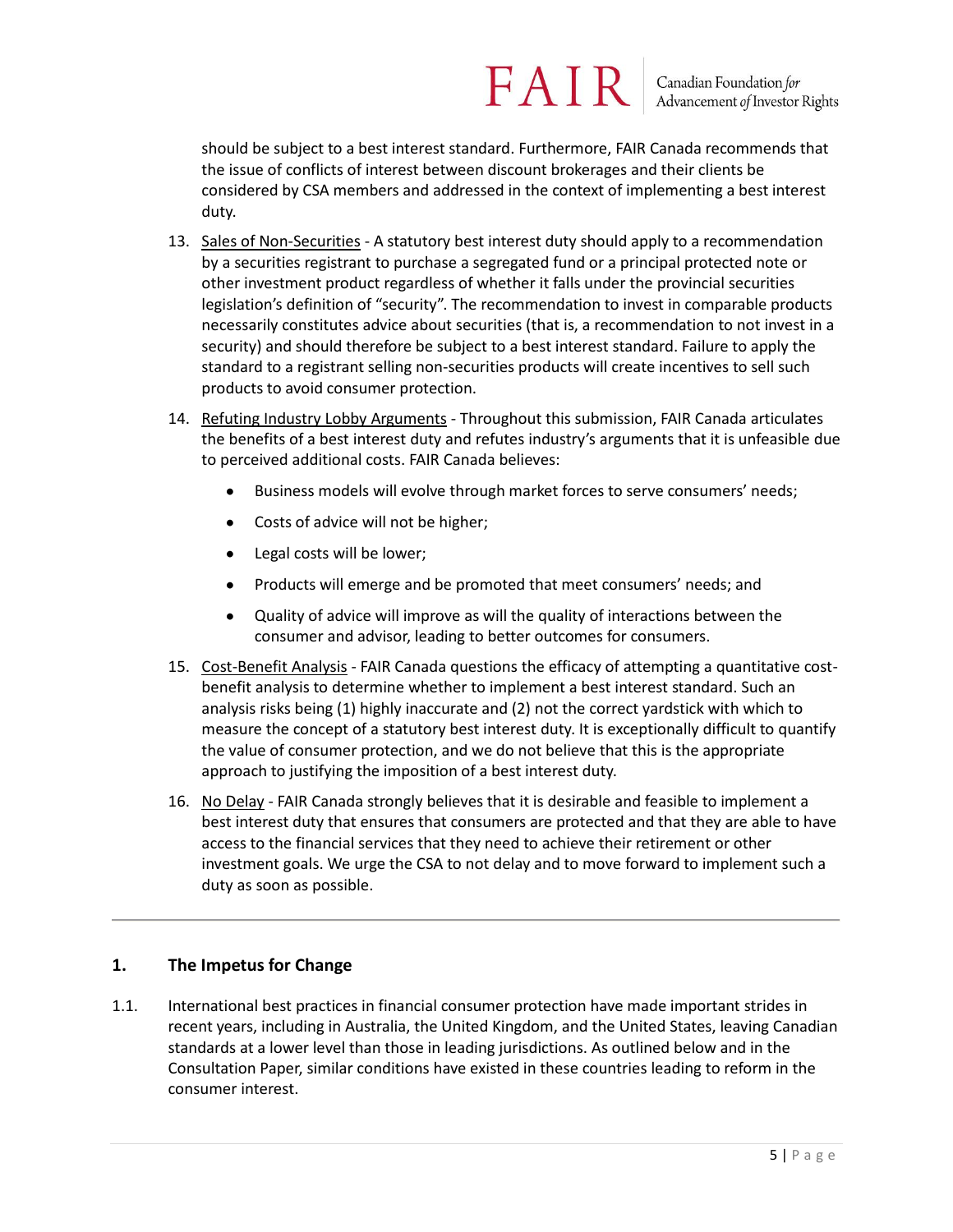should be subject to a best interest standard. Furthermore, FAIR Canada recommends that the issue of conflicts of interest between discount brokerages and their clients be considered by CSA members and addressed in the context of implementing a best interest duty.

13. Sales of Non-Securities - A statutory best interest duty should apply to a recommendation by a securities registrant to purchase a segregated fund or a principal protected note or other investment product regardless of whether it falls under the provincial securities legislation's definition of "security". The recommendation to invest in comparable products necessarily constitutes advice about securities (that is, a recommendation to not invest in a security) and should therefore be subject to a best interest standard. Failure to apply the standard to a registrant selling non-securities products will create incentives to sell such products to avoid consumer protection.

14. Refuting Industry Lobby Arguments - Throughout this submission, FAIR Canada articulates the benefits of a best interest duty and refutes industry's arguments that it is unfeasible due to perceived additional costs. FAIR Canada believes:

    - Business models will evolve through market forces to serve consumers' needs;
    - Costs of advice will not be higher;
    - Legal costs will be lower;
    - Products will emerge and be promoted that meet consumers' needs; and
    - Quality of advice will improve as will the quality of interactions between the consumer and advisor, leading to better outcomes for consumers.

15. Cost-Benefit Analysis - FAIR Canada questions the efficacy of attempting a quantitative cost-benefit analysis to determine whether to implement a best interest standard. Such an analysis risks being (1) highly inaccurate and (2) not the correct yardstick with which to measure the concept of a statutory best interest duty. It is exceptionally difficult to quantify the value of consumer protection, and we do not believe that this is the appropriate approach to justifying the imposition of a best interest duty.

16. No Delay - FAIR Canada strongly believes that it is desirable and feasible to implement a best interest duty that ensures that consumers are protected and that they are able to have access to the financial services that they need to achieve their retirement or other investment goals. We urge the CSA to not delay and to move forward to implement such a duty as soon as possible.

---

## 1. The Impetus for Change

1.1. International best practices in financial consumer protection have made important strides in recent years, including in Australia, the United Kingdom, and the United States, leaving Canadian standards at a lower level than those in leading jurisdictions. As outlined below and in the Consultation Paper, similar conditions have existed in these countries leading to reform in the consumer interest.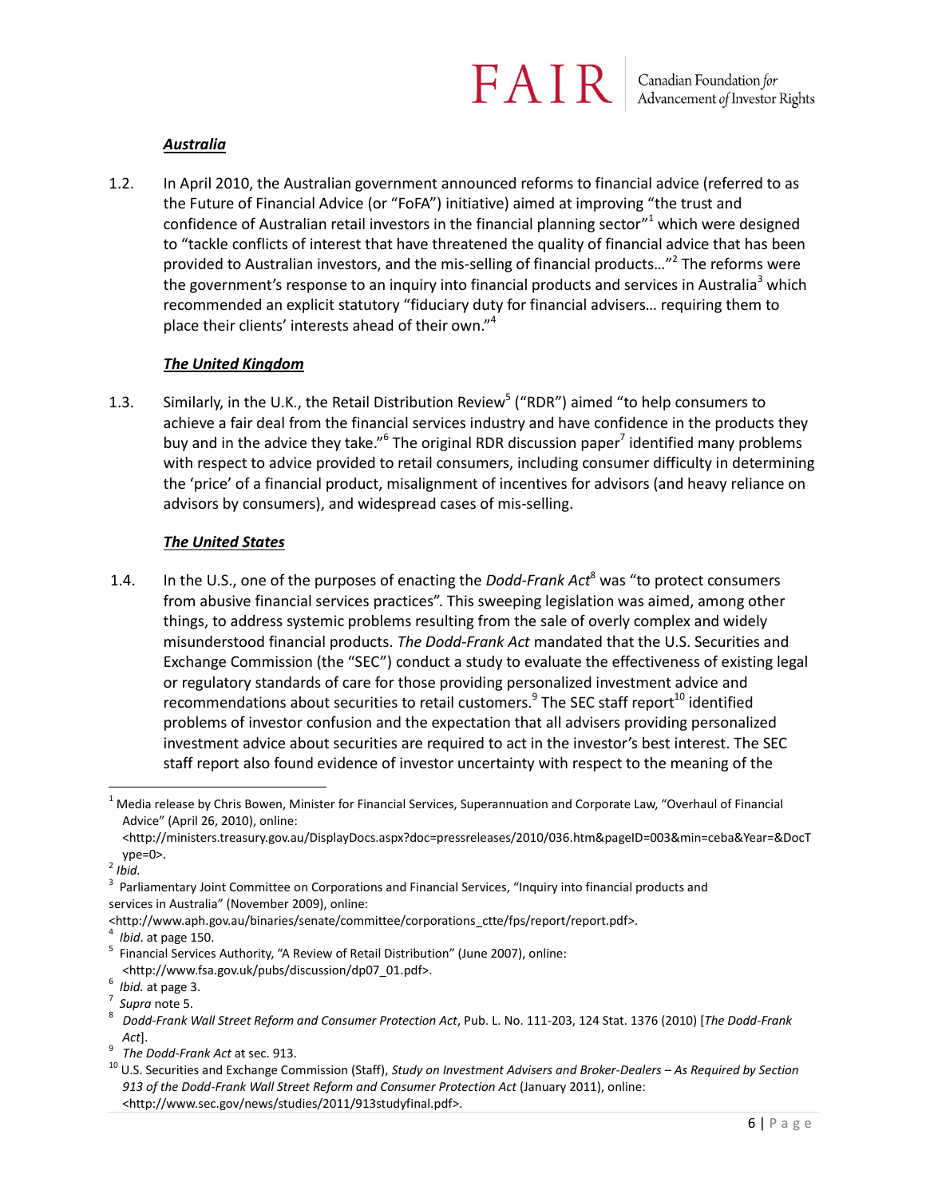### ***Australia***

1.2. In April 2010, the Australian government announced reforms to financial advice (referred to as the Future of Financial Advice (or "FoFA") initiative) aimed at improving "the trust and confidence of Australian retail investors in the financial planning sector"[1] which were designed to "tackle conflicts of interest that have threatened the quality of financial advice that has been provided to Australian investors, and the mis-selling of financial products…"[2] The reforms were the government's response to an inquiry into financial products and services in Australia[3] which recommended an explicit statutory "fiduciary duty for financial advisers… requiring them to place their clients' interests ahead of their own."[4]

### ***The United Kingdom***

1.3. Similarly, in the U.K., the Retail Distribution Review[5] ("RDR") aimed "to help consumers to achieve a fair deal from the financial services industry and have confidence in the products they buy and in the advice they take."[6] The original RDR discussion paper[7] identified many problems with respect to advice provided to retail consumers, including consumer difficulty in determining the 'price' of a financial product, misalignment of incentives for advisors (and heavy reliance on advisors by consumers), and widespread cases of mis-selling.

### ***The United States***

1.4. In the U.S., one of the purposes of enacting the *Dodd-Frank Act*[8] was "to protect consumers from abusive financial services practices". This sweeping legislation was aimed, among other things, to address systemic problems resulting from the sale of overly complex and widely misunderstood financial products. *The Dodd-Frank Act* mandated that the U.S. Securities and Exchange Commission (the "SEC") conduct a study to evaluate the effectiveness of existing legal or regulatory standards of care for those providing personalized investment advice and recommendations about securities to retail customers.[9] The SEC staff report[10] identified problems of investor confusion and the expectation that all advisers providing personalized investment advice about securities are required to act in the investor's best interest. The SEC staff report also found evidence of investor uncertainty with respect to the meaning of the

---

[1] Media release by Chris Bowen, Minister for Financial Services, Superannuation and Corporate Law, "Overhaul of Financial Advice" (April 26, 2010), online: <http://ministers.treasury.gov.au/DisplayDocs.aspx?doc=pressreleases/2010/036.htm&pageID=003&min=ceba&Year=&DocType=0>.

[2] *Ibid.*

[3] Parliamentary Joint Committee on Corporations and Financial Services, "Inquiry into financial products and services in Australia" (November 2009), online: <http://www.aph.gov.au/binaries/senate/committee/corporations_ctte/fps/report/report.pdf>.

[4] *Ibid*. at page 150.

[5] Financial Services Authority, "A Review of Retail Distribution" (June 2007), online: <http://www.fsa.gov.uk/pubs/discussion/dp07_01.pdf>.

[6] *Ibid.* at page 3.

[7] *Supra* note 5.

[8] *Dodd-Frank Wall Street Reform and Consumer Protection Act*, Pub. L. No. 111-203, 124 Stat. 1376 (2010) [*The Dodd-Frank Act*].

[9] *The Dodd-Frank Act* at sec. 913.

[10] U.S. Securities and Exchange Commission (Staff), *Study on Investment Advisers and Broker-Dealers – As Required by Section 913 of the Dodd-Frank Wall Street Reform and Consumer Protection Act* (January 2011), online: <http://www.sec.gov/news/studies/2011/913studyfinal.pdf>.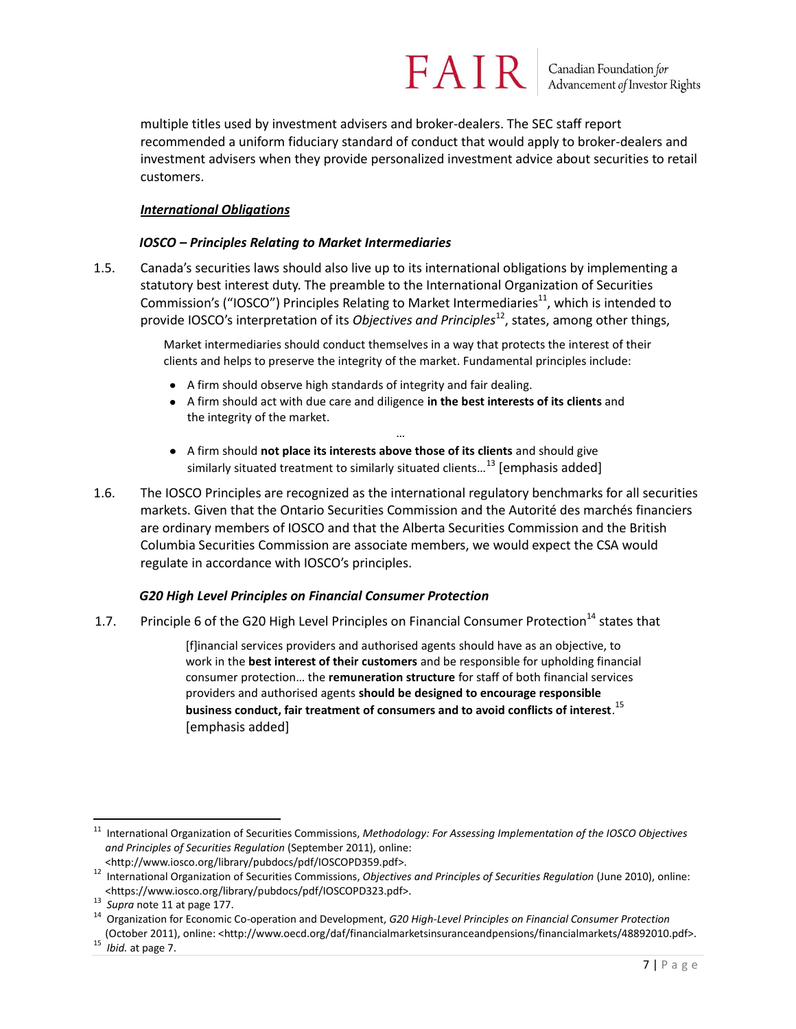multiple titles used by investment advisers and broker-dealers. The SEC staff report recommended a uniform fiduciary standard of conduct that would apply to broker-dealers and investment advisers when they provide personalized investment advice about securities to retail customers.

***International Obligations***

***IOSCO – Principles Relating to Market Intermediaries***

1.5. Canada's securities laws should also live up to its international obligations by implementing a statutory best interest duty. The preamble to the International Organization of Securities Commission's ("IOSCO") Principles Relating to Market Intermediaries[11], which is intended to provide IOSCO's interpretation of its *Objectives and Principles*[12], states, among other things,

> Market intermediaries should conduct themselves in a way that protects the interest of their clients and helps to preserve the integrity of the market. Fundamental principles include:
>
> - A firm should observe high standards of integrity and fair dealing.
> - A firm should act with due care and diligence **in the best interests of its clients** and the integrity of the market.
>
> …
>
> - A firm should **not place its interests above those of its clients** and should give similarly situated treatment to similarly situated clients…[13] [emphasis added]

1.6. The IOSCO Principles are recognized as the international regulatory benchmarks for all securities markets. Given that the Ontario Securities Commission and the Autorité des marchés financiers are ordinary members of IOSCO and that the Alberta Securities Commission and the British Columbia Securities Commission are associate members, we would expect the CSA would regulate in accordance with IOSCO's principles.

***G20 High Level Principles on Financial Consumer Protection***

1.7. Principle 6 of the G20 High Level Principles on Financial Consumer Protection[14] states that

> [f]inancial services providers and authorised agents should have as an objective, to work in the **best interest of their customers** and be responsible for upholding financial consumer protection… the **remuneration structure** for staff of both financial services providers and authorised agents **should be designed to encourage responsible business conduct, fair treatment of consumers and to avoid conflicts of interest**.[15] [emphasis added]

---

[11] International Organization of Securities Commissions, *Methodology: For Assessing Implementation of the IOSCO Objectives and Principles of Securities Regulation* (September 2011), online: <http://www.iosco.org/library/pubdocs/pdf/IOSCOPD359.pdf>.

[12] International Organization of Securities Commissions, *Objectives and Principles of Securities Regulation* (June 2010), online: <https://www.iosco.org/library/pubdocs/pdf/IOSCOPD323.pdf>.

[13] *Supra* note 11 at page 177.

[14] Organization for Economic Co-operation and Development, *G20 High-Level Principles on Financial Consumer Protection* (October 2011), online: <http://www.oecd.org/daf/financialmarketsinsuranceandpensions/financialmarkets/48892010.pdf>.

[15] *Ibid.* at page 7.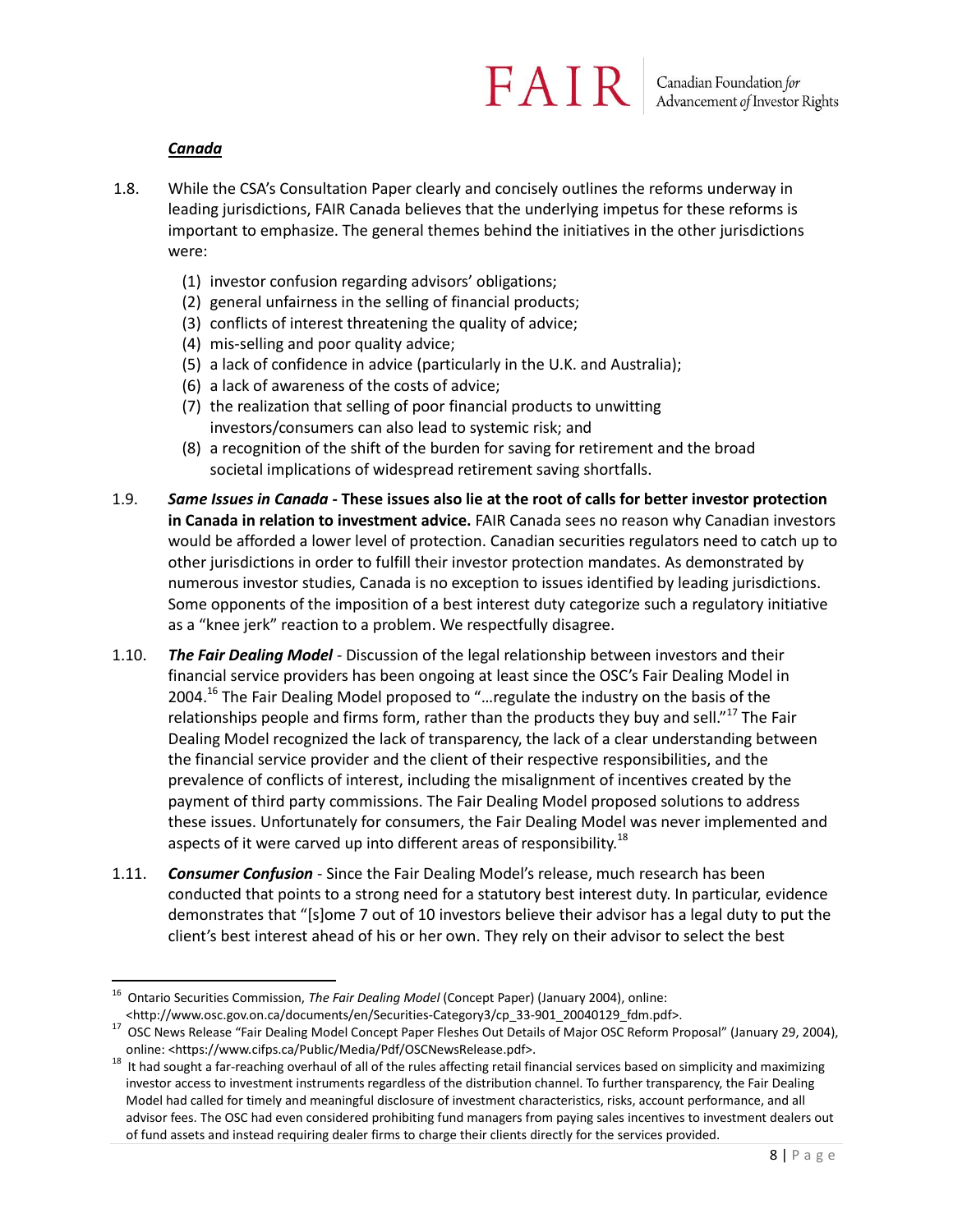### ***Canada***

1.8. While the CSA's Consultation Paper clearly and concisely outlines the reforms underway in leading jurisdictions, FAIR Canada believes that the underlying impetus for these reforms is important to emphasize. The general themes behind the initiatives in the other jurisdictions were:

   (1) investor confusion regarding advisors' obligations;
   (2) general unfairness in the selling of financial products;
   (3) conflicts of interest threatening the quality of advice;
   (4) mis-selling and poor quality advice;
   (5) a lack of confidence in advice (particularly in the U.K. and Australia);
   (6) a lack of awareness of the costs of advice;
   (7) the realization that selling of poor financial products to unwitting investors/consumers can also lead to systemic risk; and
   (8) a recognition of the shift of the burden for saving for retirement and the broad societal implications of widespread retirement saving shortfalls.

1.9. ***Same Issues in Canada* - These issues also lie at the root of calls for better investor protection in Canada in relation to investment advice.** FAIR Canada sees no reason why Canadian investors would be afforded a lower level of protection. Canadian securities regulators need to catch up to other jurisdictions in order to fulfill their investor protection mandates. As demonstrated by numerous investor studies, Canada is no exception to issues identified by leading jurisdictions. Some opponents of the imposition of a best interest duty categorize such a regulatory initiative as a "knee jerk" reaction to a problem. We respectfully disagree.

1.10. ***The Fair Dealing Model*** - Discussion of the legal relationship between investors and their financial service providers has been ongoing at least since the OSC's Fair Dealing Model in 2004.[16] The Fair Dealing Model proposed to "…regulate the industry on the basis of the relationships people and firms form, rather than the products they buy and sell."[17] The Fair Dealing Model recognized the lack of transparency, the lack of a clear understanding between the financial service provider and the client of their respective responsibilities, and the prevalence of conflicts of interest, including the misalignment of incentives created by the payment of third party commissions. The Fair Dealing Model proposed solutions to address these issues. Unfortunately for consumers, the Fair Dealing Model was never implemented and aspects of it were carved up into different areas of responsibility.[18]

1.11. ***Consumer Confusion*** - Since the Fair Dealing Model's release, much research has been conducted that points to a strong need for a statutory best interest duty. In particular, evidence demonstrates that "[s]ome 7 out of 10 investors believe their advisor has a legal duty to put the client's best interest ahead of his or her own. They rely on their advisor to select the best

---

[16] Ontario Securities Commission, *The Fair Dealing Model* (Concept Paper) (January 2004), online: <http://www.osc.gov.on.ca/documents/en/Securities-Category3/cp_33-901_20040129_fdm.pdf>.

[17] OSC News Release "Fair Dealing Model Concept Paper Fleshes Out Details of Major OSC Reform Proposal" (January 29, 2004), online: <https://www.cifps.ca/Public/Media/Pdf/OSCNewsRelease.pdf>.

[18] It had sought a far-reaching overhaul of all of the rules affecting retail financial services based on simplicity and maximizing investor access to investment instruments regardless of the distribution channel. To further transparency, the Fair Dealing Model had called for timely and meaningful disclosure of investment characteristics, risks, account performance, and all advisor fees. The OSC had even considered prohibiting fund managers from paying sales incentives to investment dealers out of fund assets and instead requiring dealer firms to charge their clients directly for the services provided.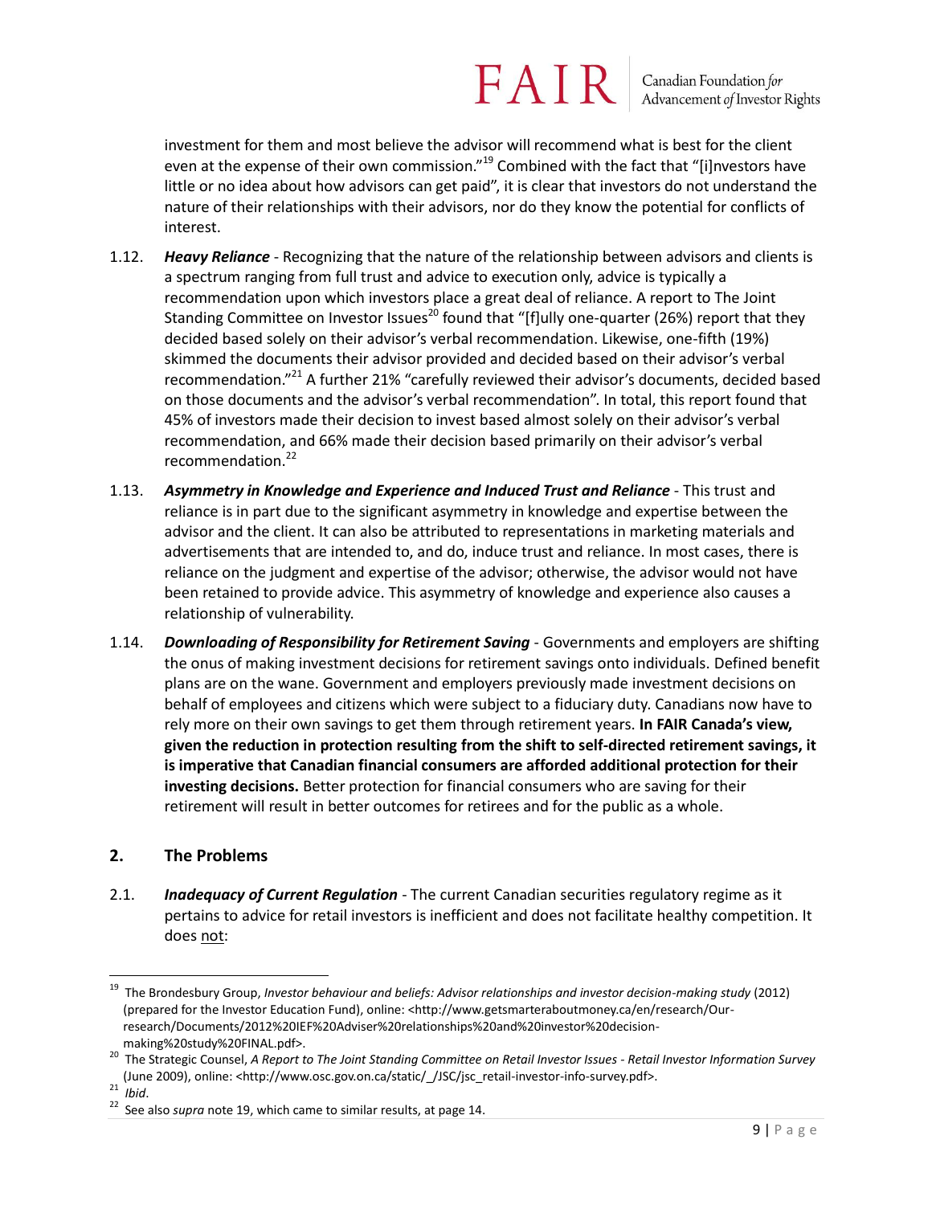investment for them and most believe the advisor will recommend what is best for the client even at the expense of their own commission."[19] Combined with the fact that "[i]nvestors have little or no idea about how advisors can get paid", it is clear that investors do not understand the nature of their relationships with their advisors, nor do they know the potential for conflicts of interest.

1.12. ***Heavy Reliance*** - Recognizing that the nature of the relationship between advisors and clients is a spectrum ranging from full trust and advice to execution only, advice is typically a recommendation upon which investors place a great deal of reliance. A report to The Joint Standing Committee on Investor Issues[20] found that "[f]ully one-quarter (26%) report that they decided based solely on their advisor's verbal recommendation. Likewise, one-fifth (19%) skimmed the documents their advisor provided and decided based on their advisor's verbal recommendation."[21] A further 21% "carefully reviewed their advisor's documents, decided based on those documents and the advisor's verbal recommendation". In total, this report found that 45% of investors made their decision to invest based almost solely on their advisor's verbal recommendation, and 66% made their decision based primarily on their advisor's verbal recommendation.[22]

1.13. ***Asymmetry in Knowledge and Experience and Induced Trust and Reliance*** - This trust and reliance is in part due to the significant asymmetry in knowledge and expertise between the advisor and the client. It can also be attributed to representations in marketing materials and advertisements that are intended to, and do, induce trust and reliance. In most cases, there is reliance on the judgment and expertise of the advisor; otherwise, the advisor would not have been retained to provide advice. This asymmetry of knowledge and experience also causes a relationship of vulnerability.

1.14. ***Downloading of Responsibility for Retirement Saving*** - Governments and employers are shifting the onus of making investment decisions for retirement savings onto individuals. Defined benefit plans are on the wane. Government and employers previously made investment decisions on behalf of employees and citizens which were subject to a fiduciary duty. Canadians now have to rely more on their own savings to get them through retirement years. **In FAIR Canada's view, given the reduction in protection resulting from the shift to self-directed retirement savings, it is imperative that Canadian financial consumers are afforded additional protection for their investing decisions.** Better protection for financial consumers who are saving for their retirement will result in better outcomes for retirees and for the public as a whole.

## 2. The Problems

2.1. ***Inadequacy of Current Regulation*** - The current Canadian securities regulatory regime as it pertains to advice for retail investors is inefficient and does not facilitate healthy competition. It does <u>not</u>:

---

[19] The Brondesbury Group, *Investor behaviour and beliefs: Advisor relationships and investor decision-making study* (2012) (prepared for the Investor Education Fund), online: <http://www.getsmarteraboutmoney.ca/en/research/Our-research/Documents/2012%20IEF%20Adviser%20relationships%20and%20investor%20decision-making%20study%20FINAL.pdf>.

[20] The Strategic Counsel, *A Report to The Joint Standing Committee on Retail Investor Issues - Retail Investor Information Survey* (June 2009), online: <http://www.osc.gov.on.ca/static/_/JSC/jsc_retail-investor-info-survey.pdf>.

[21] *Ibid*.

[22] See also *supra* note 19, which came to similar results, at page 14.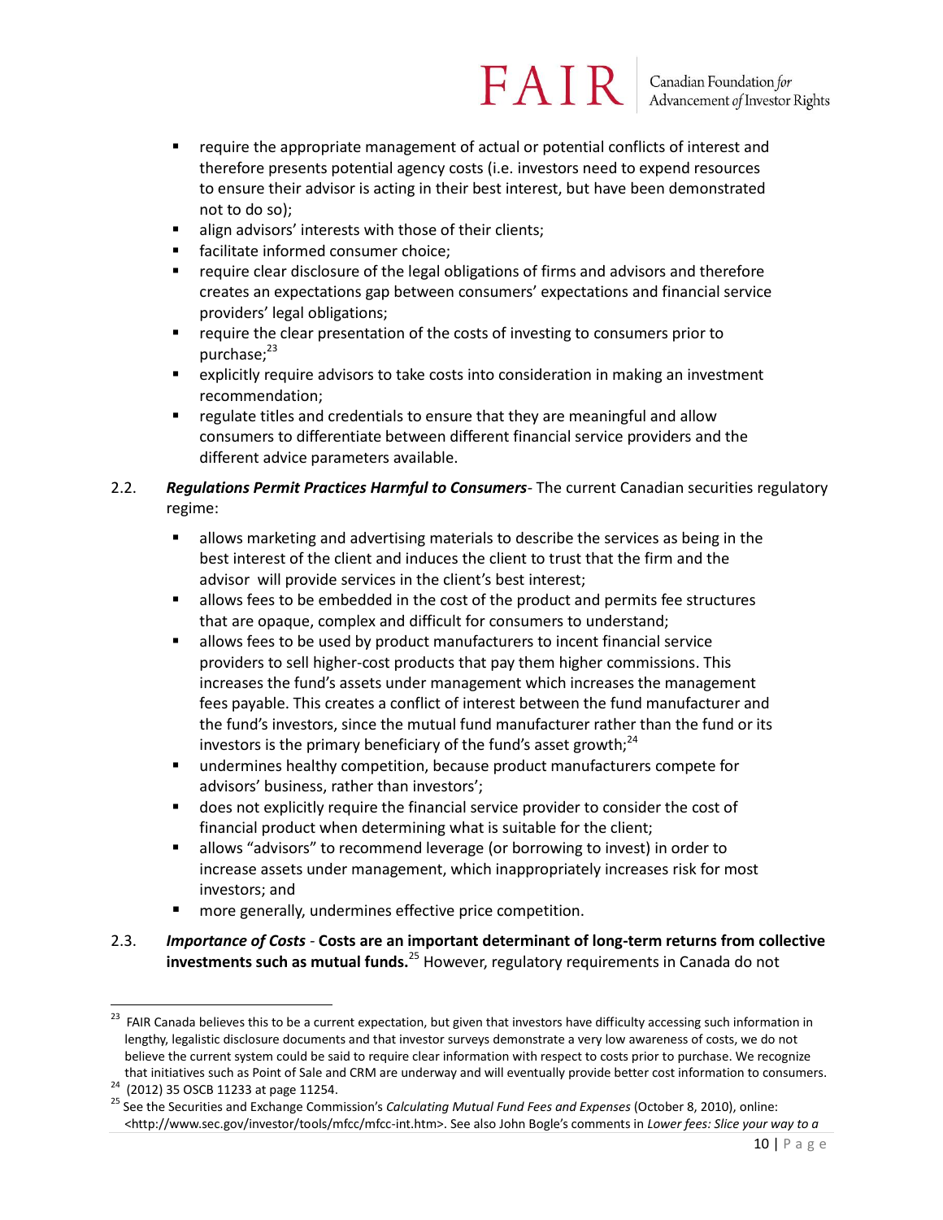- require the appropriate management of actual or potential conflicts of interest and therefore presents potential agency costs (i.e. investors need to expend resources to ensure their advisor is acting in their best interest, but have been demonstrated not to do so);
- align advisors' interests with those of their clients;
- facilitate informed consumer choice;
- require clear disclosure of the legal obligations of firms and advisors and therefore creates an expectations gap between consumers' expectations and financial service providers' legal obligations;
- require the clear presentation of the costs of investing to consumers prior to purchase;[23]
- explicitly require advisors to take costs into consideration in making an investment recommendation;
- regulate titles and credentials to ensure that they are meaningful and allow consumers to differentiate between different financial service providers and the different advice parameters available.

2.2. ***Regulations Permit Practices Harmful to Consumers***- The current Canadian securities regulatory regime:

- allows marketing and advertising materials to describe the services as being in the best interest of the client and induces the client to trust that the firm and the advisor will provide services in the client's best interest;
- allows fees to be embedded in the cost of the product and permits fee structures that are opaque, complex and difficult for consumers to understand;
- allows fees to be used by product manufacturers to incent financial service providers to sell higher-cost products that pay them higher commissions. This increases the fund's assets under management which increases the management fees payable. This creates a conflict of interest between the fund manufacturer and the fund's investors, since the mutual fund manufacturer rather than the fund or its investors is the primary beneficiary of the fund's asset growth;[24]
- undermines healthy competition, because product manufacturers compete for advisors' business, rather than investors';
- does not explicitly require the financial service provider to consider the cost of financial product when determining what is suitable for the client;
- allows "advisors" to recommend leverage (or borrowing to invest) in order to increase assets under management, which inappropriately increases risk for most investors; and
- more generally, undermines effective price competition.

2.3. ***Importance of Costs*** - **Costs are an important determinant of long-term returns from collective investments such as mutual funds.**[25] However, regulatory requirements in Canada do not

---

[23] FAIR Canada believes this to be a current expectation, but given that investors have difficulty accessing such information in lengthy, legalistic disclosure documents and that investor surveys demonstrate a very low awareness of costs, we do not believe the current system could be said to require clear information with respect to costs prior to purchase. We recognize that initiatives such as Point of Sale and CRM are underway and will eventually provide better cost information to consumers.

[24] (2012) 35 OSCB 11233 at page 11254.

[25] See the Securities and Exchange Commission's *Calculating Mutual Fund Fees and Expenses* (October 8, 2010), online: <http://www.sec.gov/investor/tools/mfcc/mfcc-int.htm>. See also John Bogle's comments in *Lower fees: Slice your way to a*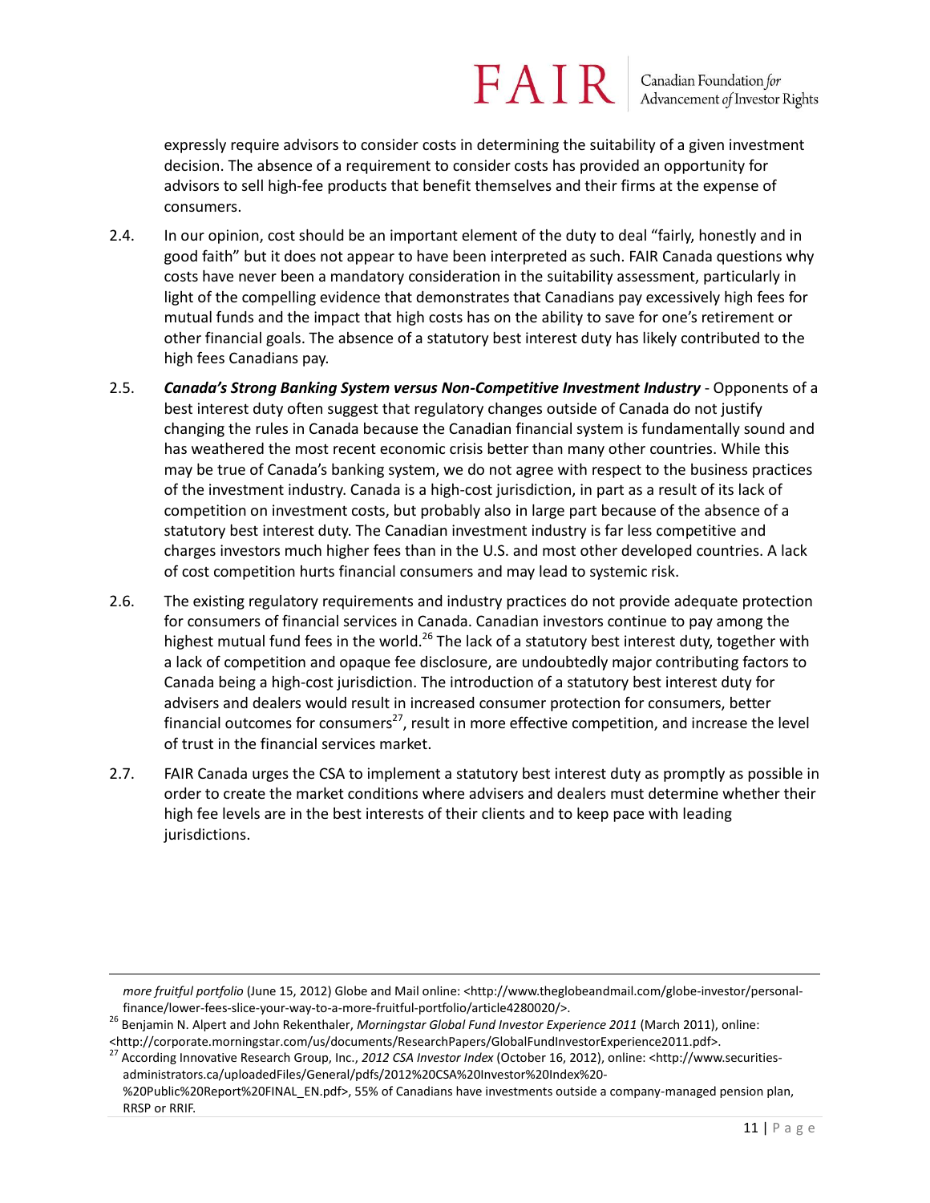expressly require advisors to consider costs in determining the suitability of a given investment decision. The absence of a requirement to consider costs has provided an opportunity for advisors to sell high-fee products that benefit themselves and their firms at the expense of consumers.

2.4. In our opinion, cost should be an important element of the duty to deal "fairly, honestly and in good faith" but it does not appear to have been interpreted as such. FAIR Canada questions why costs have never been a mandatory consideration in the suitability assessment, particularly in light of the compelling evidence that demonstrates that Canadians pay excessively high fees for mutual funds and the impact that high costs has on the ability to save for one's retirement or other financial goals. The absence of a statutory best interest duty has likely contributed to the high fees Canadians pay.

2.5. ***Canada's Strong Banking System versus Non-Competitive Investment Industry*** - Opponents of a best interest duty often suggest that regulatory changes outside of Canada do not justify changing the rules in Canada because the Canadian financial system is fundamentally sound and has weathered the most recent economic crisis better than many other countries. While this may be true of Canada's banking system, we do not agree with respect to the business practices of the investment industry. Canada is a high-cost jurisdiction, in part as a result of its lack of competition on investment costs, but probably also in large part because of the absence of a statutory best interest duty. The Canadian investment industry is far less competitive and charges investors much higher fees than in the U.S. and most other developed countries. A lack of cost competition hurts financial consumers and may lead to systemic risk.

2.6. The existing regulatory requirements and industry practices do not provide adequate protection for consumers of financial services in Canada. Canadian investors continue to pay among the highest mutual fund fees in the world.[26] The lack of a statutory best interest duty, together with a lack of competition and opaque fee disclosure, are undoubtedly major contributing factors to Canada being a high-cost jurisdiction. The introduction of a statutory best interest duty for advisers and dealers would result in increased consumer protection for consumers, better financial outcomes for consumers[27], result in more effective competition, and increase the level of trust in the financial services market.

2.7. FAIR Canada urges the CSA to implement a statutory best interest duty as promptly as possible in order to create the market conditions where advisers and dealers must determine whether their high fee levels are in the best interests of their clients and to keep pace with leading jurisdictions.

---

*more fruitful portfolio* (June 15, 2012) Globe and Mail online: <http://www.theglobeandmail.com/globe-investor/personal-finance/lower-fees-slice-your-way-to-a-more-fruitful-portfolio/article4280020/>.

[26] Benjamin N. Alpert and John Rekenthaler, *Morningstar Global Fund Investor Experience 2011* (March 2011), online: <http://corporate.morningstar.com/us/documents/ResearchPapers/GlobalFundInvestorExperience2011.pdf>.

[27] According Innovative Research Group, Inc., *2012 CSA Investor Index* (October 16, 2012), online: <http://www.securities-administrators.ca/uploadedFiles/General/pdfs/2012%20CSA%20Investor%20Index%20-%20Public%20Report%20FINAL_EN.pdf>, 55% of Canadians have investments outside a company-managed pension plan, RRSP or RRIF.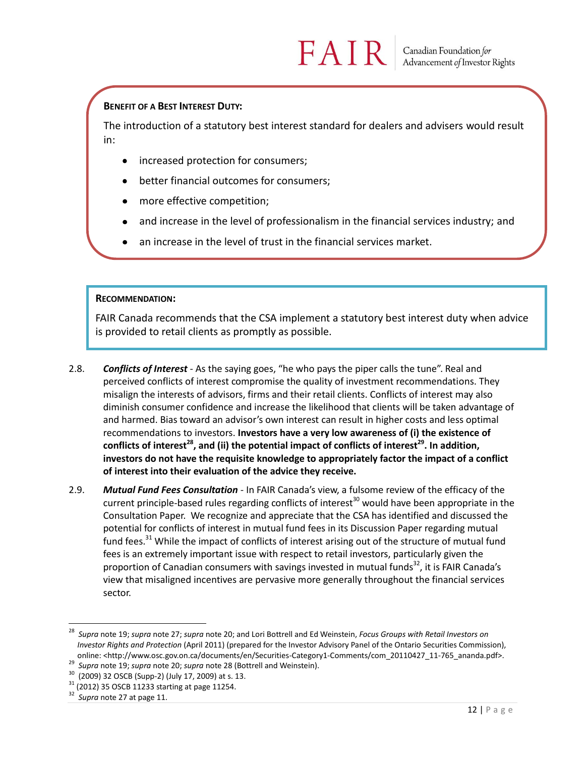**BENEFIT OF A BEST INTEREST DUTY:**

The introduction of a statutory best interest standard for dealers and advisers would result in:

- increased protection for consumers;
- better financial outcomes for consumers;
- more effective competition;
- and increase in the level of professionalism in the financial services industry; and
- an increase in the level of trust in the financial services market.

**RECOMMENDATION:**

FAIR Canada recommends that the CSA implement a statutory best interest duty when advice is provided to retail clients as promptly as possible.

2.8. ***Conflicts of Interest*** - As the saying goes, "he who pays the piper calls the tune". Real and perceived conflicts of interest compromise the quality of investment recommendations. They misalign the interests of advisors, firms and their retail clients. Conflicts of interest may also diminish consumer confidence and increase the likelihood that clients will be taken advantage of and harmed. Bias toward an advisor's own interest can result in higher costs and less optimal recommendations to investors. **Investors have a very low awareness of (i) the existence of conflicts of interest[28], and (ii) the potential impact of conflicts of interest[29]. In addition, investors do not have the requisite knowledge to appropriately factor the impact of a conflict of interest into their evaluation of the advice they receive.**

2.9. ***Mutual Fund Fees Consultation*** - In FAIR Canada's view, a fulsome review of the efficacy of the current principle-based rules regarding conflicts of interest[30] would have been appropriate in the Consultation Paper. We recognize and appreciate that the CSA has identified and discussed the potential for conflicts of interest in mutual fund fees in its Discussion Paper regarding mutual fund fees.[31] While the impact of conflicts of interest arising out of the structure of mutual fund fees is an extremely important issue with respect to retail investors, particularly given the proportion of Canadian consumers with savings invested in mutual funds[32], it is FAIR Canada's view that misaligned incentives are pervasive more generally throughout the financial services sector.

---

[28] *Supra* note 19; *supra* note 27; *supra* note 20; and Lori Bottrell and Ed Weinstein, *Focus Groups with Retail Investors on Investor Rights and Protection* (April 2011) (prepared for the Investor Advisory Panel of the Ontario Securities Commission), online: <http://www.osc.gov.on.ca/documents/en/Securities-Category1-Comments/com_20110427_11-765_ananda.pdf>.

[29] *Supra* note 19; *supra* note 20; *supra* note 28 (Bottrell and Weinstein).

[30] (2009) 32 OSCB (Supp-2) (July 17, 2009) at s. 13.

[31] (2012) 35 OSCB 11233 starting at page 11254.

[32] *Supra* note 27 at page 11.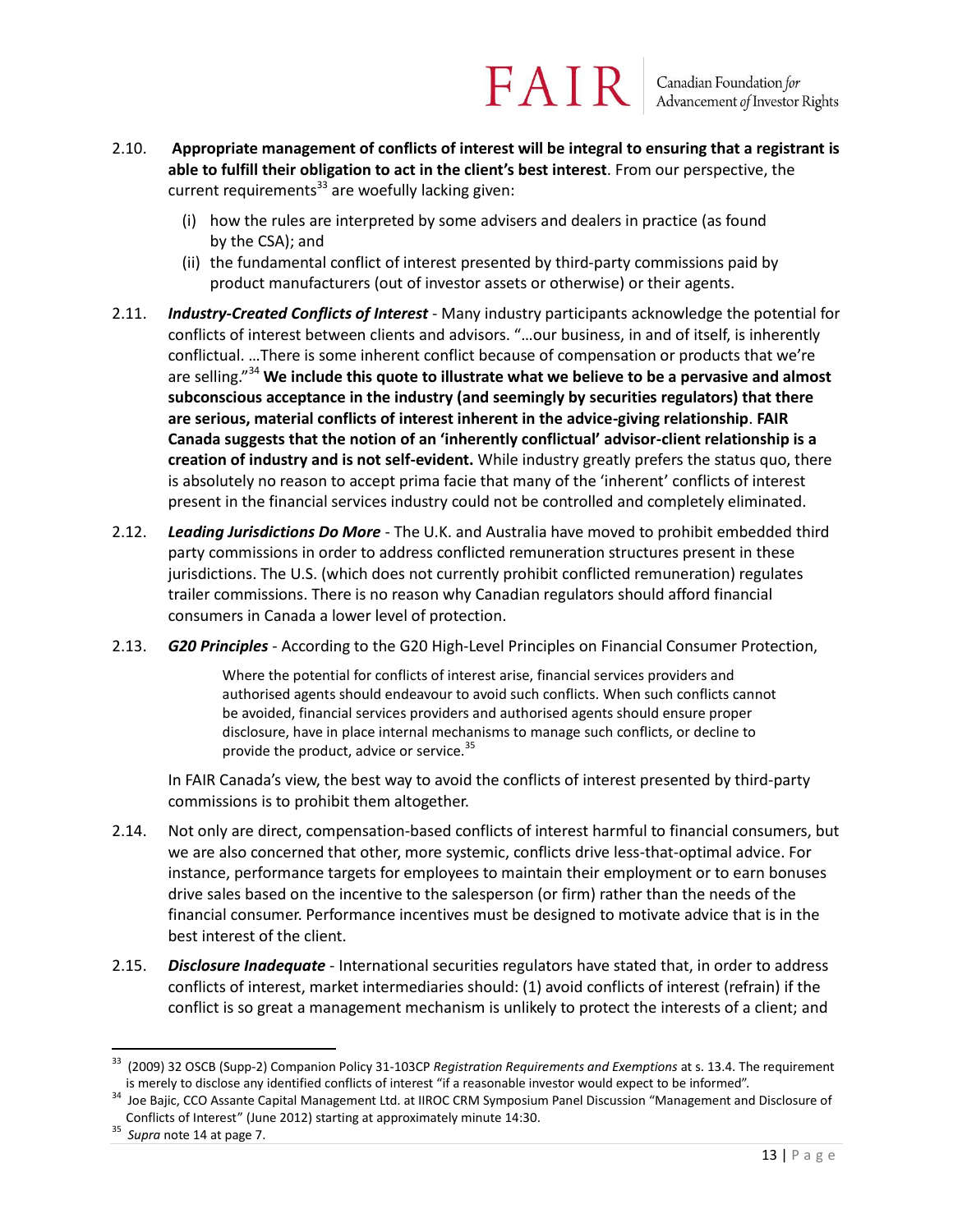2.10. **Appropriate management of conflicts of interest will be integral to ensuring that a registrant is able to fulfill their obligation to act in the client's best interest**. From our perspective, the current requirements[33] are woefully lacking given:

   (i) how the rules are interpreted by some advisers and dealers in practice (as found by the CSA); and

   (ii) the fundamental conflict of interest presented by third-party commissions paid by product manufacturers (out of investor assets or otherwise) or their agents.

2.11. ***Industry-Created Conflicts of Interest*** - Many industry participants acknowledge the potential for conflicts of interest between clients and advisors. "…our business, in and of itself, is inherently conflictual. …There is some inherent conflict because of compensation or products that we're are selling."[34] **We include this quote to illustrate what we believe to be a pervasive and almost subconscious acceptance in the industry (and seemingly by securities regulators) that there are serious, material conflicts of interest inherent in the advice-giving relationship**. **FAIR Canada suggests that the notion of an 'inherently conflictual' advisor-client relationship is a creation of industry and is not self-evident.** While industry greatly prefers the status quo, there is absolutely no reason to accept prima facie that many of the 'inherent' conflicts of interest present in the financial services industry could not be controlled and completely eliminated.

2.12. ***Leading Jurisdictions Do More*** - The U.K. and Australia have moved to prohibit embedded third party commissions in order to address conflicted remuneration structures present in these jurisdictions. The U.S. (which does not currently prohibit conflicted remuneration) regulates trailer commissions. There is no reason why Canadian regulators should afford financial consumers in Canada a lower level of protection.

2.13. ***G20 Principles*** - According to the G20 High-Level Principles on Financial Consumer Protection,

> Where the potential for conflicts of interest arise, financial services providers and authorised agents should endeavour to avoid such conflicts. When such conflicts cannot be avoided, financial services providers and authorised agents should ensure proper disclosure, have in place internal mechanisms to manage such conflicts, or decline to provide the product, advice or service.[35]

In FAIR Canada's view, the best way to avoid the conflicts of interest presented by third-party commissions is to prohibit them altogether.

2.14. Not only are direct, compensation-based conflicts of interest harmful to financial consumers, but we are also concerned that other, more systemic, conflicts drive less-that-optimal advice. For instance, performance targets for employees to maintain their employment or to earn bonuses drive sales based on the incentive to the salesperson (or firm) rather than the needs of the financial consumer. Performance incentives must be designed to motivate advice that is in the best interest of the client.

2.15. ***Disclosure Inadequate*** - International securities regulators have stated that, in order to address conflicts of interest, market intermediaries should: (1) avoid conflicts of interest (refrain) if the conflict is so great a management mechanism is unlikely to protect the interests of a client; and

---

[33] (2009) 32 OSCB (Supp-2) Companion Policy 31-103CP *Registration Requirements and Exemptions* at s. 13.4. The requirement is merely to disclose any identified conflicts of interest "if a reasonable investor would expect to be informed".

[34] Joe Bajic, CCO Assante Capital Management Ltd. at IIROC CRM Symposium Panel Discussion "Management and Disclosure of Conflicts of Interest" (June 2012) starting at approximately minute 14:30.

[35] *Supra* note 14 at page 7.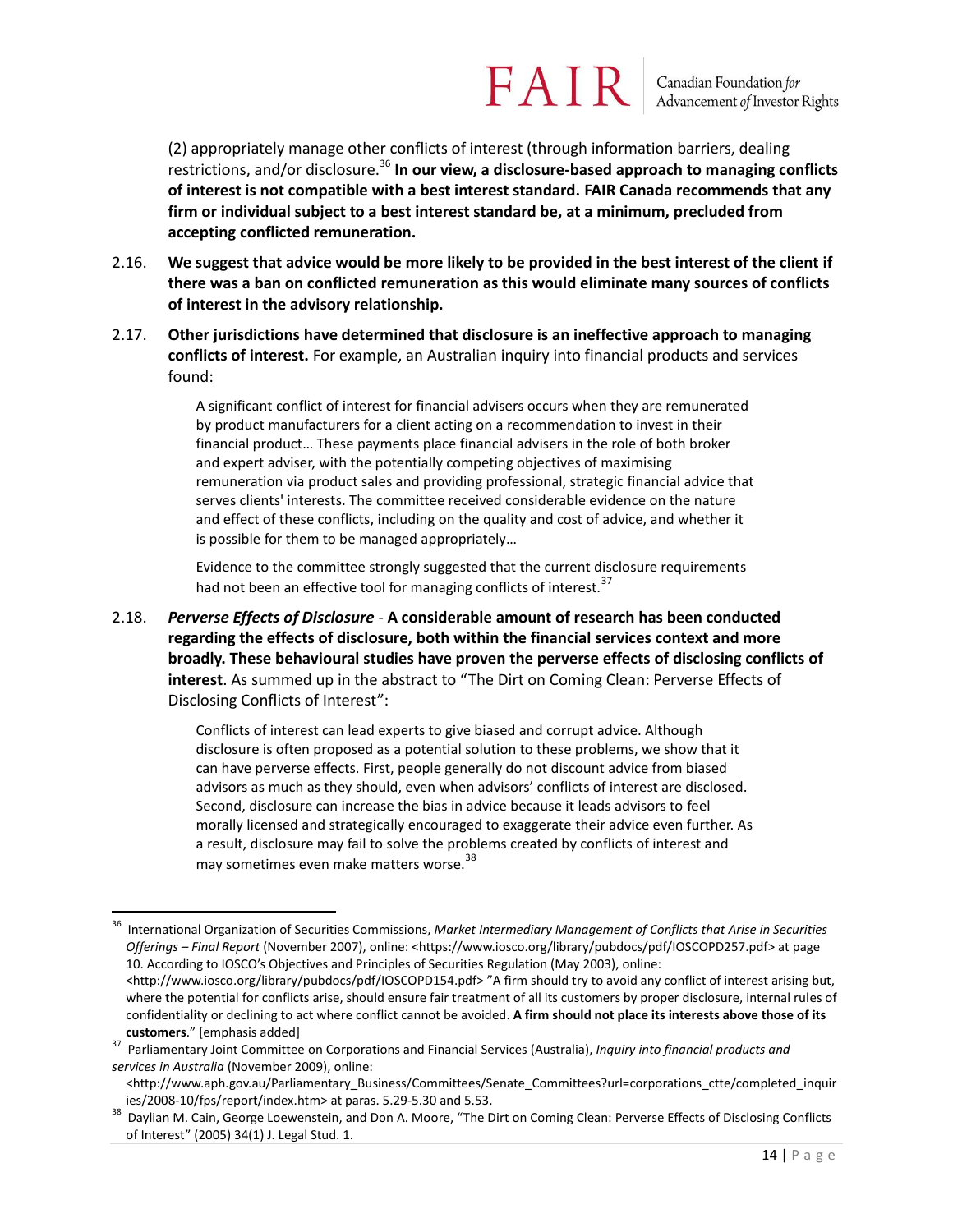(2) appropriately manage other conflicts of interest (through information barriers, dealing restrictions, and/or disclosure.[36] **In our view, a disclosure-based approach to managing conflicts of interest is not compatible with a best interest standard. FAIR Canada recommends that any firm or individual subject to a best interest standard be, at a minimum, precluded from accepting conflicted remuneration.**

2.16. **We suggest that advice would be more likely to be provided in the best interest of the client if there was a ban on conflicted remuneration as this would eliminate many sources of conflicts of interest in the advisory relationship.**

2.17. **Other jurisdictions have determined that disclosure is an ineffective approach to managing conflicts of interest.** For example, an Australian inquiry into financial products and services found:

> A significant conflict of interest for financial advisers occurs when they are remunerated by product manufacturers for a client acting on a recommendation to invest in their financial product… These payments place financial advisers in the role of both broker and expert adviser, with the potentially competing objectives of maximising remuneration via product sales and providing professional, strategic financial advice that serves clients' interests. The committee received considerable evidence on the nature and effect of these conflicts, including on the quality and cost of advice, and whether it is possible for them to be managed appropriately…
>
> Evidence to the committee strongly suggested that the current disclosure requirements had not been an effective tool for managing conflicts of interest.[37]

2.18. ***Perverse Effects of Disclosure*** - **A considerable amount of research has been conducted regarding the effects of disclosure, both within the financial services context and more broadly. These behavioural studies have proven the perverse effects of disclosing conflicts of interest**. As summed up in the abstract to "The Dirt on Coming Clean: Perverse Effects of Disclosing Conflicts of Interest":

> Conflicts of interest can lead experts to give biased and corrupt advice. Although disclosure is often proposed as a potential solution to these problems, we show that it can have perverse effects. First, people generally do not discount advice from biased advisors as much as they should, even when advisors' conflicts of interest are disclosed. Second, disclosure can increase the bias in advice because it leads advisors to feel morally licensed and strategically encouraged to exaggerate their advice even further. As a result, disclosure may fail to solve the problems created by conflicts of interest and may sometimes even make matters worse.[38]

---

[36] International Organization of Securities Commissions, *Market Intermediary Management of Conflicts that Arise in Securities Offerings – Final Report* (November 2007), online: <https://www.iosco.org/library/pubdocs/pdf/IOSCOPD257.pdf> at page 10. According to IOSCO's Objectives and Principles of Securities Regulation (May 2003), online: <http://www.iosco.org/library/pubdocs/pdf/IOSCOPD154.pdf> "A firm should try to avoid any conflict of interest arising but, where the potential for conflicts arise, should ensure fair treatment of all its customers by proper disclosure, internal rules of confidentiality or declining to act where conflict cannot be avoided. **A firm should not place its interests above those of its customers**." [emphasis added]

[37] Parliamentary Joint Committee on Corporations and Financial Services (Australia), *Inquiry into financial products and services in Australia* (November 2009), online: <http://www.aph.gov.au/Parliamentary_Business/Committees/Senate_Committees?url=corporations_ctte/completed_inquiries/2008-10/fps/report/index.htm> at paras. 5.29-5.30 and 5.53.

[38] Daylian M. Cain, George Loewenstein, and Don A. Moore, "The Dirt on Coming Clean: Perverse Effects of Disclosing Conflicts of Interest" (2005) 34(1) J. Legal Stud. 1.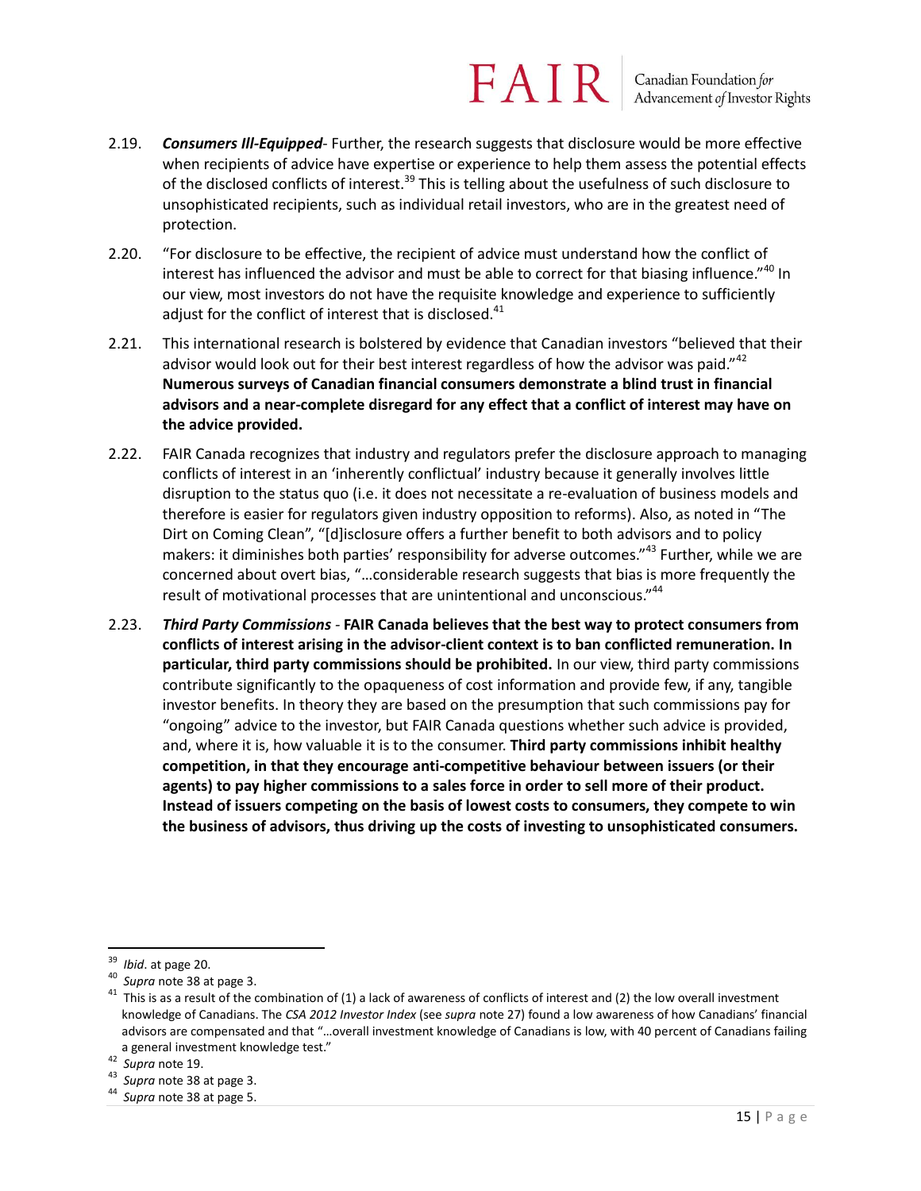2.19. ***Consumers Ill-Equipped***- Further, the research suggests that disclosure would be more effective when recipients of advice have expertise or experience to help them assess the potential effects of the disclosed conflicts of interest.[39] This is telling about the usefulness of such disclosure to unsophisticated recipients, such as individual retail investors, who are in the greatest need of protection.

2.20. "For disclosure to be effective, the recipient of advice must understand how the conflict of interest has influenced the advisor and must be able to correct for that biasing influence."[40] In our view, most investors do not have the requisite knowledge and experience to sufficiently adjust for the conflict of interest that is disclosed.[41]

2.21. This international research is bolstered by evidence that Canadian investors "believed that their advisor would look out for their best interest regardless of how the advisor was paid."[42] **Numerous surveys of Canadian financial consumers demonstrate a blind trust in financial advisors and a near-complete disregard for any effect that a conflict of interest may have on the advice provided.**

2.22. FAIR Canada recognizes that industry and regulators prefer the disclosure approach to managing conflicts of interest in an 'inherently conflictual' industry because it generally involves little disruption to the status quo (i.e. it does not necessitate a re-evaluation of business models and therefore is easier for regulators given industry opposition to reforms). Also, as noted in "The Dirt on Coming Clean", "[d]isclosure offers a further benefit to both advisors and to policy makers: it diminishes both parties' responsibility for adverse outcomes."[43] Further, while we are concerned about overt bias, "…considerable research suggests that bias is more frequently the result of motivational processes that are unintentional and unconscious."[44]

2.23. ***Third Party Commissions*** - **FAIR Canada believes that the best way to protect consumers from conflicts of interest arising in the advisor-client context is to ban conflicted remuneration. In particular, third party commissions should be prohibited.** In our view, third party commissions contribute significantly to the opaqueness of cost information and provide few, if any, tangible investor benefits. In theory they are based on the presumption that such commissions pay for "ongoing" advice to the investor, but FAIR Canada questions whether such advice is provided, and, where it is, how valuable it is to the consumer. **Third party commissions inhibit healthy competition, in that they encourage anti-competitive behaviour between issuers (or their agents) to pay higher commissions to a sales force in order to sell more of their product. Instead of issuers competing on the basis of lowest costs to consumers, they compete to win the business of advisors, thus driving up the costs of investing to unsophisticated consumers.**

---

[39] *Ibid*. at page 20.

[40] *Supra* note 38 at page 3.

[41] This is as a result of the combination of (1) a lack of awareness of conflicts of interest and (2) the low overall investment knowledge of Canadians. The *CSA 2012 Investor Index* (see *supra* note 27) found a low awareness of how Canadians' financial advisors are compensated and that "…overall investment knowledge of Canadians is low, with 40 percent of Canadians failing a general investment knowledge test."

[42] *Supra* note 19.

[43] *Supra* note 38 at page 3.

[44] *Supra* note 38 at page 5.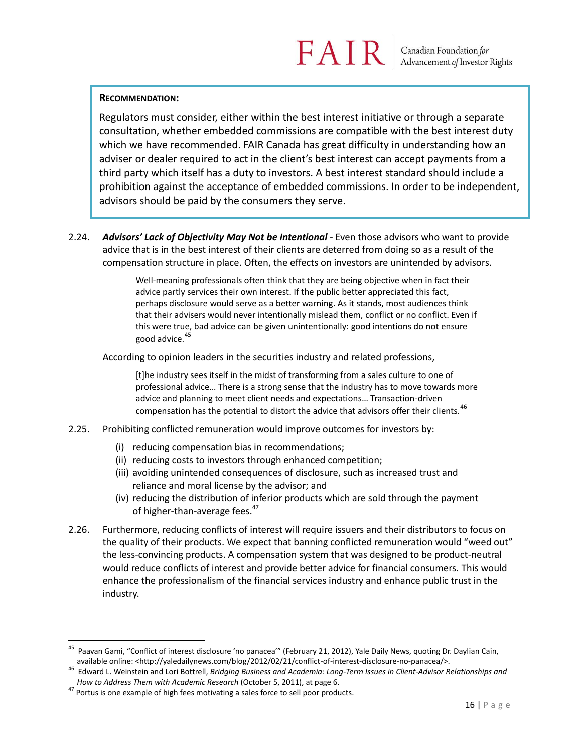**RECOMMENDATION:**

Regulators must consider, either within the best interest initiative or through a separate consultation, whether embedded commissions are compatible with the best interest duty which we have recommended. FAIR Canada has great difficulty in understanding how an adviser or dealer required to act in the client's best interest can accept payments from a third party which itself has a duty to investors. A best interest standard should include a prohibition against the acceptance of embedded commissions. In order to be independent, advisors should be paid by the consumers they serve.

2.24. ***Advisors' Lack of Objectivity May Not be Intentional*** - Even those advisors who want to provide advice that is in the best interest of their clients are deterred from doing so as a result of the compensation structure in place. Often, the effects on investors are unintended by advisors.

> Well-meaning professionals often think that they are being objective when in fact their advice partly services their own interest. If the public better appreciated this fact, perhaps disclosure would serve as a better warning. As it stands, most audiences think that their advisers would never intentionally mislead them, conflict or no conflict. Even if this were true, bad advice can be given unintentionally: good intentions do not ensure good advice.[45]

According to opinion leaders in the securities industry and related professions,

> [t]he industry sees itself in the midst of transforming from a sales culture to one of professional advice… There is a strong sense that the industry has to move towards more advice and planning to meet client needs and expectations… Transaction-driven compensation has the potential to distort the advice that advisors offer their clients.[46]

2.25. Prohibiting conflicted remuneration would improve outcomes for investors by:

(i) reducing compensation bias in recommendations;
(ii) reducing costs to investors through enhanced competition;
(iii) avoiding unintended consequences of disclosure, such as increased trust and reliance and moral license by the advisor; and
(iv) reducing the distribution of inferior products which are sold through the payment of higher-than-average fees.[47]

2.26. Furthermore, reducing conflicts of interest will require issuers and their distributors to focus on the quality of their products. We expect that banning conflicted remuneration would "weed out" the less-convincing products. A compensation system that was designed to be product-neutral would reduce conflicts of interest and provide better advice for financial consumers. This would enhance the professionalism of the financial services industry and enhance public trust in the industry.

---

[45] Paavan Gami, "Conflict of interest disclosure 'no panacea'" (February 21, 2012), Yale Daily News, quoting Dr. Daylian Cain, available online: <http://yaledailynews.com/blog/2012/02/21/conflict-of-interest-disclosure-no-panacea/>.

[46] Edward L. Weinstein and Lori Bottrell, *Bridging Business and Academia: Long-Term Issues in Client-Advisor Relationships and How to Address Them with Academic Research* (October 5, 2011), at page 6.

[47] Portus is one example of high fees motivating a sales force to sell poor products.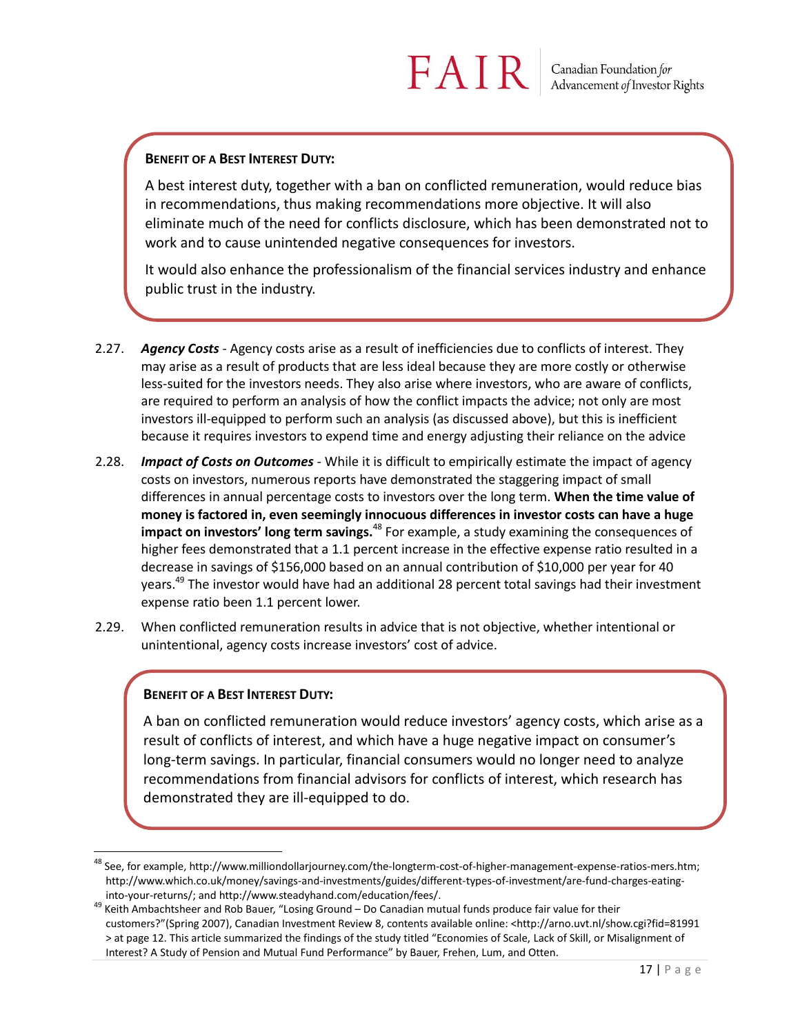**BENEFIT OF A BEST INTEREST DUTY:**

A best interest duty, together with a ban on conflicted remuneration, would reduce bias in recommendations, thus making recommendations more objective. It will also eliminate much of the need for conflicts disclosure, which has been demonstrated not to work and to cause unintended negative consequences for investors.

It would also enhance the professionalism of the financial services industry and enhance public trust in the industry.

2.27. ***Agency Costs*** - Agency costs arise as a result of inefficiencies due to conflicts of interest. They may arise as a result of products that are less ideal because they are more costly or otherwise less-suited for the investors needs. They also arise where investors, who are aware of conflicts, are required to perform an analysis of how the conflict impacts the advice; not only are most investors ill-equipped to perform such an analysis (as discussed above), but this is inefficient because it requires investors to expend time and energy adjusting their reliance on the advice

2.28. ***Impact of Costs on Outcomes*** - While it is difficult to empirically estimate the impact of agency costs on investors, numerous reports have demonstrated the staggering impact of small differences in annual percentage costs to investors over the long term. **When the time value of money is factored in, even seemingly innocuous differences in investor costs can have a huge impact on investors' long term savings.**[48] For example, a study examining the consequences of higher fees demonstrated that a 1.1 percent increase in the effective expense ratio resulted in a decrease in savings of $156,000 based on an annual contribution of $10,000 per year for 40 years.[49] The investor would have had an additional 28 percent total savings had their investment expense ratio been 1.1 percent lower.

2.29. When conflicted remuneration results in advice that is not objective, whether intentional or unintentional, agency costs increase investors' cost of advice.

**BENEFIT OF A BEST INTEREST DUTY:**

A ban on conflicted remuneration would reduce investors' agency costs, which arise as a result of conflicts of interest, and which have a huge negative impact on consumer's long-term savings. In particular, financial consumers would no longer need to analyze recommendations from financial advisors for conflicts of interest, which research has demonstrated they are ill-equipped to do.

---

[48] See, for example, http://www.milliondollarjourney.com/the-longterm-cost-of-higher-management-expense-ratios-mers.htm; http://www.which.co.uk/money/savings-and-investments/guides/different-types-of-investment/are-fund-charges-eating-into-your-returns/; and http://www.steadyhand.com/education/fees/.

[49] Keith Ambachtsheer and Rob Bauer, "Losing Ground – Do Canadian mutual funds produce fair value for their customers?"(Spring 2007), Canadian Investment Review 8, contents available online: <http://arno.uvt.nl/show.cgi?fid=81991 > at page 12. This article summarized the findings of the study titled "Economies of Scale, Lack of Skill, or Misalignment of Interest? A Study of Pension and Mutual Fund Performance" by Bauer, Frehen, Lum, and Otten.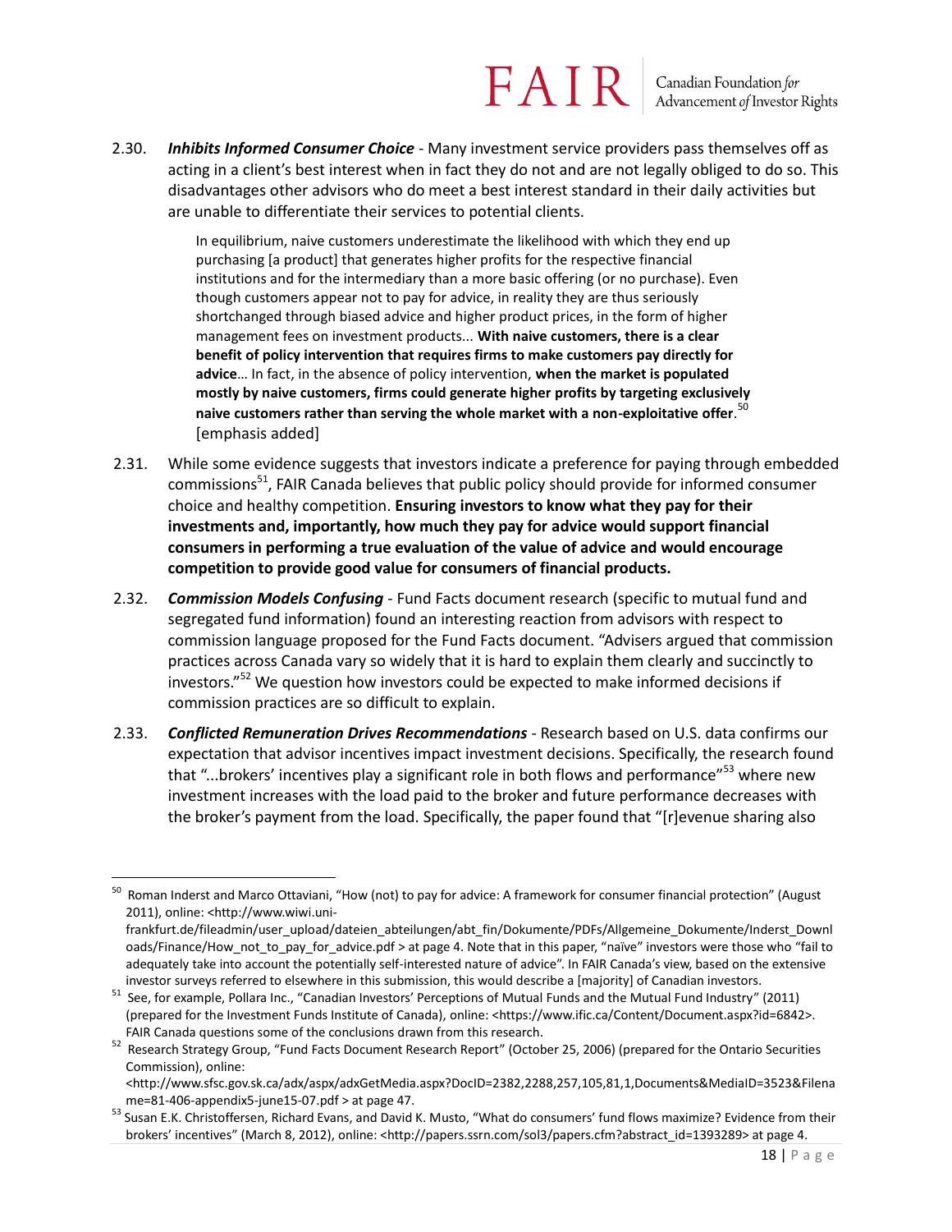2.30. ***Inhibits Informed Consumer Choice*** - Many investment service providers pass themselves off as acting in a client's best interest when in fact they do not and are not legally obliged to do so. This disadvantages other advisors who do meet a best interest standard in their daily activities but are unable to differentiate their services to potential clients.

> In equilibrium, naive customers underestimate the likelihood with which they end up purchasing [a product] that generates higher profits for the respective financial institutions and for the intermediary than a more basic offering (or no purchase). Even though customers appear not to pay for advice, in reality they are thus seriously shortchanged through biased advice and higher product prices, in the form of higher management fees on investment products... **With naive customers, there is a clear benefit of policy intervention that requires firms to make customers pay directly for advice**… In fact, in the absence of policy intervention, **when the market is populated mostly by naive customers, firms could generate higher profits by targeting exclusively naive customers rather than serving the whole market with a non-exploitative offer**.[50] [emphasis added]

2.31. While some evidence suggests that investors indicate a preference for paying through embedded commissions[51], FAIR Canada believes that public policy should provide for informed consumer choice and healthy competition. **Ensuring investors to know what they pay for their investments and, importantly, how much they pay for advice would support financial consumers in performing a true evaluation of the value of advice and would encourage competition to provide good value for consumers of financial products.**

2.32. ***Commission Models Confusing*** - Fund Facts document research (specific to mutual fund and segregated fund information) found an interesting reaction from advisors with respect to commission language proposed for the Fund Facts document. "Advisers argued that commission practices across Canada vary so widely that it is hard to explain them clearly and succinctly to investors."[52] We question how investors could be expected to make informed decisions if commission practices are so difficult to explain.

2.33. ***Conflicted Remuneration Drives Recommendations*** - Research based on U.S. data confirms our expectation that advisor incentives impact investment decisions. Specifically, the research found that "...brokers' incentives play a significant role in both flows and performance"[53] where new investment increases with the load paid to the broker and future performance decreases with the broker's payment from the load. Specifically, the paper found that "[r]evenue sharing also

---

[50] Roman Inderst and Marco Ottaviani, "How (not) to pay for advice: A framework for consumer financial protection" (August 2011), online: <http://www.wiwi.uni-frankfurt.de/fileadmin/user_upload/dateien_abteilungen/abt_fin/Dokumente/PDFs/Allgemeine_Dokumente/Inderst_Downloads/Finance/How_not_to_pay_for_advice.pdf > at page 4. Note that in this paper, "naïve" investors were those who "fail to adequately take into account the potentially self-interested nature of advice". In FAIR Canada's view, based on the extensive investor surveys referred to elsewhere in this submission, this would describe a [majority] of Canadian investors.

[51] See, for example, Pollara Inc., "Canadian Investors' Perceptions of Mutual Funds and the Mutual Fund Industry" (2011) (prepared for the Investment Funds Institute of Canada), online: <https://www.ific.ca/Content/Document.aspx?id=6842>. FAIR Canada questions some of the conclusions drawn from this research.

[52] Research Strategy Group, "Fund Facts Document Research Report" (October 25, 2006) (prepared for the Ontario Securities Commission), online: <http://www.sfsc.gov.sk.ca/adx/aspx/adxGetMedia.aspx?DocID=2382,2288,257,105,81,1,Documents&MediaID=3523&Filename=81-406-appendix5-june15-07.pdf > at page 47.

[53] Susan E.K. Christoffersen, Richard Evans, and David K. Musto, "What do consumers' fund flows maximize? Evidence from their brokers' incentives" (March 8, 2012), online: <http://papers.ssrn.com/sol3/papers.cfm?abstract_id=1393289> at page 4.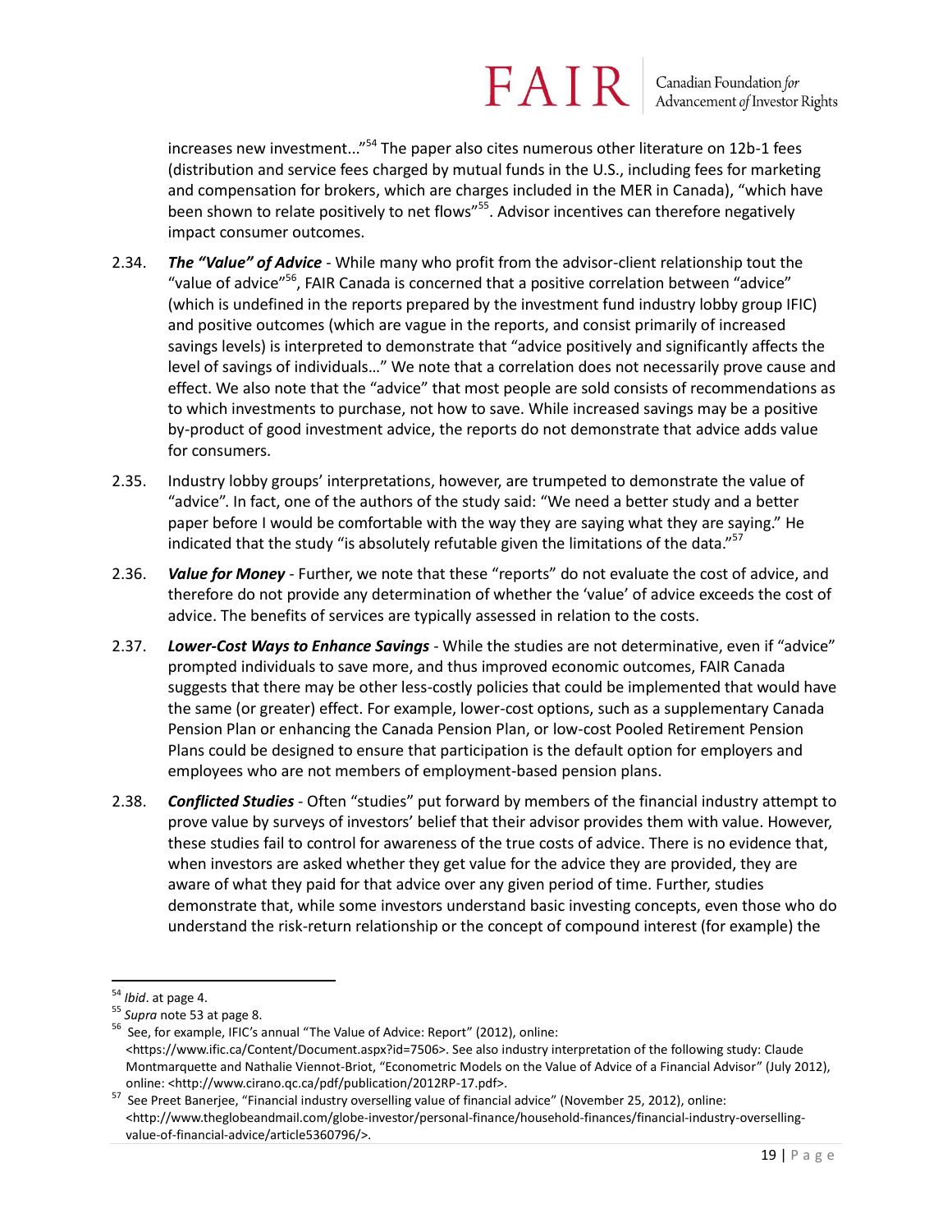increases new investment..."[54] The paper also cites numerous other literature on 12b-1 fees (distribution and service fees charged by mutual funds in the U.S., including fees for marketing and compensation for brokers, which are charges included in the MER in Canada), "which have been shown to relate positively to net flows"[55]. Advisor incentives can therefore negatively impact consumer outcomes.

2.34. ***The "Value" of Advice*** - While many who profit from the advisor-client relationship tout the "value of advice"[56], FAIR Canada is concerned that a positive correlation between "advice" (which is undefined in the reports prepared by the investment fund industry lobby group IFIC) and positive outcomes (which are vague in the reports, and consist primarily of increased savings levels) is interpreted to demonstrate that "advice positively and significantly affects the level of savings of individuals…" We note that a correlation does not necessarily prove cause and effect. We also note that the "advice" that most people are sold consists of recommendations as to which investments to purchase, not how to save. While increased savings may be a positive by-product of good investment advice, the reports do not demonstrate that advice adds value for consumers.

2.35. Industry lobby groups' interpretations, however, are trumpeted to demonstrate the value of "advice". In fact, one of the authors of the study said: "We need a better study and a better paper before I would be comfortable with the way they are saying what they are saying." He indicated that the study "is absolutely refutable given the limitations of the data."[57]

2.36. ***Value for Money*** - Further, we note that these "reports" do not evaluate the cost of advice, and therefore do not provide any determination of whether the 'value' of advice exceeds the cost of advice. The benefits of services are typically assessed in relation to the costs.

2.37. ***Lower-Cost Ways to Enhance Savings*** - While the studies are not determinative, even if "advice" prompted individuals to save more, and thus improved economic outcomes, FAIR Canada suggests that there may be other less-costly policies that could be implemented that would have the same (or greater) effect. For example, lower-cost options, such as a supplementary Canada Pension Plan or enhancing the Canada Pension Plan, or low-cost Pooled Retirement Pension Plans could be designed to ensure that participation is the default option for employers and employees who are not members of employment-based pension plans.

2.38. ***Conflicted Studies*** - Often "studies" put forward by members of the financial industry attempt to prove value by surveys of investors' belief that their advisor provides them with value. However, these studies fail to control for awareness of the true costs of advice. There is no evidence that, when investors are asked whether they get value for the advice they are provided, they are aware of what they paid for that advice over any given period of time. Further, studies demonstrate that, while some investors understand basic investing concepts, even those who do understand the risk-return relationship or the concept of compound interest (for example) the

---

[54] *Ibid*. at page 4.

[55] *Supra* note 53 at page 8.

[56] See, for example, IFIC's annual "The Value of Advice: Report" (2012), online: <https://www.ific.ca/Content/Document.aspx?id=7506>. See also industry interpretation of the following study: Claude Montmarquette and Nathalie Viennot-Briot, "Econometric Models on the Value of Advice of a Financial Advisor" (July 2012), online: <http://www.cirano.qc.ca/pdf/publication/2012RP-17.pdf>.

[57] See Preet Banerjee, "Financial industry overselling value of financial advice" (November 25, 2012), online: <http://www.theglobeandmail.com/globe-investor/personal-finance/household-finances/financial-industry-overselling-value-of-financial-advice/article5360796/>.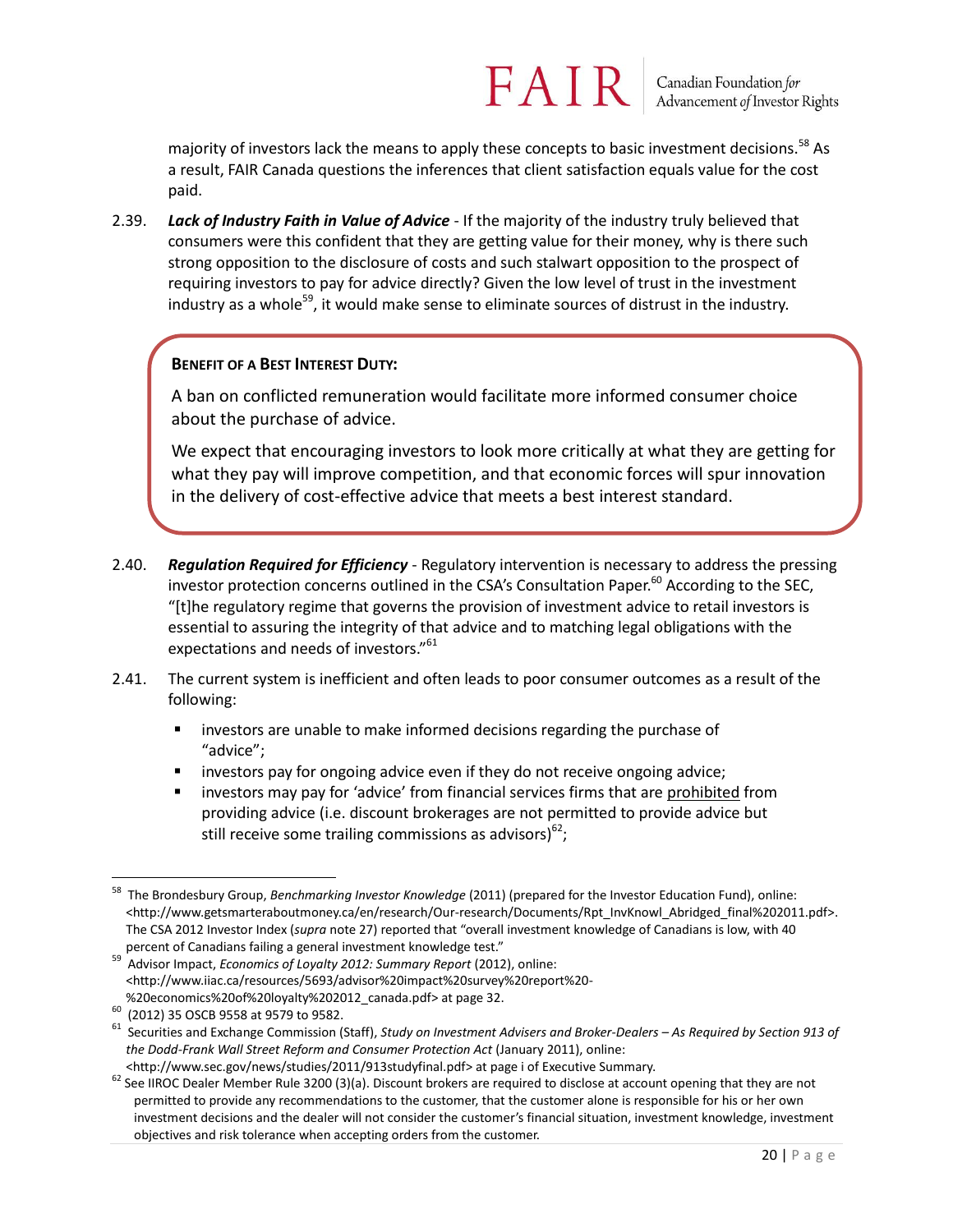majority of investors lack the means to apply these concepts to basic investment decisions.[58] As a result, FAIR Canada questions the inferences that client satisfaction equals value for the cost paid.

2.39. ***Lack of Industry Faith in Value of Advice*** - If the majority of the industry truly believed that consumers were this confident that they are getting value for their money, why is there such strong opposition to the disclosure of costs and such stalwart opposition to the prospect of requiring investors to pay for advice directly? Given the low level of trust in the investment industry as a whole[59], it would make sense to eliminate sources of distrust in the industry.

> **BENEFIT OF A BEST INTEREST DUTY:**
>
> A ban on conflicted remuneration would facilitate more informed consumer choice about the purchase of advice.
>
> We expect that encouraging investors to look more critically at what they are getting for what they pay will improve competition, and that economic forces will spur innovation in the delivery of cost-effective advice that meets a best interest standard.

2.40. ***Regulation Required for Efficiency*** - Regulatory intervention is necessary to address the pressing investor protection concerns outlined in the CSA's Consultation Paper.[60] According to the SEC, "[t]he regulatory regime that governs the provision of investment advice to retail investors is essential to assuring the integrity of that advice and to matching legal obligations with the expectations and needs of investors."[61]

2.41. The current system is inefficient and often leads to poor consumer outcomes as a result of the following:

- investors are unable to make informed decisions regarding the purchase of "advice";
- investors pay for ongoing advice even if they do not receive ongoing advice;
- investors may pay for 'advice' from financial services firms that are <u>prohibited</u> from providing advice (i.e. discount brokerages are not permitted to provide advice but still receive some trailing commissions as advisors)[62];

---

[58] The Brondesbury Group, *Benchmarking Investor Knowledge* (2011) (prepared for the Investor Education Fund), online: <http://www.getsmarteraboutmoney.ca/en/research/Our-research/Documents/Rpt_InvKnowl_Abridged_final%202011.pdf>. The CSA 2012 Investor Index (*supra* note 27) reported that "overall investment knowledge of Canadians is low, with 40 percent of Canadians failing a general investment knowledge test."

[59] Advisor Impact, *Economics of Loyalty 2012: Summary Report* (2012), online: <http://www.iiac.ca/resources/5693/advisor%20impact%20survey%20report%20-%20economics%20of%20loyalty%202012_canada.pdf> at page 32.

[60] (2012) 35 OSCB 9558 at 9579 to 9582.

[61] Securities and Exchange Commission (Staff), *Study on Investment Advisers and Broker-Dealers – As Required by Section 913 of the Dodd-Frank Wall Street Reform and Consumer Protection Act* (January 2011), online: <http://www.sec.gov/news/studies/2011/913studyfinal.pdf> at page i of Executive Summary.

[62] See IIROC Dealer Member Rule 3200 (3)(a). Discount brokers are required to disclose at account opening that they are not permitted to provide any recommendations to the customer, that the customer alone is responsible for his or her own investment decisions and the dealer will not consider the customer's financial situation, investment knowledge, investment objectives and risk tolerance when accepting orders from the customer.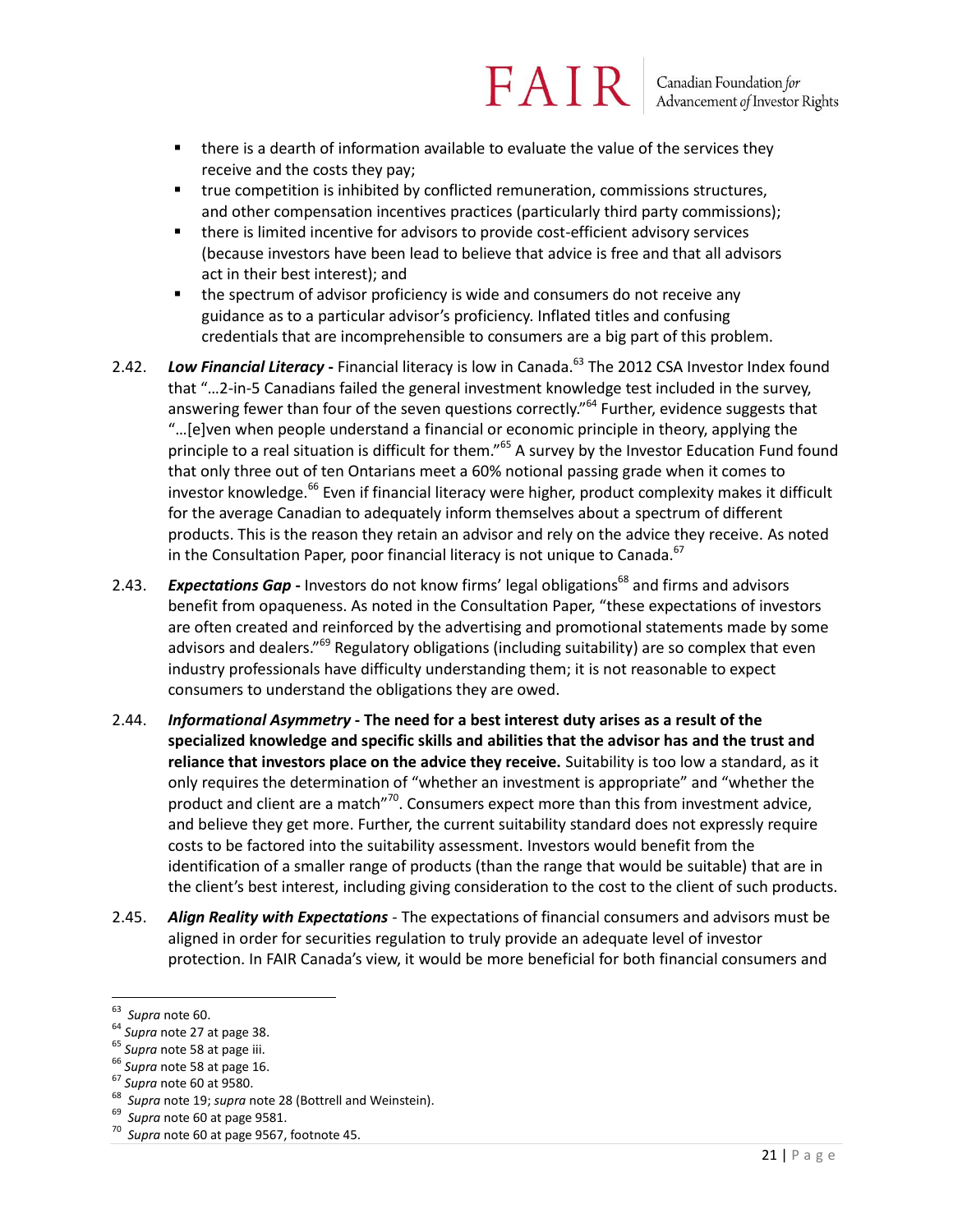- there is a dearth of information available to evaluate the value of the services they receive and the costs they pay;
- true competition is inhibited by conflicted remuneration, commissions structures, and other compensation incentives practices (particularly third party commissions);
- there is limited incentive for advisors to provide cost-efficient advisory services (because investors have been lead to believe that advice is free and that all advisors act in their best interest); and
- the spectrum of advisor proficiency is wide and consumers do not receive any guidance as to a particular advisor's proficiency. Inflated titles and confusing credentials that are incomprehensible to consumers are a big part of this problem.

2.42. ***Low Financial Literacy* -** Financial literacy is low in Canada.[63] The 2012 CSA Investor Index found that "…2-in-5 Canadians failed the general investment knowledge test included in the survey, answering fewer than four of the seven questions correctly."[64] Further, evidence suggests that "…[e]ven when people understand a financial or economic principle in theory, applying the principle to a real situation is difficult for them."[65] A survey by the Investor Education Fund found that only three out of ten Ontarians meet a 60% notional passing grade when it comes to investor knowledge.[66] Even if financial literacy were higher, product complexity makes it difficult for the average Canadian to adequately inform themselves about a spectrum of different products. This is the reason they retain an advisor and rely on the advice they receive. As noted in the Consultation Paper, poor financial literacy is not unique to Canada.[67]

2.43. ***Expectations Gap* -** Investors do not know firms' legal obligations[68] and firms and advisors benefit from opaqueness. As noted in the Consultation Paper, "these expectations of investors are often created and reinforced by the advertising and promotional statements made by some advisors and dealers."[69] Regulatory obligations (including suitability) are so complex that even industry professionals have difficulty understanding them; it is not reasonable to expect consumers to understand the obligations they are owed.

2.44. ***Informational Asymmetry* - The need for a best interest duty arises as a result of the specialized knowledge and specific skills and abilities that the advisor has and the trust and reliance that investors place on the advice they receive.** Suitability is too low a standard, as it only requires the determination of "whether an investment is appropriate" and "whether the product and client are a match"[70]. Consumers expect more than this from investment advice, and believe they get more. Further, the current suitability standard does not expressly require costs to be factored into the suitability assessment. Investors would benefit from the identification of a smaller range of products (than the range that would be suitable) that are in the client's best interest, including giving consideration to the cost to the client of such products.

2.45. ***Align Reality with Expectations*** - The expectations of financial consumers and advisors must be aligned in order for securities regulation to truly provide an adequate level of investor protection. In FAIR Canada's view, it would be more beneficial for both financial consumers and

---

[63] *Supra* note 60.
[64] *Supra* note 27 at page 38.
[65] *Supra* note 58 at page iii.
[66] *Supra* note 58 at page 16.
[67] *Supra* note 60 at 9580.
[68] *Supra* note 19; *supra* note 28 (Bottrell and Weinstein).
[69] *Supra* note 60 at page 9581.
[70] *Supra* note 60 at page 9567, footnote 45.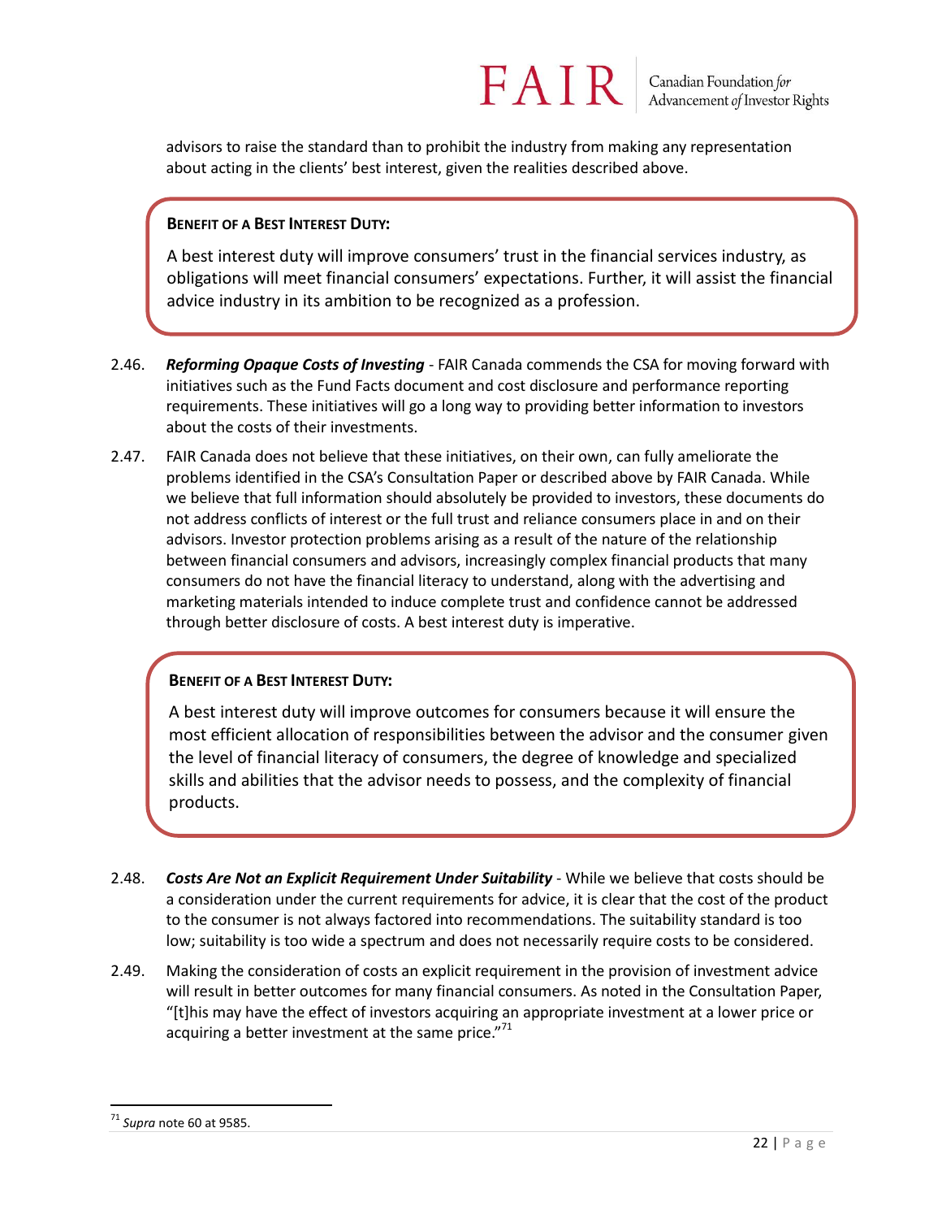advisors to raise the standard than to prohibit the industry from making any representation about acting in the clients' best interest, given the realities described above.

> **BENEFIT OF A BEST INTEREST DUTY:**
>
> A best interest duty will improve consumers' trust in the financial services industry, as obligations will meet financial consumers' expectations. Further, it will assist the financial advice industry in its ambition to be recognized as a profession.

2.46. ***Reforming Opaque Costs of Investing*** - FAIR Canada commends the CSA for moving forward with initiatives such as the Fund Facts document and cost disclosure and performance reporting requirements. These initiatives will go a long way to providing better information to investors about the costs of their investments.

2.47. FAIR Canada does not believe that these initiatives, on their own, can fully ameliorate the problems identified in the CSA's Consultation Paper or described above by FAIR Canada. While we believe that full information should absolutely be provided to investors, these documents do not address conflicts of interest or the full trust and reliance consumers place in and on their advisors. Investor protection problems arising as a result of the nature of the relationship between financial consumers and advisors, increasingly complex financial products that many consumers do not have the financial literacy to understand, along with the advertising and marketing materials intended to induce complete trust and confidence cannot be addressed through better disclosure of costs. A best interest duty is imperative.

> **BENEFIT OF A BEST INTEREST DUTY:**
>
> A best interest duty will improve outcomes for consumers because it will ensure the most efficient allocation of responsibilities between the advisor and the consumer given the level of financial literacy of consumers, the degree of knowledge and specialized skills and abilities that the advisor needs to possess, and the complexity of financial products.

2.48. ***Costs Are Not an Explicit Requirement Under Suitability*** - While we believe that costs should be a consideration under the current requirements for advice, it is clear that the cost of the product to the consumer is not always factored into recommendations. The suitability standard is too low; suitability is too wide a spectrum and does not necessarily require costs to be considered.

2.49. Making the consideration of costs an explicit requirement in the provision of investment advice will result in better outcomes for many financial consumers. As noted in the Consultation Paper, "[t]his may have the effect of investors acquiring an appropriate investment at a lower price or acquiring a better investment at the same price."[71]

[71] *Supra* note 60 at 9585.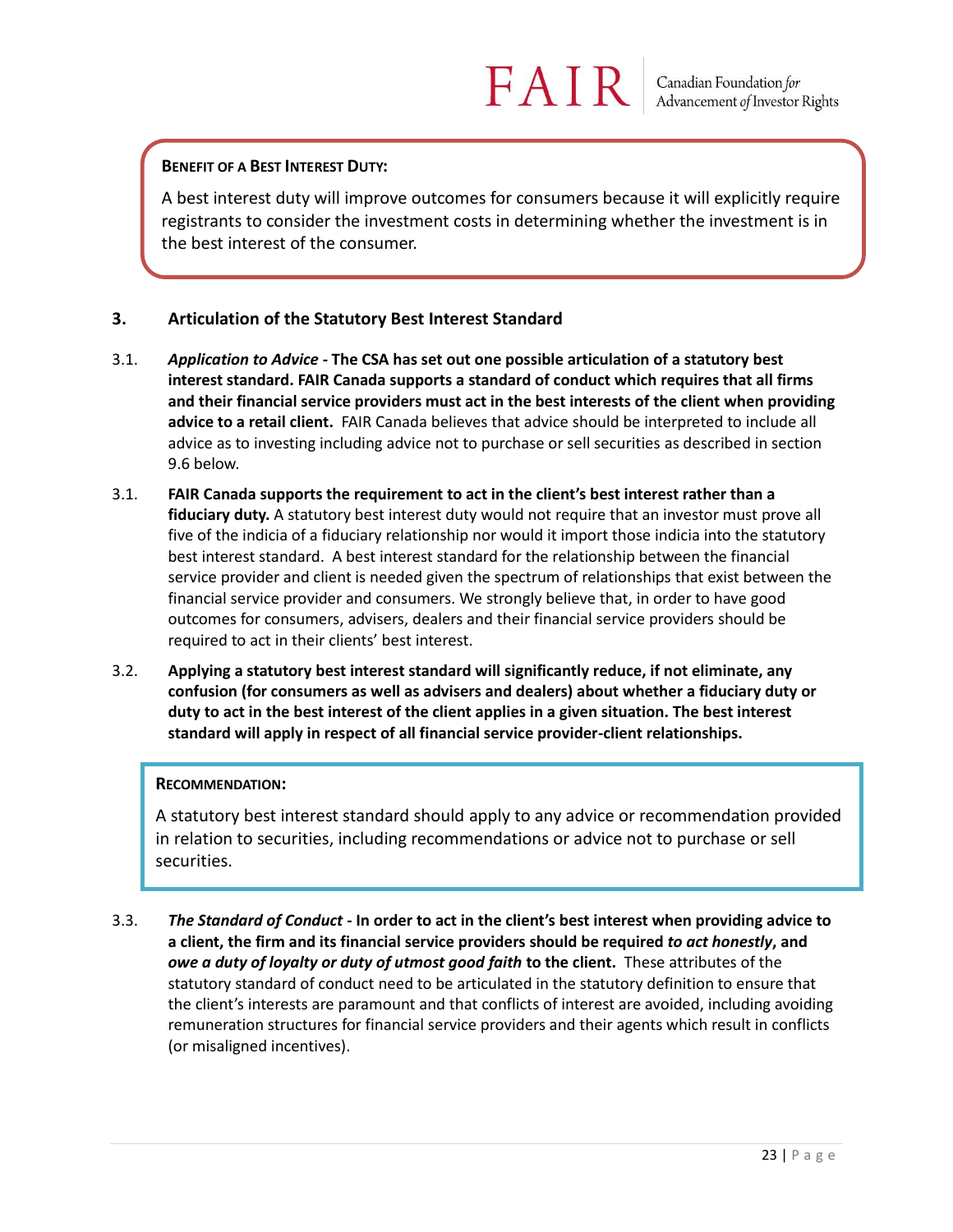**BENEFIT OF A BEST INTEREST DUTY:**

A best interest duty will improve outcomes for consumers because it will explicitly require registrants to consider the investment costs in determining whether the investment is in the best interest of the consumer.

### 3. Articulation of the Statutory Best Interest Standard

3.1. ***Application to Advice*** **- The CSA has set out one possible articulation of a statutory best interest standard. FAIR Canada supports a standard of conduct which requires that all firms and their financial service providers must act in the best interests of the client when providing advice to a retail client.** FAIR Canada believes that advice should be interpreted to include all advice as to investing including advice not to purchase or sell securities as described in section 9.6 below.

3.1. **FAIR Canada supports the requirement to act in the client's best interest rather than a fiduciary duty.** A statutory best interest duty would not require that an investor must prove all five of the indicia of a fiduciary relationship nor would it import those indicia into the statutory best interest standard. A best interest standard for the relationship between the financial service provider and client is needed given the spectrum of relationships that exist between the financial service provider and consumers. We strongly believe that, in order to have good outcomes for consumers, advisers, dealers and their financial service providers should be required to act in their clients' best interest.

3.2. **Applying a statutory best interest standard will significantly reduce, if not eliminate, any confusion (for consumers as well as advisers and dealers) about whether a fiduciary duty or duty to act in the best interest of the client applies in a given situation. The best interest standard will apply in respect of all financial service provider-client relationships.**

**RECOMMENDATION:**

A statutory best interest standard should apply to any advice or recommendation provided in relation to securities, including recommendations or advice not to purchase or sell securities.

3.3. ***The Standard of Conduct*** **- In order to act in the client's best interest when providing advice to a client, the firm and its financial service providers should be required** ***to act honestly*****, and** ***owe a duty of loyalty or duty of utmost good faith*** **to the client.** These attributes of the statutory standard of conduct need to be articulated in the statutory definition to ensure that the client's interests are paramount and that conflicts of interest are avoided, including avoiding remuneration structures for financial service providers and their agents which result in conflicts (or misaligned incentives).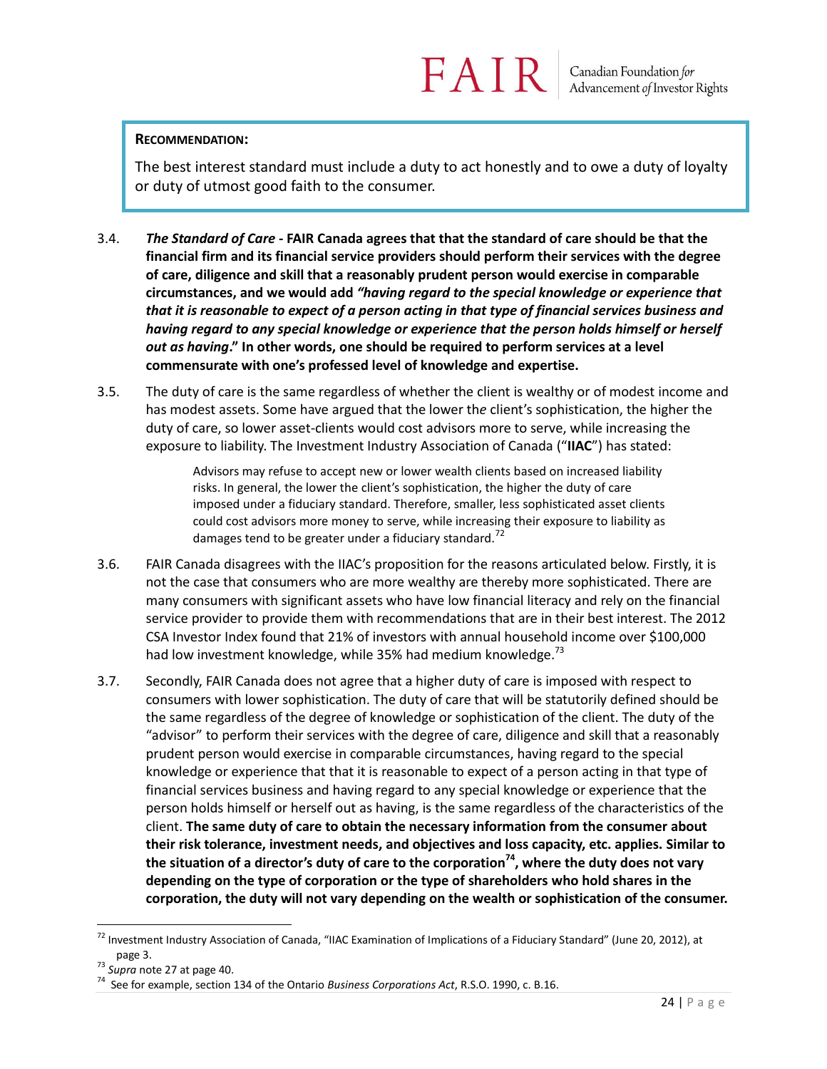**RECOMMENDATION:**

The best interest standard must include a duty to act honestly and to owe a duty of loyalty or duty of utmost good faith to the consumer.

3.4. ***The Standard of Care* - FAIR Canada agrees that that the standard of care should be that the financial firm and its financial service providers should perform their services with the degree of care, diligence and skill that a reasonably prudent person would exercise in comparable circumstances, and we would add *"having regard to the special knowledge or experience that that it is reasonable to expect of a person acting in that type of financial services business and having regard to any special knowledge or experience that the person holds himself or herself out as having*." In other words, one should be required to perform services at a level commensurate with one's professed level of knowledge and expertise.**

3.5. The duty of care is the same regardless of whether the client is wealthy or of modest income and has modest assets. Some have argued that the lower the client's sophistication, the higher the duty of care, so lower asset-clients would cost advisors more to serve, while increasing the exposure to liability. The Investment Industry Association of Canada ("**IIAC**") has stated:

> Advisors may refuse to accept new or lower wealth clients based on increased liability risks. In general, the lower the client's sophistication, the higher the duty of care imposed under a fiduciary standard. Therefore, smaller, less sophisticated asset clients could cost advisors more money to serve, while increasing their exposure to liability as damages tend to be greater under a fiduciary standard.[72]

3.6. FAIR Canada disagrees with the IIAC's proposition for the reasons articulated below. Firstly, it is not the case that consumers who are more wealthy are thereby more sophisticated. There are many consumers with significant assets who have low financial literacy and rely on the financial service provider to provide them with recommendations that are in their best interest. The 2012 CSA Investor Index found that 21% of investors with annual household income over $100,000 had low investment knowledge, while 35% had medium knowledge.[73]

3.7. Secondly, FAIR Canada does not agree that a higher duty of care is imposed with respect to consumers with lower sophistication. The duty of care that will be statutorily defined should be the same regardless of the degree of knowledge or sophistication of the client. The duty of the "advisor" to perform their services with the degree of care, diligence and skill that a reasonably prudent person would exercise in comparable circumstances, having regard to the special knowledge or experience that that it is reasonable to expect of a person acting in that type of financial services business and having regard to any special knowledge or experience that the person holds himself or herself out as having, is the same regardless of the characteristics of the client. **The same duty of care to obtain the necessary information from the consumer about their risk tolerance, investment needs, and objectives and loss capacity, etc. applies. Similar to the situation of a director's duty of care to the corporation[74], where the duty does not vary depending on the type of corporation or the type of shareholders who hold shares in the corporation, the duty will not vary depending on the wealth or sophistication of the consumer.**

---

[72] Investment Industry Association of Canada, "IIAC Examination of Implications of a Fiduciary Standard" (June 20, 2012), at page 3.

[73] *Supra* note 27 at page 40.

[74] See for example, section 134 of the Ontario *Business Corporations Act*, R.S.O. 1990, c. B.16.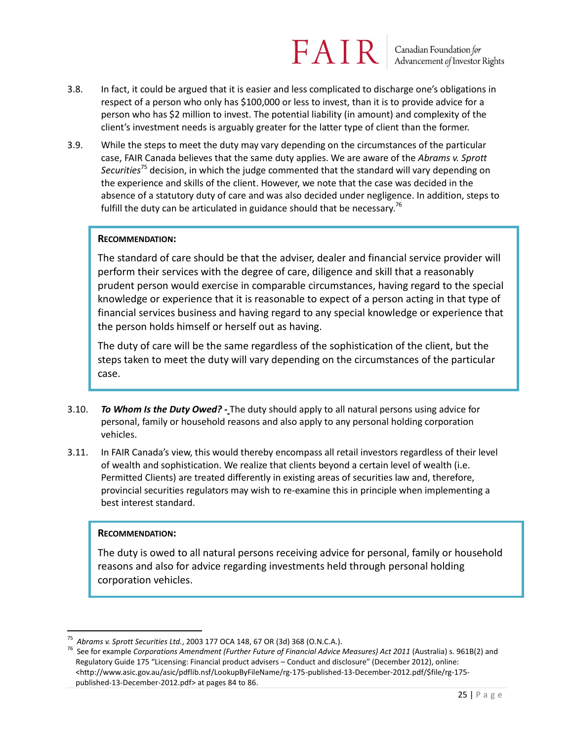3.8. In fact, it could be argued that it is easier and less complicated to discharge one's obligations in respect of a person who only has $100,000 or less to invest, than it is to provide advice for a person who has $2 million to invest. The potential liability (in amount) and complexity of the client's investment needs is arguably greater for the latter type of client than the former.

3.9. While the steps to meet the duty may vary depending on the circumstances of the particular case, FAIR Canada believes that the same duty applies. We are aware of the *Abrams v. Sprott Securities*[75] decision, in which the judge commented that the standard will vary depending on the experience and skills of the client. However, we note that the case was decided in the absence of a statutory duty of care and was also decided under negligence. In addition, steps to fulfill the duty can be articulated in guidance should that be necessary.[76]

> **RECOMMENDATION:**
>
> The standard of care should be that the adviser, dealer and financial service provider will perform their services with the degree of care, diligence and skill that a reasonably prudent person would exercise in comparable circumstances, having regard to the special knowledge or experience that it is reasonable to expect of a person acting in that type of financial services business and having regard to any special knowledge or experience that the person holds himself or herself out as having.
>
> The duty of care will be the same regardless of the sophistication of the client, but the steps taken to meet the duty will vary depending on the circumstances of the particular case.

3.10. ***To Whom Is the Duty Owed? -*** The duty should apply to all natural persons using advice for personal, family or household reasons and also apply to any personal holding corporation vehicles.

3.11. In FAIR Canada's view, this would thereby encompass all retail investors regardless of their level of wealth and sophistication. We realize that clients beyond a certain level of wealth (i.e. Permitted Clients) are treated differently in existing areas of securities law and, therefore, provincial securities regulators may wish to re-examine this in principle when implementing a best interest standard.

> **RECOMMENDATION:**
>
> The duty is owed to all natural persons receiving advice for personal, family or household reasons and also for advice regarding investments held through personal holding corporation vehicles.

---

[75] *Abrams v. Sprott Securities Ltd.*, 2003 177 OCA 148, 67 OR (3d) 368 (O.N.C.A.).

[76] See for example *Corporations Amendment (Further Future of Financial Advice Measures) Act 2011* (Australia) s. 961B(2) and Regulatory Guide 175 "Licensing: Financial product advisers – Conduct and disclosure" (December 2012), online: <http://www.asic.gov.au/asic/pdflib.nsf/LookupByFileName/rg-175-published-13-December-2012.pdf/$file/rg-175-published-13-December-2012.pdf> at pages 84 to 86.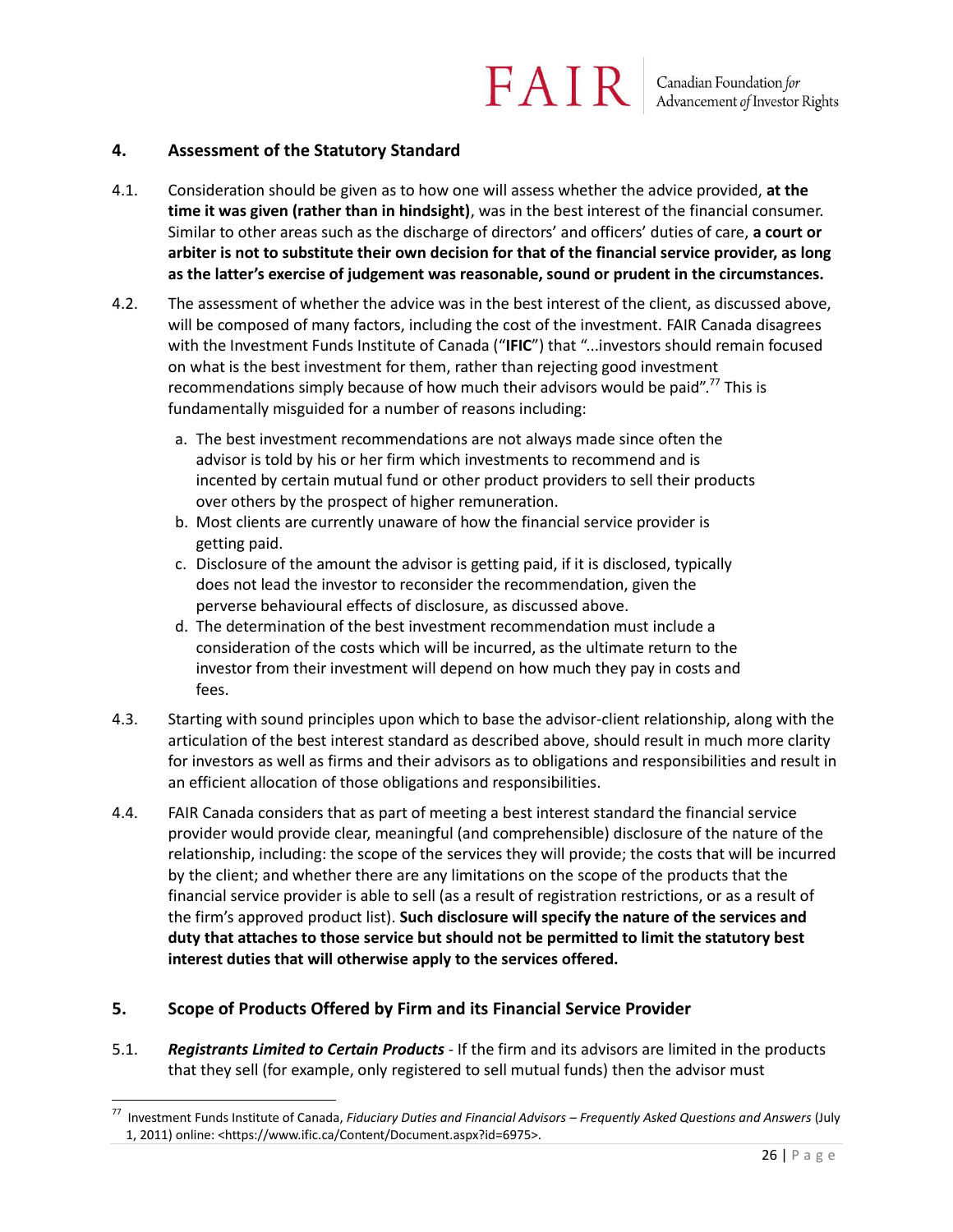## 4. Assessment of the Statutory Standard

4.1. Consideration should be given as to how one will assess whether the advice provided, **at the time it was given (rather than in hindsight)**, was in the best interest of the financial consumer. Similar to other areas such as the discharge of directors' and officers' duties of care, **a court or arbiter is not to substitute their own decision for that of the financial service provider, as long as the latter's exercise of judgement was reasonable, sound or prudent in the circumstances.**

4.2. The assessment of whether the advice was in the best interest of the client, as discussed above, will be composed of many factors, including the cost of the investment. FAIR Canada disagrees with the Investment Funds Institute of Canada ("**IFIC**") that "...investors should remain focused on what is the best investment for them, rather than rejecting good investment recommendations simply because of how much their advisors would be paid".[77] This is fundamentally misguided for a number of reasons including:

a. The best investment recommendations are not always made since often the advisor is told by his or her firm which investments to recommend and is incented by certain mutual fund or other product providers to sell their products over others by the prospect of higher remuneration.
b. Most clients are currently unaware of how the financial service provider is getting paid.
c. Disclosure of the amount the advisor is getting paid, if it is disclosed, typically does not lead the investor to reconsider the recommendation, given the perverse behavioural effects of disclosure, as discussed above.
d. The determination of the best investment recommendation must include a consideration of the costs which will be incurred, as the ultimate return to the investor from their investment will depend on how much they pay in costs and fees.

4.3. Starting with sound principles upon which to base the advisor-client relationship, along with the articulation of the best interest standard as described above, should result in much more clarity for investors as well as firms and their advisors as to obligations and responsibilities and result in an efficient allocation of those obligations and responsibilities.

4.4. FAIR Canada considers that as part of meeting a best interest standard the financial service provider would provide clear, meaningful (and comprehensible) disclosure of the nature of the relationship, including: the scope of the services they will provide; the costs that will be incurred by the client; and whether there are any limitations on the scope of the products that the financial service provider is able to sell (as a result of registration restrictions, or as a result of the firm's approved product list). **Such disclosure will specify the nature of the services and duty that attaches to those service but should not be permitted to limit the statutory best interest duties that will otherwise apply to the services offered.**

## 5. Scope of Products Offered by Firm and its Financial Service Provider

5.1. ***Registrants Limited to Certain Products*** - If the firm and its advisors are limited in the products that they sell (for example, only registered to sell mutual funds) then the advisor must

---

[77] Investment Funds Institute of Canada, *Fiduciary Duties and Financial Advisors – Frequently Asked Questions and Answers* (July 1, 2011) online: <https://www.ific.ca/Content/Document.aspx?id=6975>.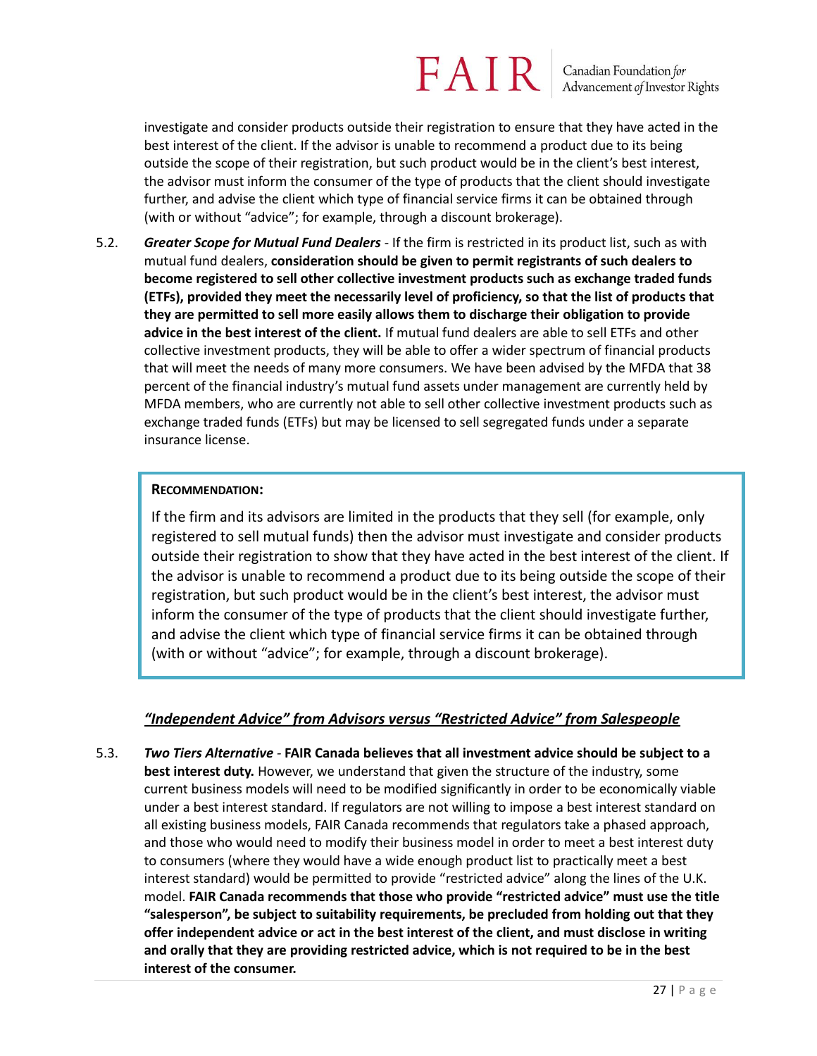investigate and consider products outside their registration to ensure that they have acted in the best interest of the client. If the advisor is unable to recommend a product due to its being outside the scope of their registration, but such product would be in the client's best interest, the advisor must inform the consumer of the type of products that the client should investigate further, and advise the client which type of financial service firms it can be obtained through (with or without "advice"; for example, through a discount brokerage).

5.2. ***Greater Scope for Mutual Fund Dealers*** - If the firm is restricted in its product list, such as with mutual fund dealers, **consideration should be given to permit registrants of such dealers to become registered to sell other collective investment products such as exchange traded funds (ETFs), provided they meet the necessarily level of proficiency, so that the list of products that they are permitted to sell more easily allows them to discharge their obligation to provide advice in the best interest of the client.** If mutual fund dealers are able to sell ETFs and other collective investment products, they will be able to offer a wider spectrum of financial products that will meet the needs of many more consumers. We have been advised by the MFDA that 38 percent of the financial industry's mutual fund assets under management are currently held by MFDA members, who are currently not able to sell other collective investment products such as exchange traded funds (ETFs) but may be licensed to sell segregated funds under a separate insurance license.

> **RECOMMENDATION:**
>
> If the firm and its advisors are limited in the products that they sell (for example, only registered to sell mutual funds) then the advisor must investigate and consider products outside their registration to show that they have acted in the best interest of the client. If the advisor is unable to recommend a product due to its being outside the scope of their registration, but such product would be in the client's best interest, the advisor must inform the consumer of the type of products that the client should investigate further, and advise the client which type of financial service firms it can be obtained through (with or without "advice"; for example, through a discount brokerage).

### ***"Independent Advice" from Advisors versus "Restricted Advice" from Salespeople***

5.3. ***Two Tiers Alternative*** - **FAIR Canada believes that all investment advice should be subject to a best interest duty.** However, we understand that given the structure of the industry, some current business models will need to be modified significantly in order to be economically viable under a best interest standard. If regulators are not willing to impose a best interest standard on all existing business models, FAIR Canada recommends that regulators take a phased approach, and those who would need to modify their business model in order to meet a best interest duty to consumers (where they would have a wide enough product list to practically meet a best interest standard) would be permitted to provide "restricted advice" along the lines of the U.K. model. **FAIR Canada recommends that those who provide "restricted advice" must use the title "salesperson", be subject to suitability requirements, be precluded from holding out that they offer independent advice or act in the best interest of the client, and must disclose in writing and orally that they are providing restricted advice, which is not required to be in the best interest of the consumer.**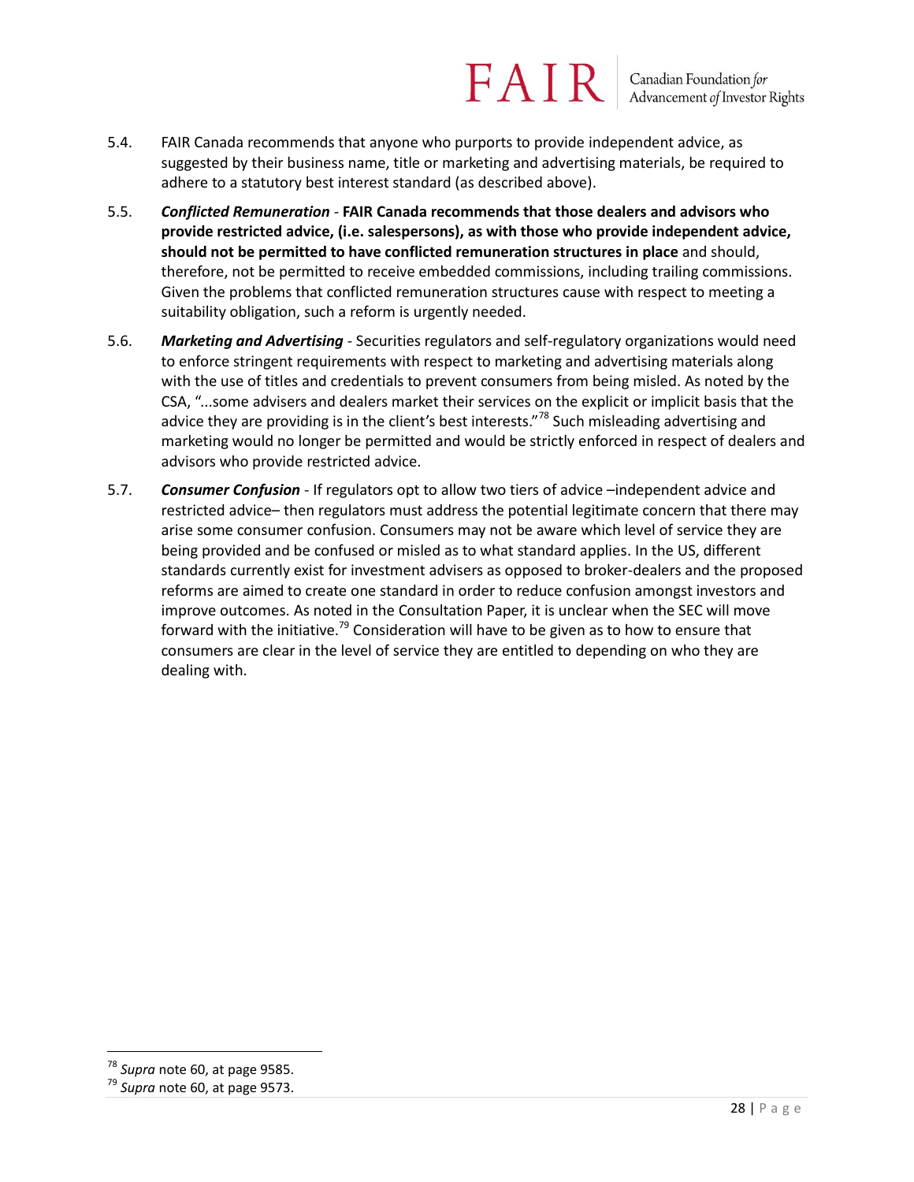5.4. FAIR Canada recommends that anyone who purports to provide independent advice, as suggested by their business name, title or marketing and advertising materials, be required to adhere to a statutory best interest standard (as described above).

5.5. ***Conflicted Remuneration*** - **FAIR Canada recommends that those dealers and advisors who provide restricted advice, (i.e. salespersons), as with those who provide independent advice, should not be permitted to have conflicted remuneration structures in place** and should, therefore, not be permitted to receive embedded commissions, including trailing commissions. Given the problems that conflicted remuneration structures cause with respect to meeting a suitability obligation, such a reform is urgently needed.

5.6. ***Marketing and Advertising*** - Securities regulators and self-regulatory organizations would need to enforce stringent requirements with respect to marketing and advertising materials along with the use of titles and credentials to prevent consumers from being misled. As noted by the CSA, "...some advisers and dealers market their services on the explicit or implicit basis that the advice they are providing is in the client's best interests."[78] Such misleading advertising and marketing would no longer be permitted and would be strictly enforced in respect of dealers and advisors who provide restricted advice.

5.7. ***Consumer Confusion*** - If regulators opt to allow two tiers of advice –independent advice and restricted advice– then regulators must address the potential legitimate concern that there may arise some consumer confusion. Consumers may not be aware which level of service they are being provided and be confused or misled as to what standard applies. In the US, different standards currently exist for investment advisers as opposed to broker-dealers and the proposed reforms are aimed to create one standard in order to reduce confusion amongst investors and improve outcomes. As noted in the Consultation Paper, it is unclear when the SEC will move forward with the initiative.[79] Consideration will have to be given as to how to ensure that consumers are clear in the level of service they are entitled to depending on who they are dealing with.

---

[78] *Supra* note 60, at page 9585.

[79] *Supra* note 60, at page 9573.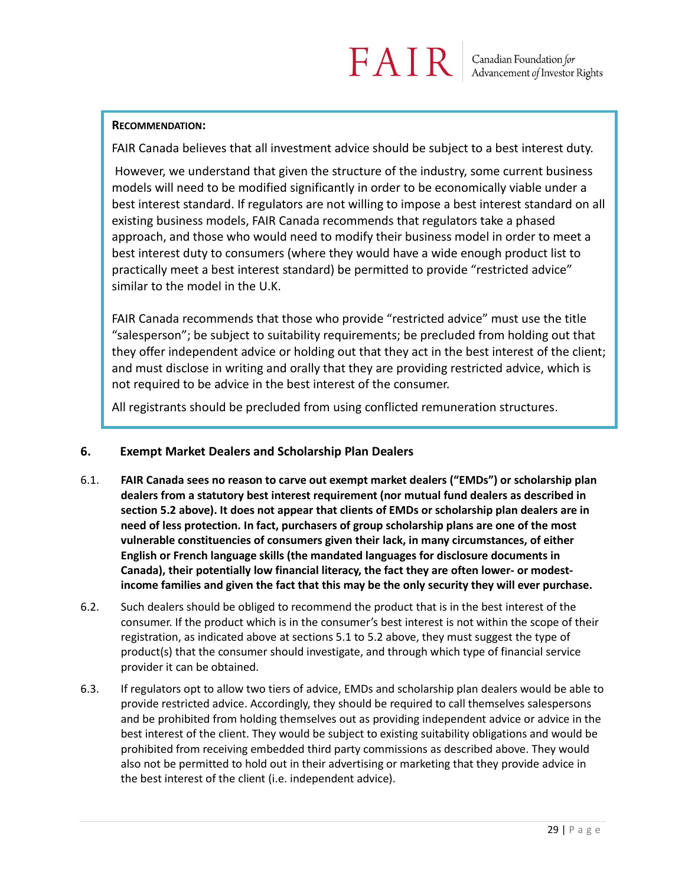**RECOMMENDATION:**

FAIR Canada believes that all investment advice should be subject to a best interest duty.

However, we understand that given the structure of the industry, some current business models will need to be modified significantly in order to be economically viable under a best interest standard. If regulators are not willing to impose a best interest standard on all existing business models, FAIR Canada recommends that regulators take a phased approach, and those who would need to modify their business model in order to meet a best interest duty to consumers (where they would have a wide enough product list to practically meet a best interest standard) be permitted to provide "restricted advice" similar to the model in the U.K.

FAIR Canada recommends that those who provide "restricted advice" must use the title "salesperson"; be subject to suitability requirements; be precluded from holding out that they offer independent advice or holding out that they act in the best interest of the client; and must disclose in writing and orally that they are providing restricted advice, which is not required to be advice in the best interest of the consumer.

All registrants should be precluded from using conflicted remuneration structures.

## 6. Exempt Market Dealers and Scholarship Plan Dealers

6.1. **FAIR Canada sees no reason to carve out exempt market dealers ("EMDs") or scholarship plan dealers from a statutory best interest requirement (nor mutual fund dealers as described in section 5.2 above). It does not appear that clients of EMDs or scholarship plan dealers are in need of less protection. In fact, purchasers of group scholarship plans are one of the most vulnerable constituencies of consumers given their lack, in many circumstances, of either English or French language skills (the mandated languages for disclosure documents in Canada), their potentially low financial literacy, the fact they are often lower- or modest-income families and given the fact that this may be the only security they will ever purchase.**

6.2. Such dealers should be obliged to recommend the product that is in the best interest of the consumer. If the product which is in the consumer's best interest is not within the scope of their registration, as indicated above at sections 5.1 to 5.2 above, they must suggest the type of product(s) that the consumer should investigate, and through which type of financial service provider it can be obtained.

6.3. If regulators opt to allow two tiers of advice, EMDs and scholarship plan dealers would be able to provide restricted advice. Accordingly, they should be required to call themselves salespersons and be prohibited from holding themselves out as providing independent advice or advice in the best interest of the client. They would be subject to existing suitability obligations and would be prohibited from receiving embedded third party commissions as described above. They would also not be permitted to hold out in their advertising or marketing that they provide advice in the best interest of the client (i.e. independent advice).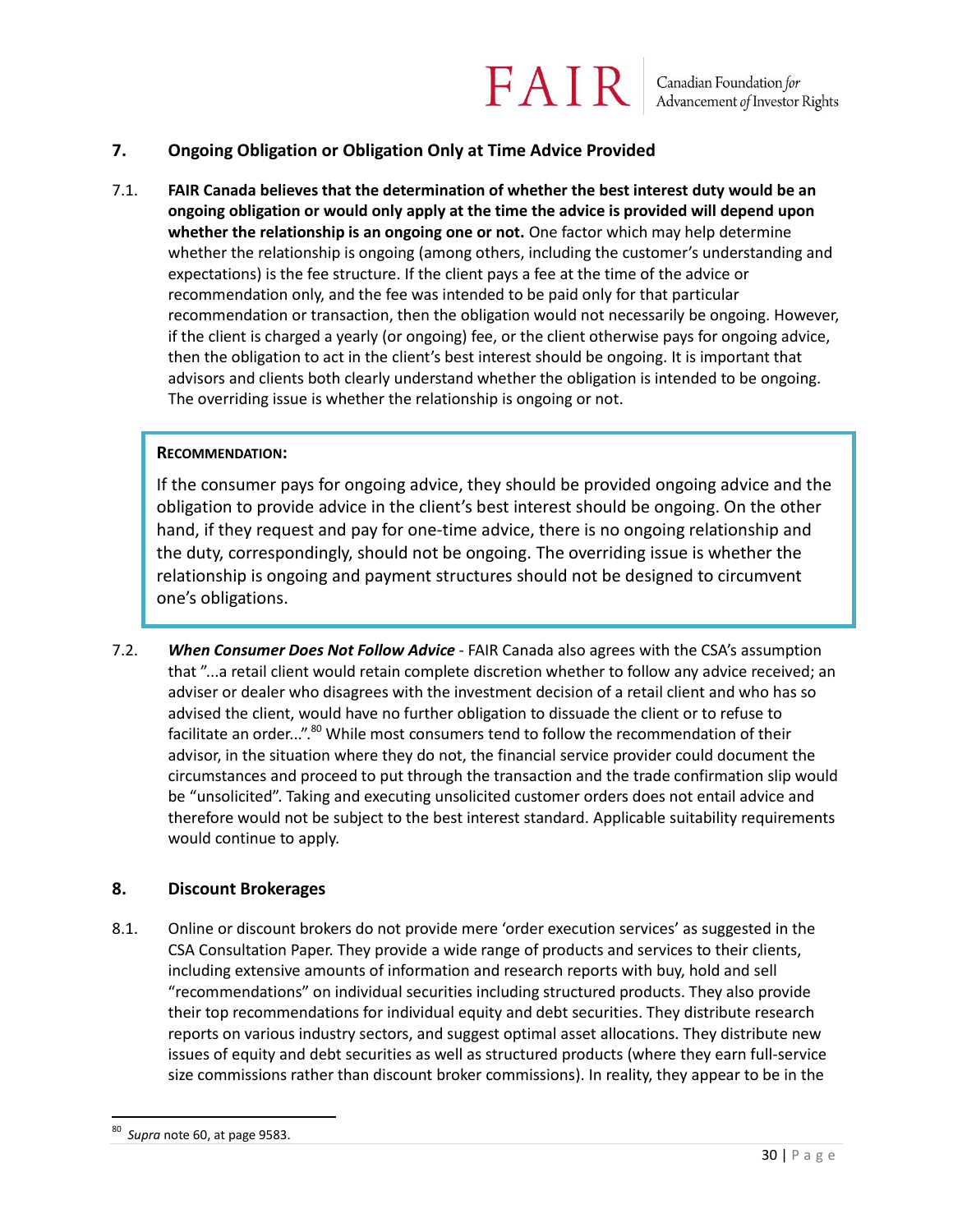## 7. Ongoing Obligation or Obligation Only at Time Advice Provided

7.1. **FAIR Canada believes that the determination of whether the best interest duty would be an ongoing obligation or would only apply at the time the advice is provided will depend upon whether the relationship is an ongoing one or not.** One factor which may help determine whether the relationship is ongoing (among others, including the customer's understanding and expectations) is the fee structure. If the client pays a fee at the time of the advice or recommendation only, and the fee was intended to be paid only for that particular recommendation or transaction, then the obligation would not necessarily be ongoing. However, if the client is charged a yearly (or ongoing) fee, or the client otherwise pays for ongoing advice, then the obligation to act in the client's best interest should be ongoing. It is important that advisors and clients both clearly understand whether the obligation is intended to be ongoing. The overriding issue is whether the relationship is ongoing or not.

> **RECOMMENDATION:**
>
> If the consumer pays for ongoing advice, they should be provided ongoing advice and the obligation to provide advice in the client's best interest should be ongoing. On the other hand, if they request and pay for one-time advice, there is no ongoing relationship and the duty, correspondingly, should not be ongoing. The overriding issue is whether the relationship is ongoing and payment structures should not be designed to circumvent one's obligations.

7.2. ***When Consumer Does Not Follow Advice*** - FAIR Canada also agrees with the CSA's assumption that "...a retail client would retain complete discretion whether to follow any advice received; an adviser or dealer who disagrees with the investment decision of a retail client and who has so advised the client, would have no further obligation to dissuade the client or to refuse to facilitate an order...".[80] While most consumers tend to follow the recommendation of their advisor, in the situation where they do not, the financial service provider could document the circumstances and proceed to put through the transaction and the trade confirmation slip would be "unsolicited". Taking and executing unsolicited customer orders does not entail advice and therefore would not be subject to the best interest standard. Applicable suitability requirements would continue to apply.

## 8. Discount Brokerages

8.1. Online or discount brokers do not provide mere 'order execution services' as suggested in the CSA Consultation Paper. They provide a wide range of products and services to their clients, including extensive amounts of information and research reports with buy, hold and sell "recommendations" on individual securities including structured products. They also provide their top recommendations for individual equity and debt securities. They distribute research reports on various industry sectors, and suggest optimal asset allocations. They distribute new issues of equity and debt securities as well as structured products (where they earn full-service size commissions rather than discount broker commissions). In reality, they appear to be in the

[80] *Supra* note 60, at page 9583.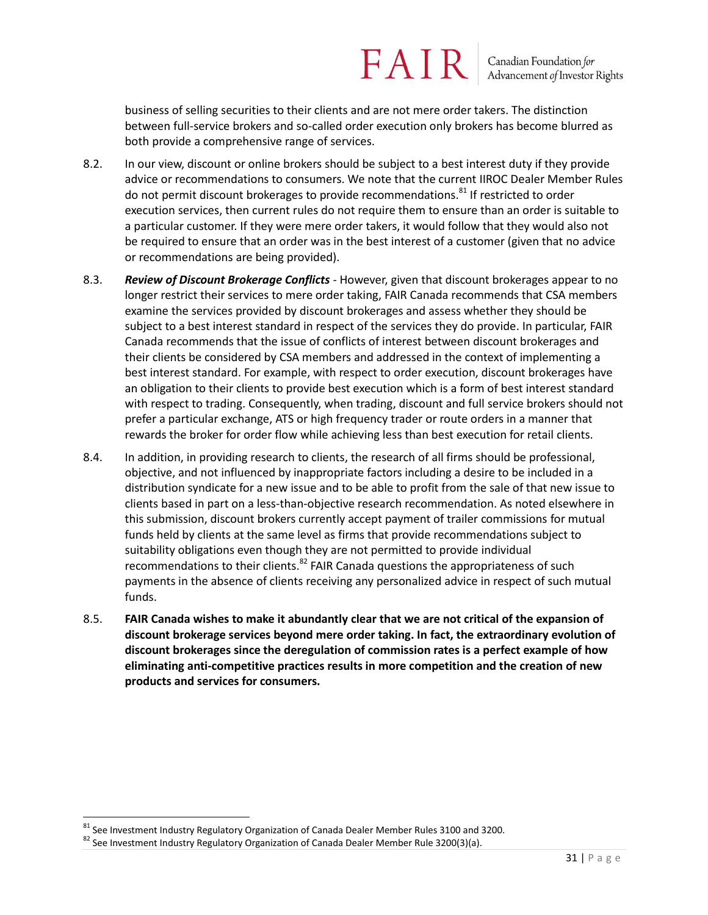business of selling securities to their clients and are not mere order takers. The distinction between full-service brokers and so-called order execution only brokers has become blurred as both provide a comprehensive range of services.

8.2. In our view, discount or online brokers should be subject to a best interest duty if they provide advice or recommendations to consumers. We note that the current IIROC Dealer Member Rules do not permit discount brokerages to provide recommendations.[81] If restricted to order execution services, then current rules do not require them to ensure than an order is suitable to a particular customer. If they were mere order takers, it would follow that they would also not be required to ensure that an order was in the best interest of a customer (given that no advice or recommendations are being provided).

8.3. ***Review of Discount Brokerage Conflicts*** - However, given that discount brokerages appear to no longer restrict their services to mere order taking, FAIR Canada recommends that CSA members examine the services provided by discount brokerages and assess whether they should be subject to a best interest standard in respect of the services they do provide. In particular, FAIR Canada recommends that the issue of conflicts of interest between discount brokerages and their clients be considered by CSA members and addressed in the context of implementing a best interest standard. For example, with respect to order execution, discount brokerages have an obligation to their clients to provide best execution which is a form of best interest standard with respect to trading. Consequently, when trading, discount and full service brokers should not prefer a particular exchange, ATS or high frequency trader or route orders in a manner that rewards the broker for order flow while achieving less than best execution for retail clients.

8.4. In addition, in providing research to clients, the research of all firms should be professional, objective, and not influenced by inappropriate factors including a desire to be included in a distribution syndicate for a new issue and to be able to profit from the sale of that new issue to clients based in part on a less-than-objective research recommendation. As noted elsewhere in this submission, discount brokers currently accept payment of trailer commissions for mutual funds held by clients at the same level as firms that provide recommendations subject to suitability obligations even though they are not permitted to provide individual recommendations to their clients.[82] FAIR Canada questions the appropriateness of such payments in the absence of clients receiving any personalized advice in respect of such mutual funds.

8.5. **FAIR Canada wishes to make it abundantly clear that we are not critical of the expansion of discount brokerage services beyond mere order taking. In fact, the extraordinary evolution of discount brokerages since the deregulation of commission rates is a perfect example of how eliminating anti-competitive practices results in more competition and the creation of new products and services for consumers.**

---

[81] See Investment Industry Regulatory Organization of Canada Dealer Member Rules 3100 and 3200.

[82] See Investment Industry Regulatory Organization of Canada Dealer Member Rule 3200(3)(a).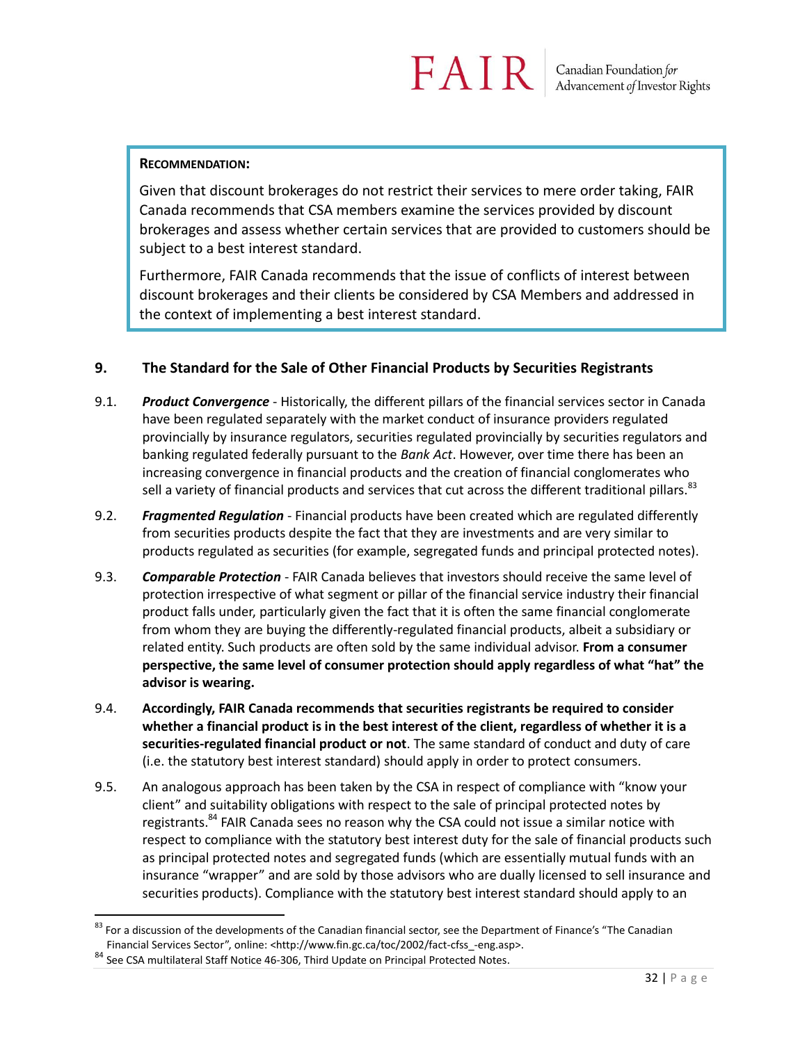**RECOMMENDATION:**

Given that discount brokerages do not restrict their services to mere order taking, FAIR Canada recommends that CSA members examine the services provided by discount brokerages and assess whether certain services that are provided to customers should be subject to a best interest standard.

Furthermore, FAIR Canada recommends that the issue of conflicts of interest between discount brokerages and their clients be considered by CSA Members and addressed in the context of implementing a best interest standard.

## 9. The Standard for the Sale of Other Financial Products by Securities Registrants

9.1. ***Product Convergence*** - Historically, the different pillars of the financial services sector in Canada have been regulated separately with the market conduct of insurance providers regulated provincially by insurance regulators, securities regulated provincially by securities regulators and banking regulated federally pursuant to the *Bank Act*. However, over time there has been an increasing convergence in financial products and the creation of financial conglomerates who sell a variety of financial products and services that cut across the different traditional pillars.[83]

9.2. ***Fragmented Regulation*** - Financial products have been created which are regulated differently from securities products despite the fact that they are investments and are very similar to products regulated as securities (for example, segregated funds and principal protected notes).

9.3. ***Comparable Protection*** - FAIR Canada believes that investors should receive the same level of protection irrespective of what segment or pillar of the financial service industry their financial product falls under, particularly given the fact that it is often the same financial conglomerate from whom they are buying the differently-regulated financial products, albeit a subsidiary or related entity. Such products are often sold by the same individual advisor. **From a consumer perspective, the same level of consumer protection should apply regardless of what "hat" the advisor is wearing.**

9.4. **Accordingly, FAIR Canada recommends that securities registrants be required to consider whether a financial product is in the best interest of the client, regardless of whether it is a securities-regulated financial product or not**. The same standard of conduct and duty of care (i.e. the statutory best interest standard) should apply in order to protect consumers.

9.5. An analogous approach has been taken by the CSA in respect of compliance with "know your client" and suitability obligations with respect to the sale of principal protected notes by registrants.[84] FAIR Canada sees no reason why the CSA could not issue a similar notice with respect to compliance with the statutory best interest duty for the sale of financial products such as principal protected notes and segregated funds (which are essentially mutual funds with an insurance "wrapper" and are sold by those advisors who are dually licensed to sell insurance and securities products). Compliance with the statutory best interest standard should apply to an

---

[83] For a discussion of the developments of the Canadian financial sector, see the Department of Finance's "The Canadian Financial Services Sector", online: <http://www.fin.gc.ca/toc/2002/fact-cfss_-eng.asp>.

[84] See CSA multilateral Staff Notice 46-306, Third Update on Principal Protected Notes.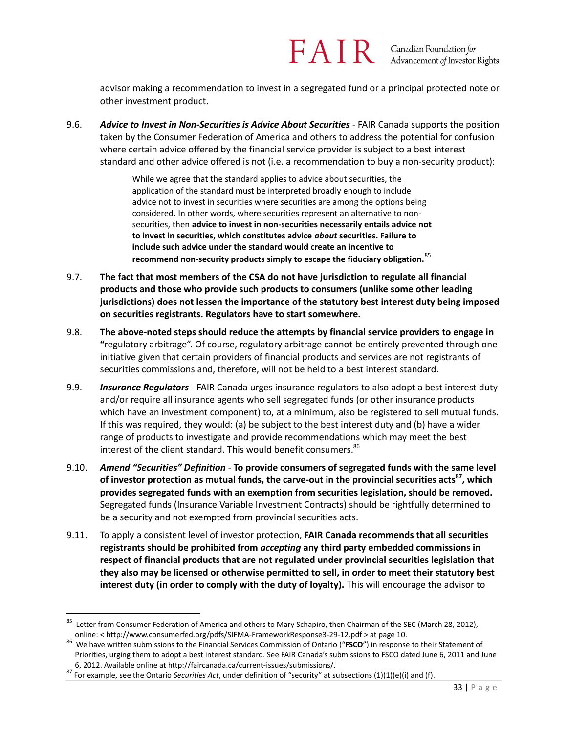advisor making a recommendation to invest in a segregated fund or a principal protected note or other investment product.

9.6. ***Advice to Invest in Non-Securities is Advice About Securities*** - FAIR Canada supports the position taken by the Consumer Federation of America and others to address the potential for confusion where certain advice offered by the financial service provider is subject to a best interest standard and other advice offered is not (i.e. a recommendation to buy a non-security product):

> While we agree that the standard applies to advice about securities, the application of the standard must be interpreted broadly enough to include advice not to invest in securities where securities are among the options being considered. In other words, where securities represent an alternative to non-securities, then **advice to invest in non-securities necessarily entails advice not to invest in securities, which constitutes advice *about* securities. Failure to include such advice under the standard would create an incentive to recommend non-security products simply to escape the fiduciary obligation.**[85]

9.7. **The fact that most members of the CSA do not have jurisdiction to regulate all financial products and those who provide such products to consumers (unlike some other leading jurisdictions) does not lessen the importance of the statutory best interest duty being imposed on securities registrants. Regulators have to start somewhere.**

9.8. **The above-noted steps should reduce the attempts by financial service providers to engage in "**regulatory arbitrage". Of course, regulatory arbitrage cannot be entirely prevented through one initiative given that certain providers of financial products and services are not registrants of securities commissions and, therefore, will not be held to a best interest standard.

9.9. ***Insurance Regulators*** - FAIR Canada urges insurance regulators to also adopt a best interest duty and/or require all insurance agents who sell segregated funds (or other insurance products which have an investment component) to, at a minimum, also be registered to sell mutual funds. If this was required, they would: (a) be subject to the best interest duty and (b) have a wider range of products to investigate and provide recommendations which may meet the best interest of the client standard. This would benefit consumers.[86]

9.10. ***Amend "Securities" Definition*** - **To provide consumers of segregated funds with the same level of investor protection as mutual funds, the carve-out in the provincial securities acts[87], which provides segregated funds with an exemption from securities legislation, should be removed.** Segregated funds (Insurance Variable Investment Contracts) should be rightfully determined to be a security and not exempted from provincial securities acts.

9.11. To apply a consistent level of investor protection, **FAIR Canada recommends that all securities registrants should be prohibited from *accepting* any third party embedded commissions in respect of financial products that are not regulated under provincial securities legislation that they also may be licensed or otherwise permitted to sell, in order to meet their statutory best interest duty (in order to comply with the duty of loyalty).** This will encourage the advisor to

---

[85] Letter from Consumer Federation of America and others to Mary Schapiro, then Chairman of the SEC (March 28, 2012), online: < http://www.consumerfed.org/pdfs/SIFMA-FrameworkResponse3-29-12.pdf > at page 10.

[86] We have written submissions to the Financial Services Commission of Ontario ("**FSCO**") in response to their Statement of Priorities, urging them to adopt a best interest standard. See FAIR Canada's submissions to FSCO dated June 6, 2011 and June 6, 2012. Available online at http://faircanada.ca/current-issues/submissions/.

[87] For example, see the Ontario *Securities Act*, under definition of "security" at subsections (1)(1)(e)(i) and (f).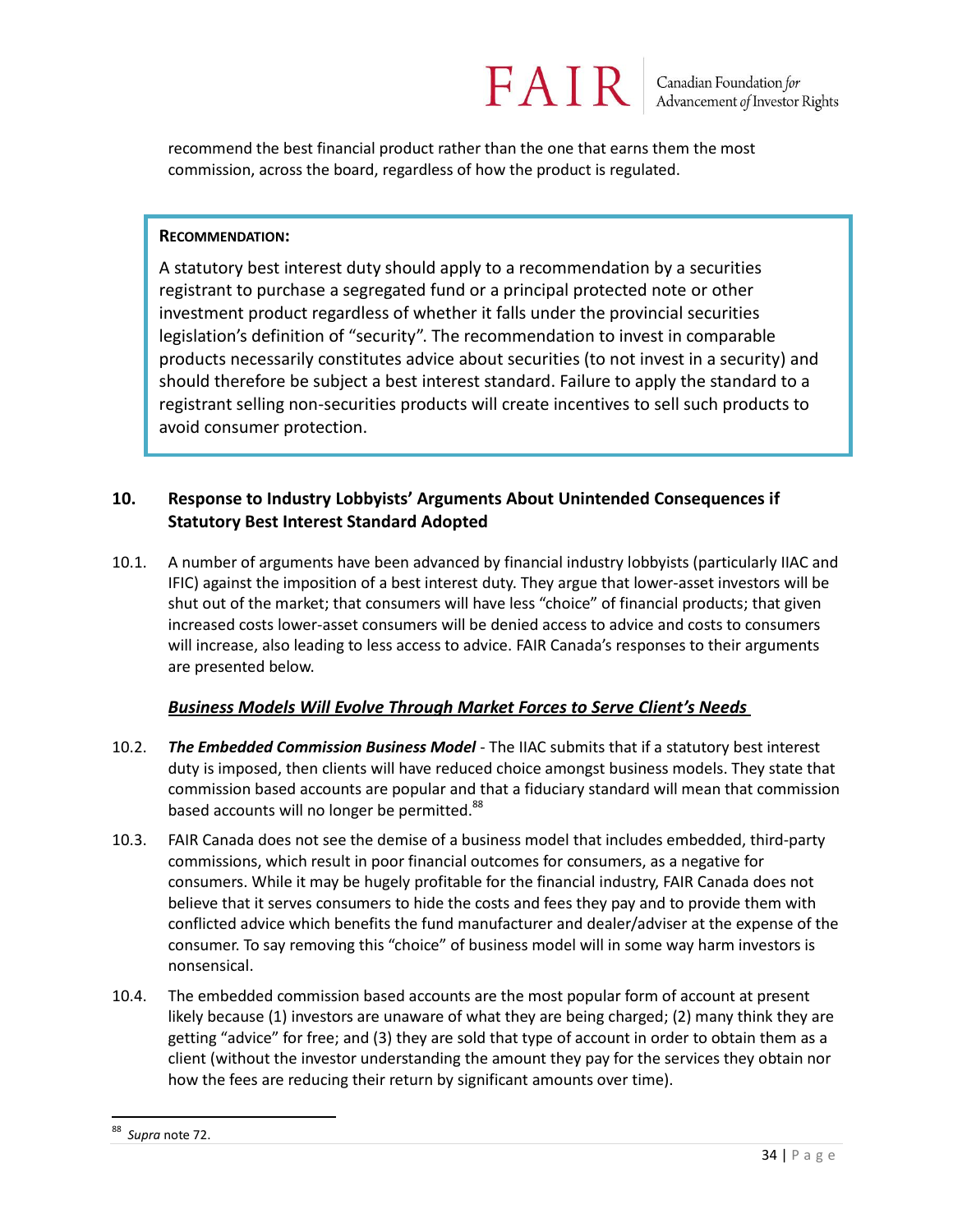recommend the best financial product rather than the one that earns them the most commission, across the board, regardless of how the product is regulated.

> **RECOMMENDATION:**
>
> A statutory best interest duty should apply to a recommendation by a securities registrant to purchase a segregated fund or a principal protected note or other investment product regardless of whether it falls under the provincial securities legislation's definition of "security". The recommendation to invest in comparable products necessarily constitutes advice about securities (to not invest in a security) and should therefore be subject a best interest standard. Failure to apply the standard to a registrant selling non-securities products will create incentives to sell such products to avoid consumer protection.

## 10. Response to Industry Lobbyists' Arguments About Unintended Consequences if Statutory Best Interest Standard Adopted

10.1. A number of arguments have been advanced by financial industry lobbyists (particularly IIAC and IFIC) against the imposition of a best interest duty. They argue that lower-asset investors will be shut out of the market; that consumers will have less "choice" of financial products; that given increased costs lower-asset consumers will be denied access to advice and costs to consumers will increase, also leading to less access to advice. FAIR Canada's responses to their arguments are presented below.

***Business Models Will Evolve Through Market Forces to Serve Client's Needs***

10.2. ***The Embedded Commission Business Model*** - The IIAC submits that if a statutory best interest duty is imposed, then clients will have reduced choice amongst business models. They state that commission based accounts are popular and that a fiduciary standard will mean that commission based accounts will no longer be permitted.[88]

10.3. FAIR Canada does not see the demise of a business model that includes embedded, third-party commissions, which result in poor financial outcomes for consumers, as a negative for consumers. While it may be hugely profitable for the financial industry, FAIR Canada does not believe that it serves consumers to hide the costs and fees they pay and to provide them with conflicted advice which benefits the fund manufacturer and dealer/adviser at the expense of the consumer. To say removing this "choice" of business model will in some way harm investors is nonsensical.

10.4. The embedded commission based accounts are the most popular form of account at present likely because (1) investors are unaware of what they are being charged; (2) many think they are getting "advice" for free; and (3) they are sold that type of account in order to obtain them as a client (without the investor understanding the amount they pay for the services they obtain nor how the fees are reducing their return by significant amounts over time).

---

[88] *Supra* note 72.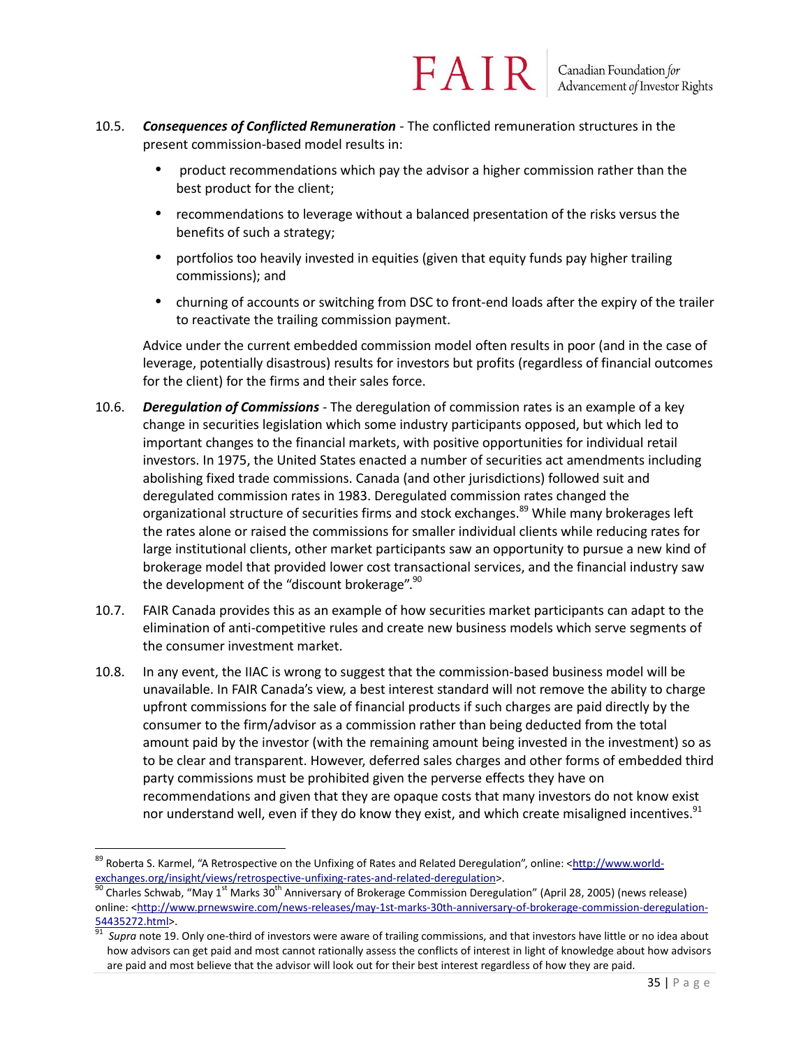10.5. ***Consequences of Conflicted Remuneration*** - The conflicted remuneration structures in the present commission-based model results in:

- product recommendations which pay the advisor a higher commission rather than the best product for the client;
- recommendations to leverage without a balanced presentation of the risks versus the benefits of such a strategy;
- portfolios too heavily invested in equities (given that equity funds pay higher trailing commissions); and
- churning of accounts or switching from DSC to front-end loads after the expiry of the trailer to reactivate the trailing commission payment.

Advice under the current embedded commission model often results in poor (and in the case of leverage, potentially disastrous) results for investors but profits (regardless of financial outcomes for the client) for the firms and their sales force.

10.6. ***Deregulation of Commissions*** - The deregulation of commission rates is an example of a key change in securities legislation which some industry participants opposed, but which led to important changes to the financial markets, with positive opportunities for individual retail investors. In 1975, the United States enacted a number of securities act amendments including abolishing fixed trade commissions. Canada (and other jurisdictions) followed suit and deregulated commission rates in 1983. Deregulated commission rates changed the organizational structure of securities firms and stock exchanges.[89] While many brokerages left the rates alone or raised the commissions for smaller individual clients while reducing rates for large institutional clients, other market participants saw an opportunity to pursue a new kind of brokerage model that provided lower cost transactional services, and the financial industry saw the development of the "discount brokerage".[90]

10.7. FAIR Canada provides this as an example of how securities market participants can adapt to the elimination of anti-competitive rules and create new business models which serve segments of the consumer investment market.

10.8. In any event, the IIAC is wrong to suggest that the commission-based business model will be unavailable. In FAIR Canada's view, a best interest standard will not remove the ability to charge upfront commissions for the sale of financial products if such charges are paid directly by the consumer to the firm/advisor as a commission rather than being deducted from the total amount paid by the investor (with the remaining amount being invested in the investment) so as to be clear and transparent. However, deferred sales charges and other forms of embedded third party commissions must be prohibited given the perverse effects they have on recommendations and given that they are opaque costs that many investors do not know exist nor understand well, even if they do know they exist, and which create misaligned incentives.[91]

---

[89] Roberta S. Karmel, "A Retrospective on the Unfixing of Rates and Related Deregulation", online: <http://www.world-exchanges.org/insight/views/retrospective-unfixing-rates-and-related-deregulation>.

[90] Charles Schwab, "May 1st Marks 30th Anniversary of Brokerage Commission Deregulation" (April 28, 2005) (news release) online: <http://www.prnewswire.com/news-releases/may-1st-marks-30th-anniversary-of-brokerage-commission-deregulation-54435272.html>.

[91] *Supra* note 19. Only one-third of investors were aware of trailing commissions, and that investors have little or no idea about how advisors can get paid and most cannot rationally assess the conflicts of interest in light of knowledge about how advisors are paid and most believe that the advisor will look out for their best interest regardless of how they are paid.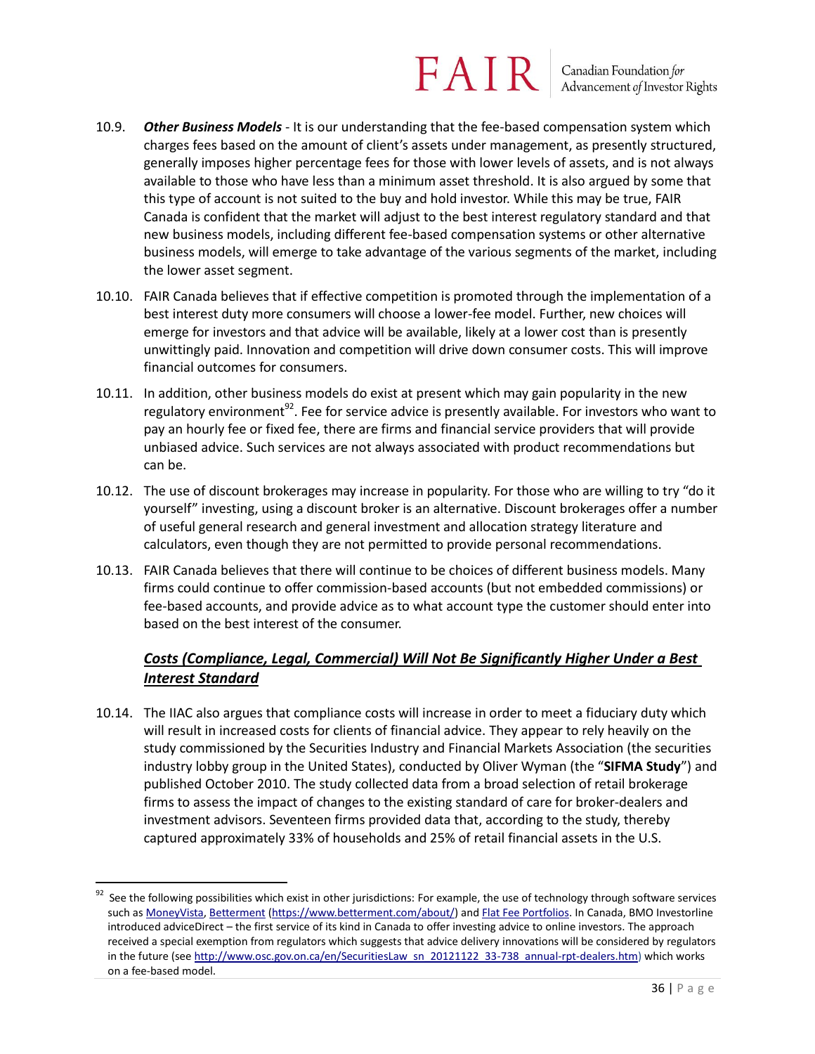10.9. ***Other Business Models*** - It is our understanding that the fee-based compensation system which charges fees based on the amount of client's assets under management, as presently structured, generally imposes higher percentage fees for those with lower levels of assets, and is not always available to those who have less than a minimum asset threshold. It is also argued by some that this type of account is not suited to the buy and hold investor. While this may be true, FAIR Canada is confident that the market will adjust to the best interest regulatory standard and that new business models, including different fee-based compensation systems or other alternative business models, will emerge to take advantage of the various segments of the market, including the lower asset segment.

10.10. FAIR Canada believes that if effective competition is promoted through the implementation of a best interest duty more consumers will choose a lower-fee model. Further, new choices will emerge for investors and that advice will be available, likely at a lower cost than is presently unwittingly paid. Innovation and competition will drive down consumer costs. This will improve financial outcomes for consumers.

10.11. In addition, other business models do exist at present which may gain popularity in the new regulatory environment[92]. Fee for service advice is presently available. For investors who want to pay an hourly fee or fixed fee, there are firms and financial service providers that will provide unbiased advice. Such services are not always associated with product recommendations but can be.

10.12. The use of discount brokerages may increase in popularity. For those who are willing to try "do it yourself" investing, using a discount broker is an alternative. Discount brokerages offer a number of useful general research and general investment and allocation strategy literature and calculators, even though they are not permitted to provide personal recommendations.

10.13. FAIR Canada believes that there will continue to be choices of different business models. Many firms could continue to offer commission-based accounts (but not embedded commissions) or fee-based accounts, and provide advice as to what account type the customer should enter into based on the best interest of the consumer.

### ***Costs (Compliance, Legal, Commercial) Will Not Be Significantly Higher Under a Best Interest Standard***

10.14. The IIAC also argues that compliance costs will increase in order to meet a fiduciary duty which will result in increased costs for clients of financial advice. They appear to rely heavily on the study commissioned by the Securities Industry and Financial Markets Association (the securities industry lobby group in the United States), conducted by Oliver Wyman (the "**SIFMA Study**") and published October 2010. The study collected data from a broad selection of retail brokerage firms to assess the impact of changes to the existing standard of care for broker-dealers and investment advisors. Seventeen firms provided data that, according to the study, thereby captured approximately 33% of households and 25% of retail financial assets in the U.S.

---

[92] See the following possibilities which exist in other jurisdictions: For example, the use of technology through software services such as MoneyVista, Betterment (https://www.betterment.com/about/) and Flat Fee Portfolios. In Canada, BMO Investorline introduced adviceDirect – the first service of its kind in Canada to offer investing advice to online investors. The approach received a special exemption from regulators which suggests that advice delivery innovations will be considered by regulators in the future (see http://www.osc.gov.on.ca/en/SecuritiesLaw_sn_20121122_33-738_annual-rpt-dealers.htm) which works on a fee-based model.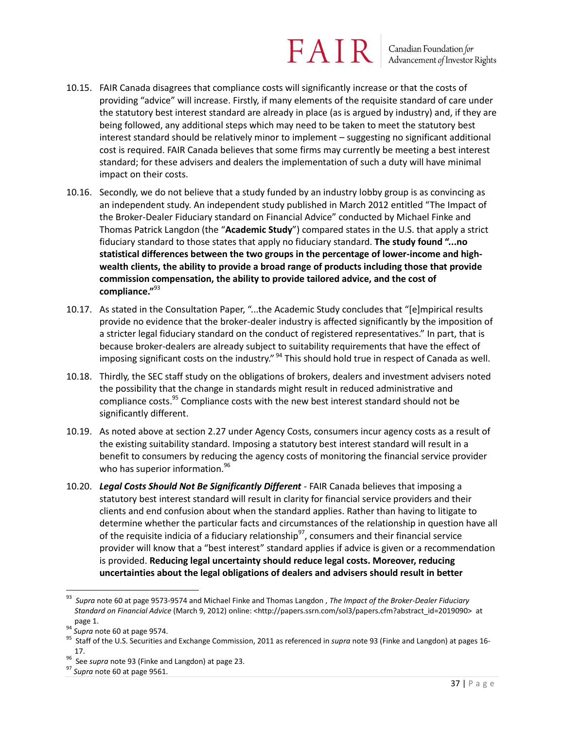10.15. FAIR Canada disagrees that compliance costs will significantly increase or that the costs of providing "advice" will increase. Firstly, if many elements of the requisite standard of care under the statutory best interest standard are already in place (as is argued by industry) and, if they are being followed, any additional steps which may need to be taken to meet the statutory best interest standard should be relatively minor to implement – suggesting no significant additional cost is required. FAIR Canada believes that some firms may currently be meeting a best interest standard; for these advisers and dealers the implementation of such a duty will have minimal impact on their costs.

10.16. Secondly, we do not believe that a study funded by an industry lobby group is as convincing as an independent study. An independent study published in March 2012 entitled "The Impact of the Broker-Dealer Fiduciary standard on Financial Advice" conducted by Michael Finke and Thomas Patrick Langdon (the "**Academic Study**") compared states in the U.S. that apply a strict fiduciary standard to those states that apply no fiduciary standard. **The study found "...no statistical differences between the two groups in the percentage of lower-income and high-wealth clients, the ability to provide a broad range of products including those that provide commission compensation, the ability to provide tailored advice, and the cost of compliance."**[93]

10.17. As stated in the Consultation Paper, "...the Academic Study concludes that "[e]mpirical results provide no evidence that the broker-dealer industry is affected significantly by the imposition of a stricter legal fiduciary standard on the conduct of registered representatives." In part, that is because broker-dealers are already subject to suitability requirements that have the effect of imposing significant costs on the industry."[94] This should hold true in respect of Canada as well.

10.18. Thirdly, the SEC staff study on the obligations of brokers, dealers and investment advisers noted the possibility that the change in standards might result in reduced administrative and compliance costs.[95] Compliance costs with the new best interest standard should not be significantly different.

10.19. As noted above at section 2.27 under Agency Costs, consumers incur agency costs as a result of the existing suitability standard. Imposing a statutory best interest standard will result in a benefit to consumers by reducing the agency costs of monitoring the financial service provider who has superior information.[96]

10.20. ***Legal Costs Should Not Be Significantly Different*** - FAIR Canada believes that imposing a statutory best interest standard will result in clarity for financial service providers and their clients and end confusion about when the standard applies. Rather than having to litigate to determine whether the particular facts and circumstances of the relationship in question have all of the requisite indicia of a fiduciary relationship[97], consumers and their financial service provider will know that a "best interest" standard applies if advice is given or a recommendation is provided. **Reducing legal uncertainty should reduce legal costs. Moreover, reducing uncertainties about the legal obligations of dealers and advisers should result in better**

---

[93] *Supra* note 60 at page 9573-9574 and Michael Finke and Thomas Langdon , *The Impact of the Broker-Dealer Fiduciary Standard on Financial Advice* (March 9, 2012) online: <http://papers.ssrn.com/sol3/papers.cfm?abstract_id=2019090> at page 1.

[94] *Supra* note 60 at page 9574.

[95] Staff of the U.S. Securities and Exchange Commission, 2011 as referenced in *supra* note 93 (Finke and Langdon) at pages 16-17.

[96] See *supra* note 93 (Finke and Langdon) at page 23.

[97] *Supra* note 60 at page 9561.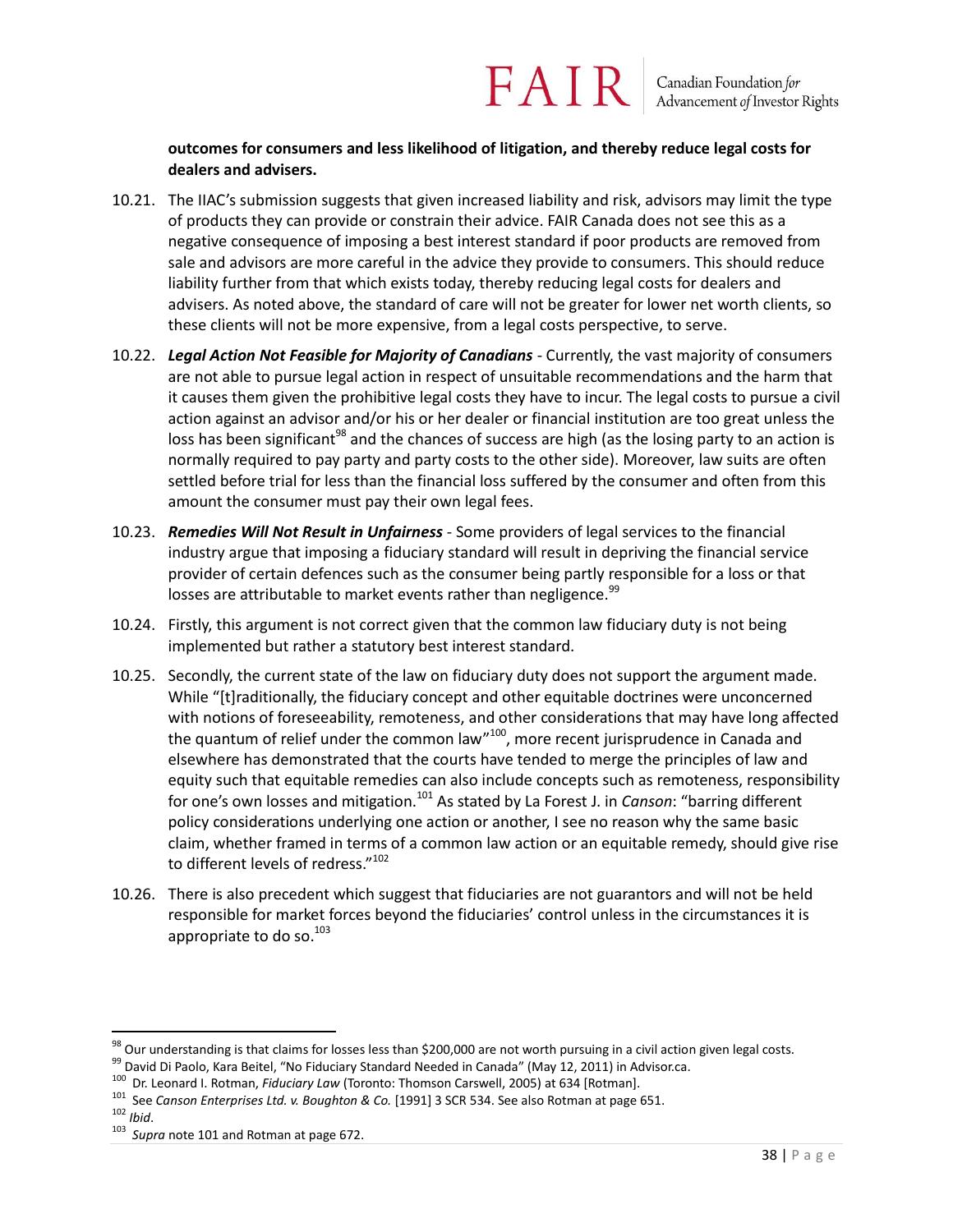**outcomes for consumers and less likelihood of litigation, and thereby reduce legal costs for dealers and advisers.**

10.21. The IIAC's submission suggests that given increased liability and risk, advisors may limit the type of products they can provide or constrain their advice. FAIR Canada does not see this as a negative consequence of imposing a best interest standard if poor products are removed from sale and advisors are more careful in the advice they provide to consumers. This should reduce liability further from that which exists today, thereby reducing legal costs for dealers and advisers. As noted above, the standard of care will not be greater for lower net worth clients, so these clients will not be more expensive, from a legal costs perspective, to serve.

10.22. ***Legal Action Not Feasible for Majority of Canadians*** - Currently, the vast majority of consumers are not able to pursue legal action in respect of unsuitable recommendations and the harm that it causes them given the prohibitive legal costs they have to incur. The legal costs to pursue a civil action against an advisor and/or his or her dealer or financial institution are too great unless the loss has been significant[98] and the chances of success are high (as the losing party to an action is normally required to pay party and party costs to the other side). Moreover, law suits are often settled before trial for less than the financial loss suffered by the consumer and often from this amount the consumer must pay their own legal fees.

10.23. ***Remedies Will Not Result in Unfairness*** - Some providers of legal services to the financial industry argue that imposing a fiduciary standard will result in depriving the financial service provider of certain defences such as the consumer being partly responsible for a loss or that losses are attributable to market events rather than negligence.[99]

10.24. Firstly, this argument is not correct given that the common law fiduciary duty is not being implemented but rather a statutory best interest standard.

10.25. Secondly, the current state of the law on fiduciary duty does not support the argument made. While "[t]raditionally, the fiduciary concept and other equitable doctrines were unconcerned with notions of foreseeability, remoteness, and other considerations that may have long affected the quantum of relief under the common law"[100], more recent jurisprudence in Canada and elsewhere has demonstrated that the courts have tended to merge the principles of law and equity such that equitable remedies can also include concepts such as remoteness, responsibility for one's own losses and mitigation.[101] As stated by La Forest J. in *Canson*: "barring different policy considerations underlying one action or another, I see no reason why the same basic claim, whether framed in terms of a common law action or an equitable remedy, should give rise to different levels of redress."[102]

10.26. There is also precedent which suggest that fiduciaries are not guarantors and will not be held responsible for market forces beyond the fiduciaries' control unless in the circumstances it is appropriate to do so.[103]

---

[98] Our understanding is that claims for losses less than $200,000 are not worth pursuing in a civil action given legal costs.

[99] David Di Paolo, Kara Beitel, "No Fiduciary Standard Needed in Canada" (May 12, 2011) in Advisor.ca.

[100] Dr. Leonard I. Rotman, *Fiduciary Law* (Toronto: Thomson Carswell, 2005) at 634 [Rotman].

[101] See *Canson Enterprises Ltd. v. Boughton & Co.* [1991] 3 SCR 534. See also Rotman at page 651.

[102] *Ibid*.

[103] *Supra* note 101 and Rotman at page 672.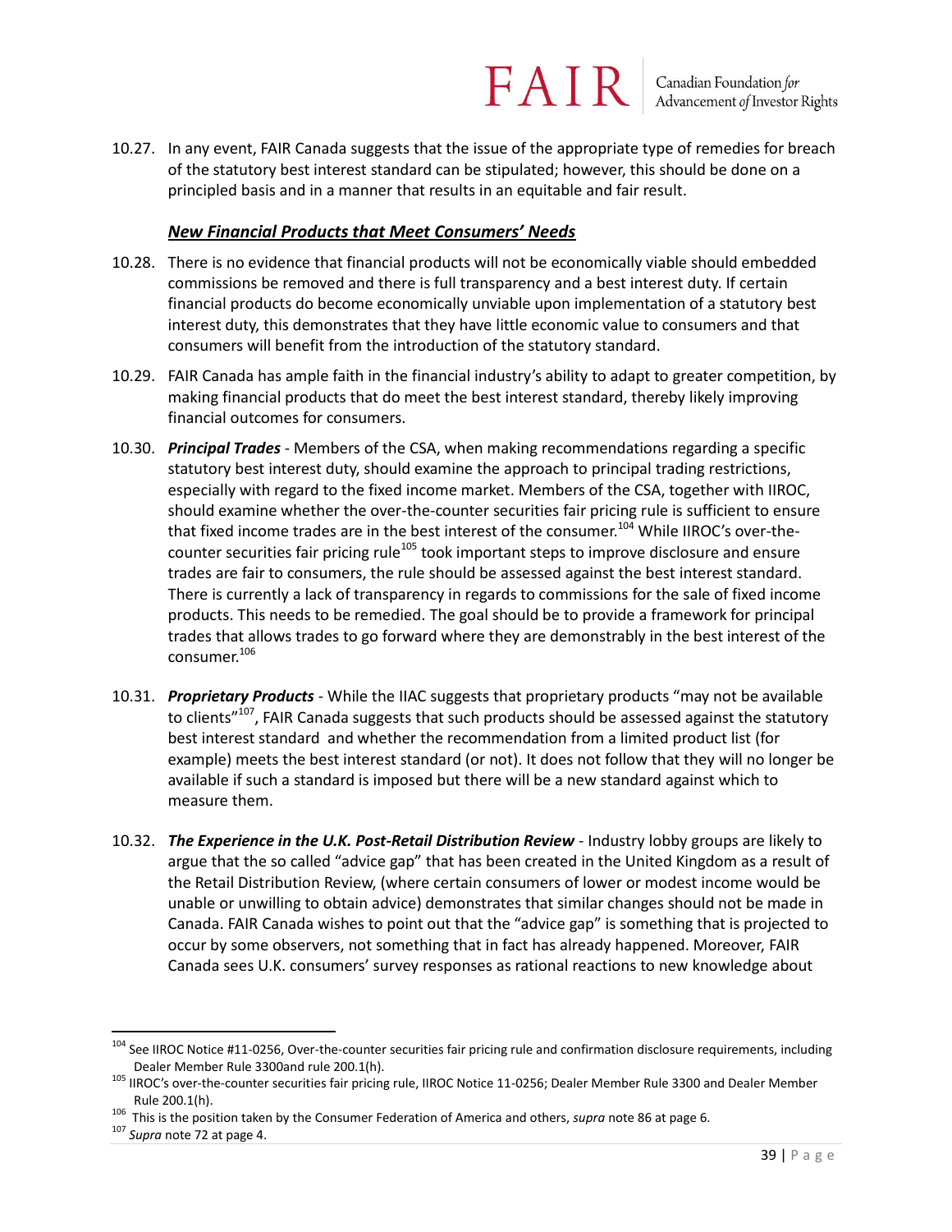10.27. In any event, FAIR Canada suggests that the issue of the appropriate type of remedies for breach of the statutory best interest standard can be stipulated; however, this should be done on a principled basis and in a manner that results in an equitable and fair result.

***New Financial Products that Meet Consumers' Needs***

10.28. There is no evidence that financial products will not be economically viable should embedded commissions be removed and there is full transparency and a best interest duty. If certain financial products do become economically unviable upon implementation of a statutory best interest duty, this demonstrates that they have little economic value to consumers and that consumers will benefit from the introduction of the statutory standard.

10.29. FAIR Canada has ample faith in the financial industry's ability to adapt to greater competition, by making financial products that do meet the best interest standard, thereby likely improving financial outcomes for consumers.

10.30. ***Principal Trades*** - Members of the CSA, when making recommendations regarding a specific statutory best interest duty, should examine the approach to principal trading restrictions, especially with regard to the fixed income market. Members of the CSA, together with IIROC, should examine whether the over-the-counter securities fair pricing rule is sufficient to ensure that fixed income trades are in the best interest of the consumer.[104] While IIROC's over-the-counter securities fair pricing rule[105] took important steps to improve disclosure and ensure trades are fair to consumers, the rule should be assessed against the best interest standard. There is currently a lack of transparency in regards to commissions for the sale of fixed income products. This needs to be remedied. The goal should be to provide a framework for principal trades that allows trades to go forward where they are demonstrably in the best interest of the consumer.[106]

10.31. ***Proprietary Products*** - While the IIAC suggests that proprietary products "may not be available to clients"[107], FAIR Canada suggests that such products should be assessed against the statutory best interest standard and whether the recommendation from a limited product list (for example) meets the best interest standard (or not). It does not follow that they will no longer be available if such a standard is imposed but there will be a new standard against which to measure them.

10.32. ***The Experience in the U.K. Post-Retail Distribution Review*** - Industry lobby groups are likely to argue that the so called "advice gap" that has been created in the United Kingdom as a result of the Retail Distribution Review, (where certain consumers of lower or modest income would be unable or unwilling to obtain advice) demonstrates that similar changes should not be made in Canada. FAIR Canada wishes to point out that the "advice gap" is something that is projected to occur by some observers, not something that in fact has already happened. Moreover, FAIR Canada sees U.K. consumers' survey responses as rational reactions to new knowledge about

---

[104] See IIROC Notice #11-0256, Over-the-counter securities fair pricing rule and confirmation disclosure requirements, including Dealer Member Rule 3300and rule 200.1(h).

[105] IIROC's over-the-counter securities fair pricing rule, IIROC Notice 11-0256; Dealer Member Rule 3300 and Dealer Member Rule 200.1(h).

[106] This is the position taken by the Consumer Federation of America and others, *supra* note 86 at page 6.

[107] *Supra* note 72 at page 4.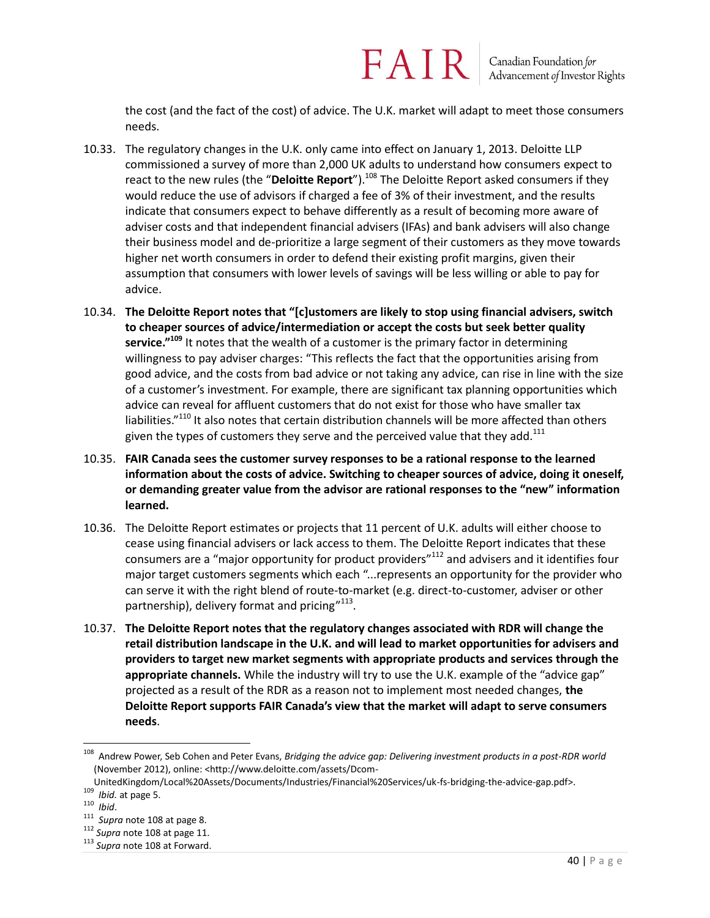the cost (and the fact of the cost) of advice. The U.K. market will adapt to meet those consumers needs.

10.33. The regulatory changes in the U.K. only came into effect on January 1, 2013. Deloitte LLP commissioned a survey of more than 2,000 UK adults to understand how consumers expect to react to the new rules (the "**Deloitte Report**").[108] The Deloitte Report asked consumers if they would reduce the use of advisors if charged a fee of 3% of their investment, and the results indicate that consumers expect to behave differently as a result of becoming more aware of adviser costs and that independent financial advisers (IFAs) and bank advisers will also change their business model and de-prioritize a large segment of their customers as they move towards higher net worth consumers in order to defend their existing profit margins, given their assumption that consumers with lower levels of savings will be less willing or able to pay for advice.

10.34. **The Deloitte Report notes that "[c]ustomers are likely to stop using financial advisers, switch to cheaper sources of advice/intermediation or accept the costs but seek better quality service."[109]** It notes that the wealth of a customer is the primary factor in determining willingness to pay adviser charges: "This reflects the fact that the opportunities arising from good advice, and the costs from bad advice or not taking any advice, can rise in line with the size of a customer's investment. For example, there are significant tax planning opportunities which advice can reveal for affluent customers that do not exist for those who have smaller tax liabilities."[110] It also notes that certain distribution channels will be more affected than others given the types of customers they serve and the perceived value that they add.[111]

10.35. **FAIR Canada sees the customer survey responses to be a rational response to the learned information about the costs of advice. Switching to cheaper sources of advice, doing it oneself, or demanding greater value from the advisor are rational responses to the "new" information learned.**

10.36. The Deloitte Report estimates or projects that 11 percent of U.K. adults will either choose to cease using financial advisers or lack access to them. The Deloitte Report indicates that these consumers are a "major opportunity for product providers"[112] and advisers and it identifies four major target customers segments which each "...represents an opportunity for the provider who can serve it with the right blend of route-to-market (e.g. direct-to-customer, adviser or other partnership), delivery format and pricing"[113].

10.37. **The Deloitte Report notes that the regulatory changes associated with RDR will change the retail distribution landscape in the U.K. and will lead to market opportunities for advisers and providers to target new market segments with appropriate products and services through the appropriate channels.** While the industry will try to use the U.K. example of the "advice gap" projected as a result of the RDR as a reason not to implement most needed changes, **the Deloitte Report supports FAIR Canada's view that the market will adapt to serve consumers needs**.

---

[108] Andrew Power, Seb Cohen and Peter Evans, *Bridging the advice gap: Delivering investment products in a post-RDR world* (November 2012), online: <http://www.deloitte.com/assets/Dcom-UnitedKingdom/Local%20Assets/Documents/Industries/Financial%20Services/uk-fs-bridging-the-advice-gap.pdf>.

[109] *Ibid.* at page 5.

[110] *Ibid*.

[111] *Supra* note 108 at page 8.

[112] *Supra* note 108 at page 11.

[113] *Supra* note 108 at Forward.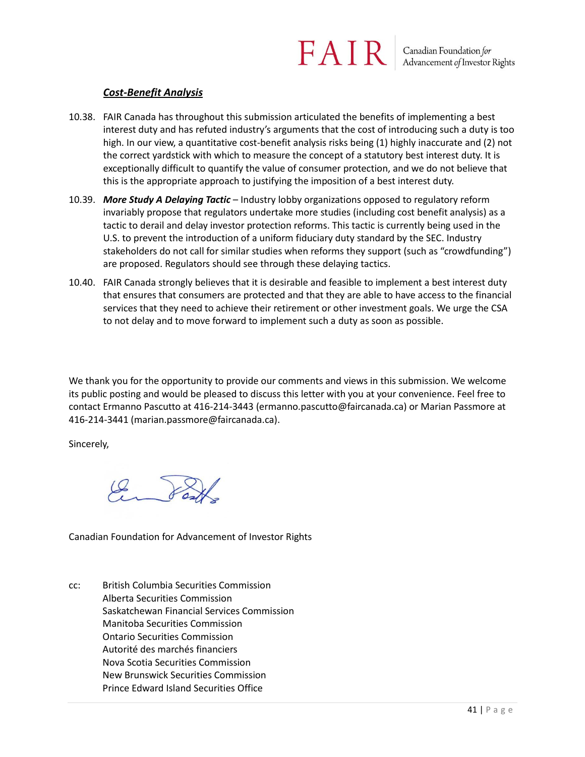***Cost-Benefit Analysis***

10.38. FAIR Canada has throughout this submission articulated the benefits of implementing a best interest duty and has refuted industry's arguments that the cost of introducing such a duty is too high. In our view, a quantitative cost-benefit analysis risks being (1) highly inaccurate and (2) not the correct yardstick with which to measure the concept of a statutory best interest duty. It is exceptionally difficult to quantify the value of consumer protection, and we do not believe that this is the appropriate approach to justifying the imposition of a best interest duty.

10.39. ***More Study A Delaying Tactic*** – Industry lobby organizations opposed to regulatory reform invariably propose that regulators undertake more studies (including cost benefit analysis) as a tactic to derail and delay investor protection reforms. This tactic is currently being used in the U.S. to prevent the introduction of a uniform fiduciary duty standard by the SEC. Industry stakeholders do not call for similar studies when reforms they support (such as "crowdfunding") are proposed. Regulators should see through these delaying tactics.

10.40. FAIR Canada strongly believes that it is desirable and feasible to implement a best interest duty that ensures that consumers are protected and that they are able to have access to the financial services that they need to achieve their retirement or other investment goals. We urge the CSA to not delay and to move forward to implement such a duty as soon as possible.

We thank you for the opportunity to provide our comments and views in this submission. We welcome its public posting and would be pleased to discuss this letter with you at your convenience. Feel free to contact Ermanno Pascutto at 416-214-3443 (ermanno.pascutto@faircanada.ca) or Marian Passmore at 416-214-3441 (marian.passmore@faircanada.ca).

Sincerely,

Canadian Foundation for Advancement of Investor Rights

cc: British Columbia Securities Commission
Alberta Securities Commission
Saskatchewan Financial Services Commission
Manitoba Securities Commission
Ontario Securities Commission
Autorité des marchés financiers
Nova Scotia Securities Commission
New Brunswick Securities Commission
Prince Edward Island Securities Office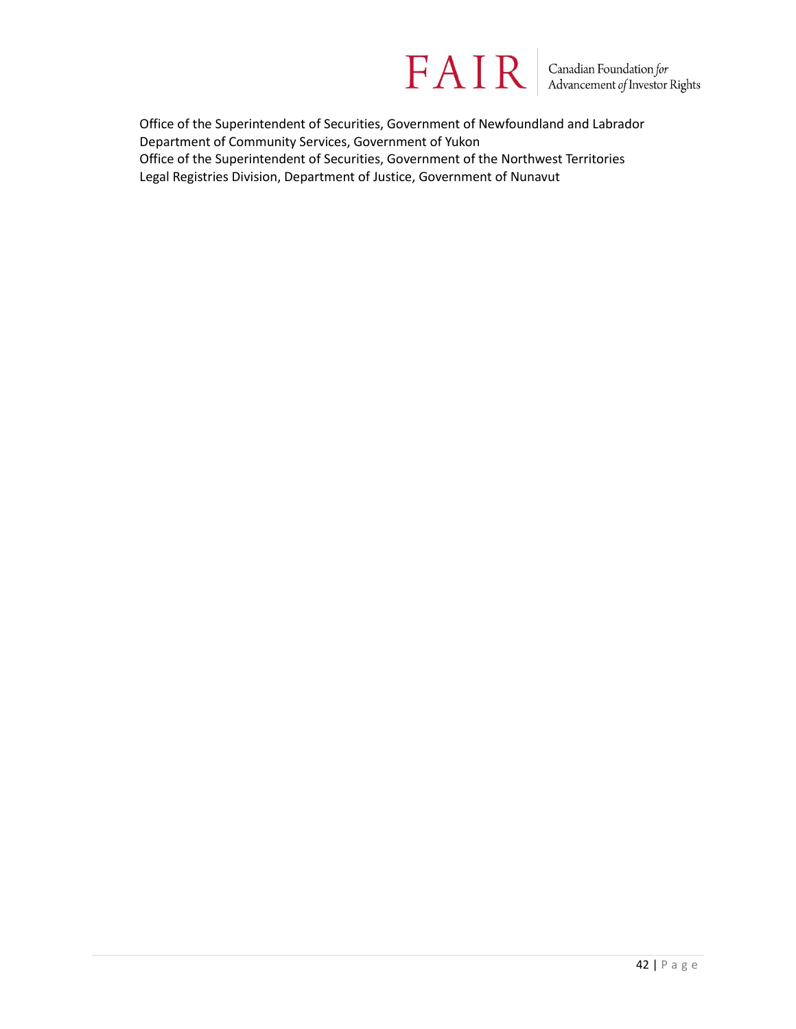Office of the Superintendent of Securities, Government of Newfoundland and Labrador
Department of Community Services, Government of Yukon
Office of the Superintendent of Securities, Government of the Northwest Territories
Legal Registries Division, Department of Justice, Government of Nunavut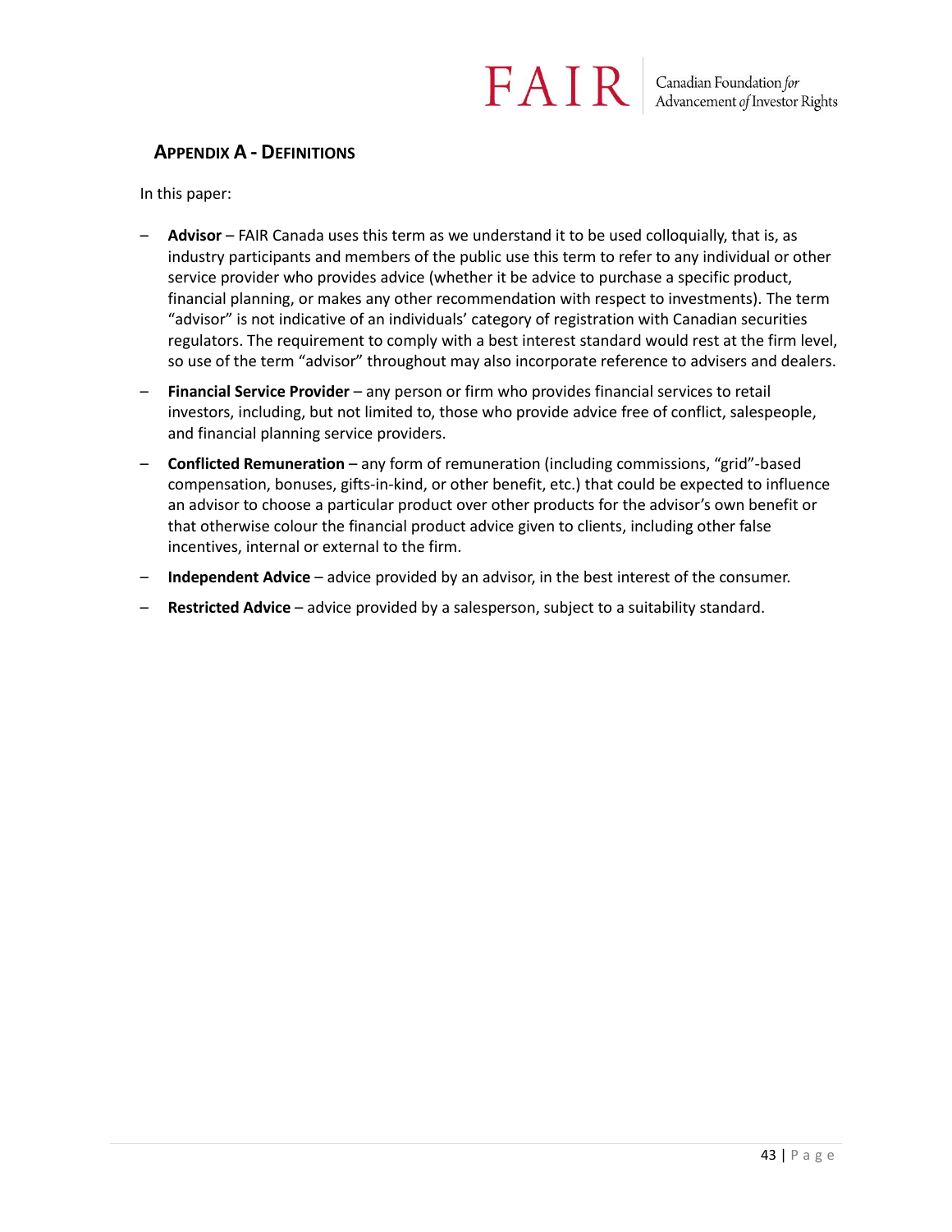## APPENDIX A - DEFINITIONS

In this paper:

- **Advisor** – FAIR Canada uses this term as we understand it to be used colloquially, that is, as industry participants and members of the public use this term to refer to any individual or other service provider who provides advice (whether it be advice to purchase a specific product, financial planning, or makes any other recommendation with respect to investments). The term "advisor" is not indicative of an individuals' category of registration with Canadian securities regulators. The requirement to comply with a best interest standard would rest at the firm level, so use of the term "advisor" throughout may also incorporate reference to advisers and dealers.
- **Financial Service Provider** – any person or firm who provides financial services to retail investors, including, but not limited to, those who provide advice free of conflict, salespeople, and financial planning service providers.
- **Conflicted Remuneration** – any form of remuneration (including commissions, "grid"-based compensation, bonuses, gifts-in-kind, or other benefit, etc.) that could be expected to influence an advisor to choose a particular product over other products for the advisor's own benefit or that otherwise colour the financial product advice given to clients, including other false incentives, internal or external to the firm.
- **Independent Advice** – advice provided by an advisor, in the best interest of the consumer.
- **Restricted Advice** – advice provided by a salesperson, subject to a suitability standard.